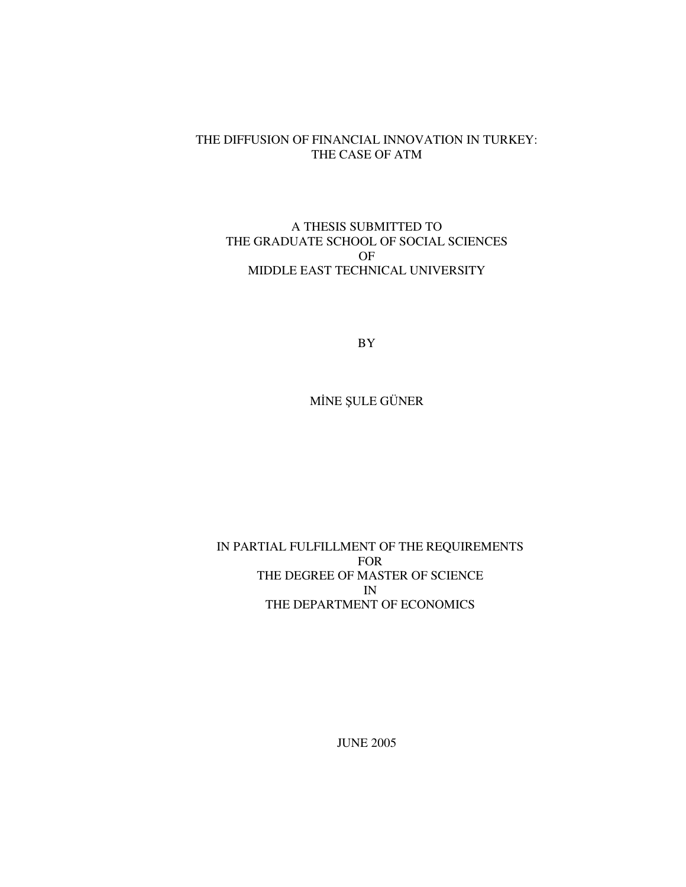# THE DIFFUSION OF FINANCIAL INNOVATION IN TURKEY: THE CASE OF ATM

A THESIS SUBMITTED TO
THE GRADUATE SCHOOL OF SOCIAL SCIENCES
OF
MIDDLE EAST TECHNICAL UNIVERSITY

BY

MİNE ŞULE GÜNER

IN PARTIAL FULFILLMENT OF THE REQUIREMENTS
FOR
THE DEGREE OF MASTER OF SCIENCE
IN
THE DEPARTMENT OF ECONOMICS

JUNE 2005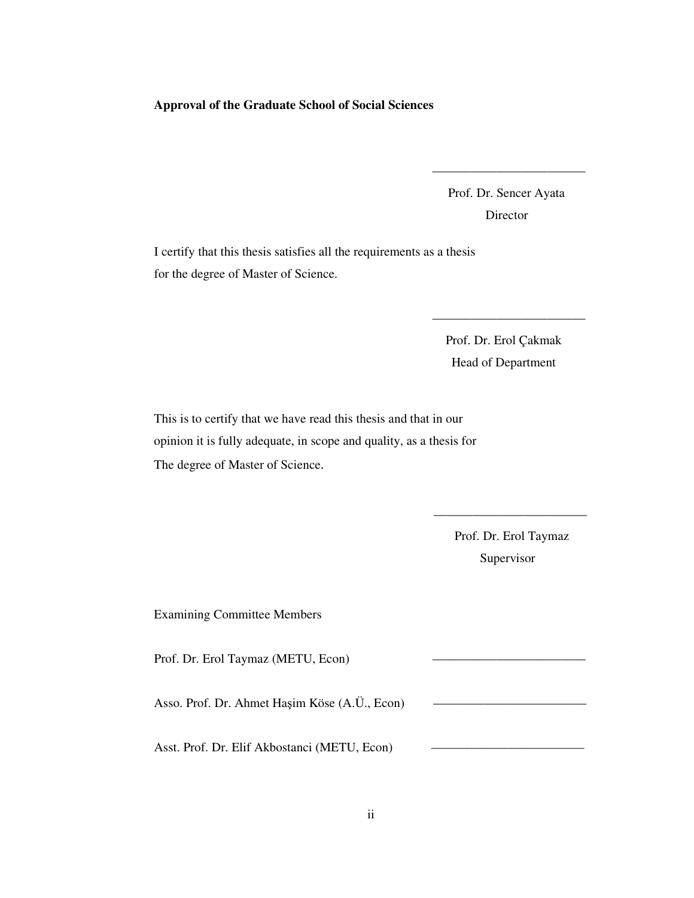**Approval of the Graduate School of Social Sciences**

\_\_\_\_\_\_\_\_\_\_\_\_\_\_\_\_\_\_\_\_\_\_\_\_

Prof. Dr. Sencer Ayata
Director

I certify that this thesis satisfies all the requirements as a thesis for the degree of Master of Science.

\_\_\_\_\_\_\_\_\_\_\_\_\_\_\_\_\_\_\_\_\_\_\_\_

Prof. Dr. Erol Çakmak
Head of Department

This is to certify that we have read this thesis and that in our opinion it is fully adequate, in scope and quality, as a thesis for The degree of Master of Science.

\_\_\_\_\_\_\_\_\_\_\_\_\_\_\_\_\_\_\_\_\_\_\_\_

Prof. Dr. Erol Taymaz
Supervisor

Examining Committee Members

Prof. Dr. Erol Taymaz (METU, Econ) \_\_\_\_\_\_\_\_\_\_\_\_\_\_\_\_\_\_\_\_\_\_\_\_

Asso. Prof. Dr. Ahmet Haşim Köse (A.Ü., Econ) \_\_\_\_\_\_\_\_\_\_\_\_\_\_\_\_\_\_\_\_\_\_\_\_

Asst. Prof. Dr. Elif Akbostanci (METU, Econ) \_\_\_\_\_\_\_\_\_\_\_\_\_\_\_\_\_\_\_\_\_\_\_\_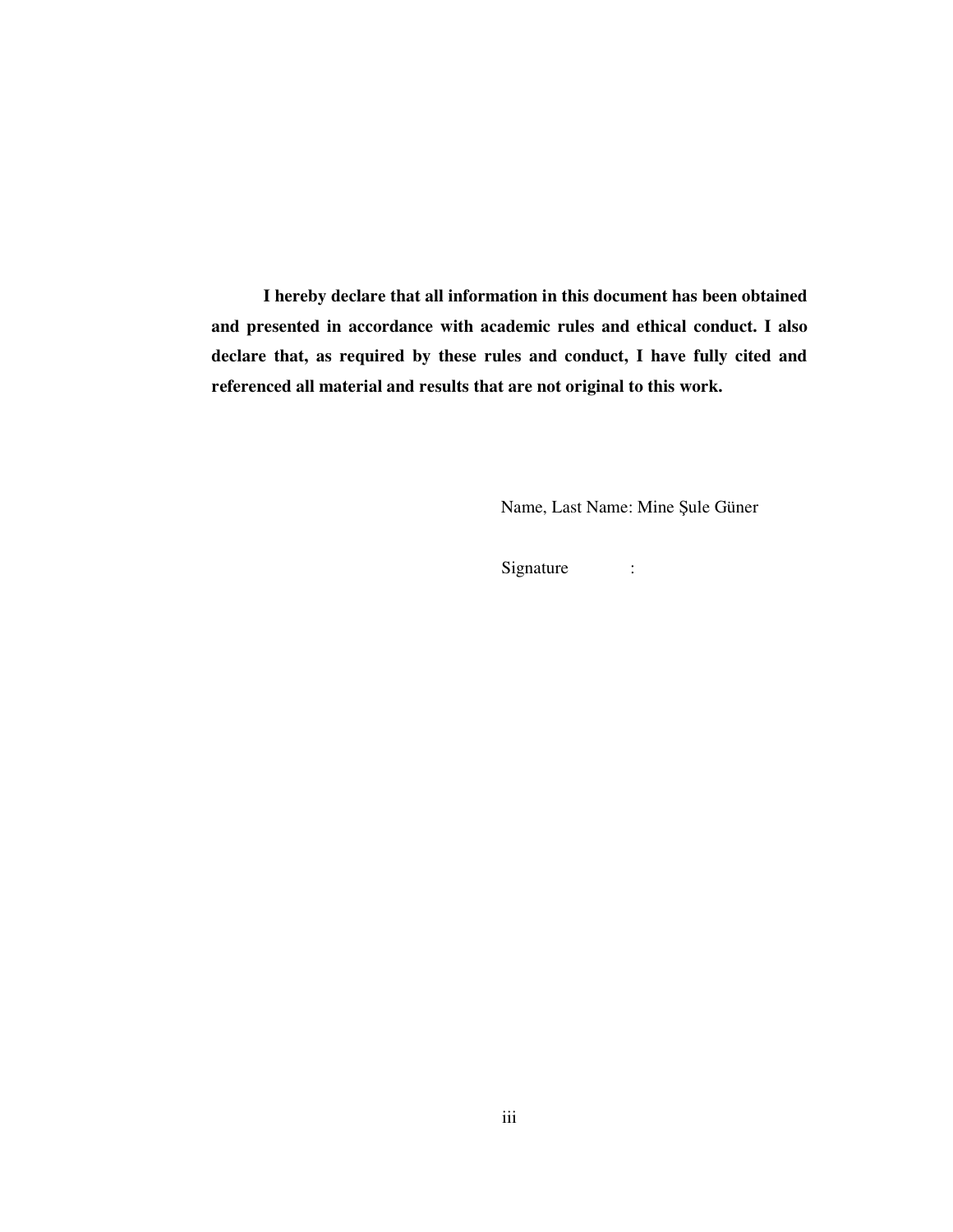**I hereby declare that all information in this document has been obtained and presented in accordance with academic rules and ethical conduct. I also declare that, as required by these rules and conduct, I have fully cited and referenced all material and results that are not original to this work.**

Name, Last Name: Mine Şule Güner

Signature :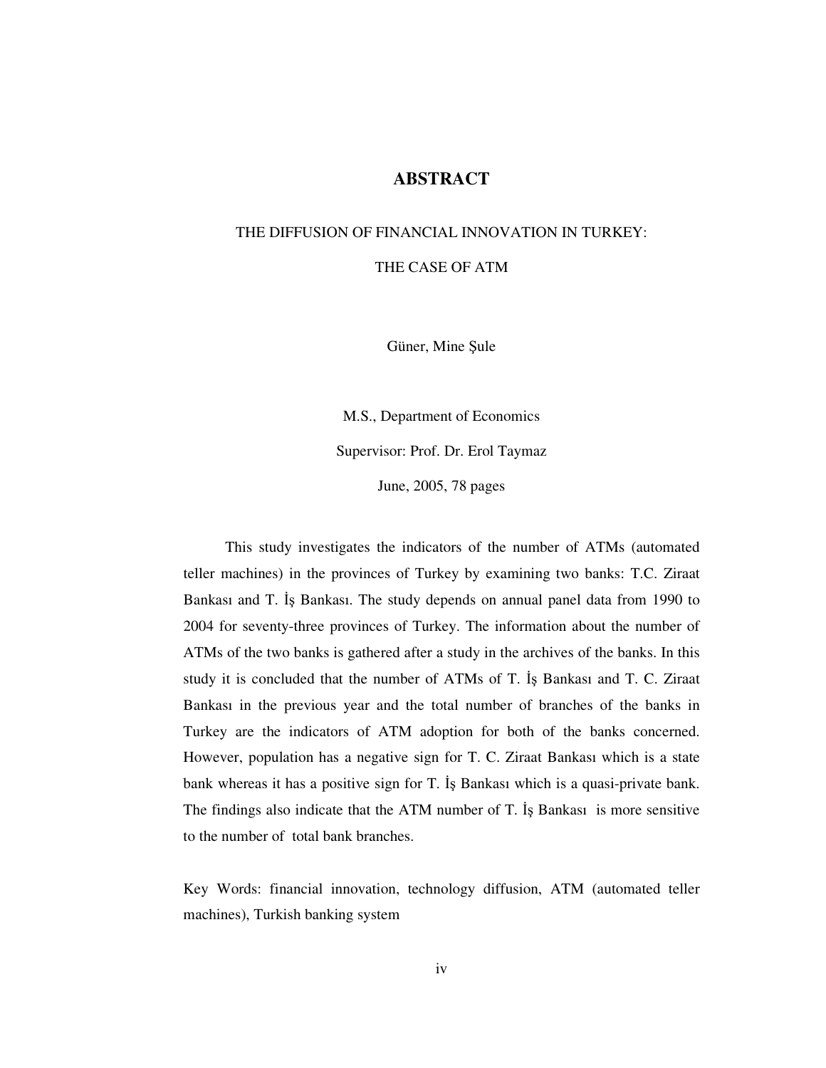# ABSTRACT

THE DIFFUSION OF FINANCIAL INNOVATION IN TURKEY:

THE CASE OF ATM

Güner, Mine Şule

M.S., Department of Economics

Supervisor: Prof. Dr. Erol Taymaz

June, 2005, 78 pages

This study investigates the indicators of the number of ATMs (automated teller machines) in the provinces of Turkey by examining two banks: T.C. Ziraat Bankası and T. İş Bankası. The study depends on annual panel data from 1990 to 2004 for seventy-three provinces of Turkey. The information about the number of ATMs of the two banks is gathered after a study in the archives of the banks. In this study it is concluded that the number of ATMs of T. İş Bankası and T. C. Ziraat Bankası in the previous year and the total number of branches of the banks in Turkey are the indicators of ATM adoption for both of the banks concerned. However, population has a negative sign for T. C. Ziraat Bankası which is a state bank whereas it has a positive sign for T. İş Bankası which is a quasi-private bank. The findings also indicate that the ATM number of T. İş Bankası is more sensitive to the number of total bank branches.

Key Words: financial innovation, technology diffusion, ATM (automated teller machines), Turkish banking system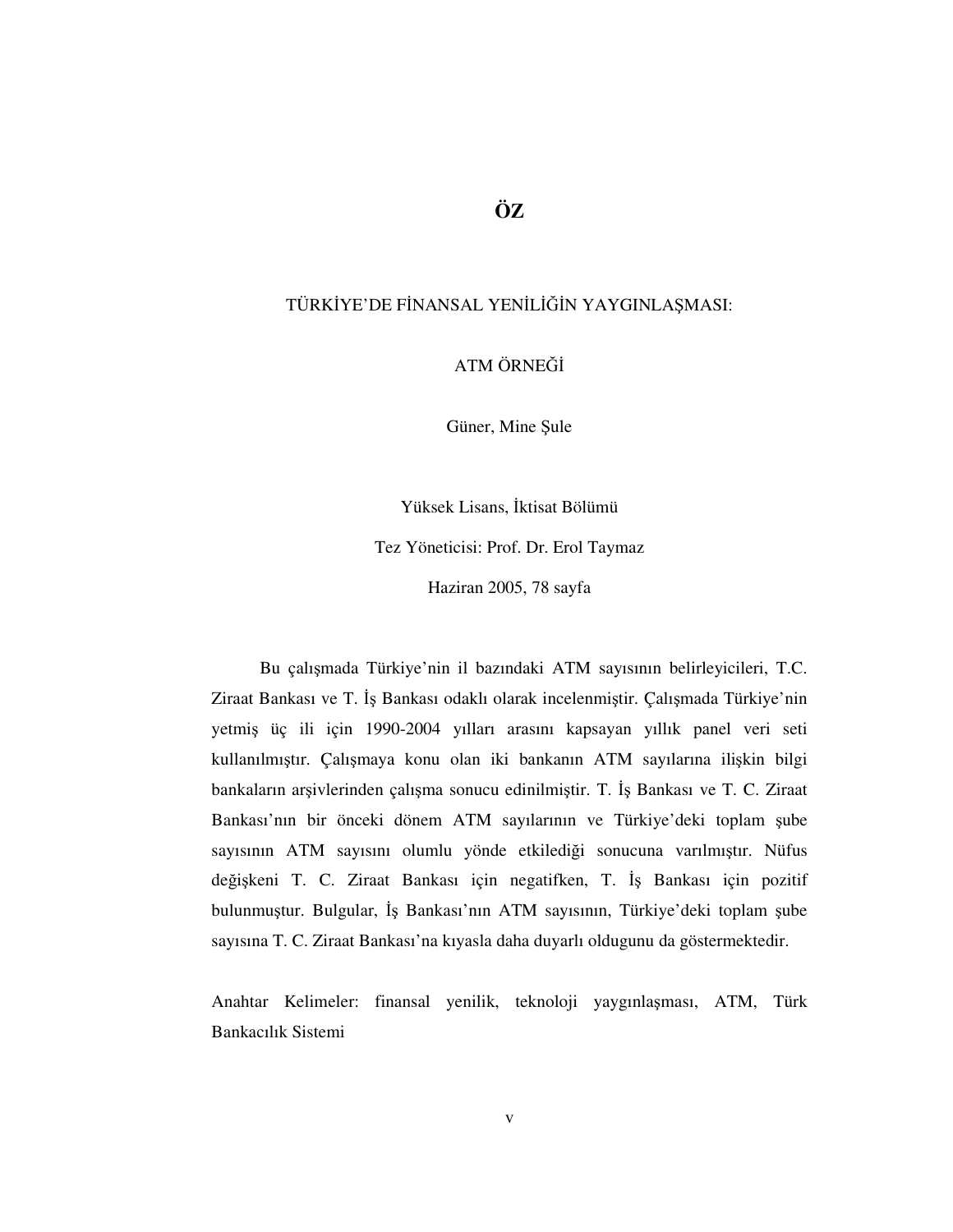# ÖZ

## TÜRKİYE'DE FİNANSAL YENİLİĞİN YAYGINLAŞMASI:

## ATM ÖRNEĞİ

Güner, Mine Şule

Yüksek Lisans, İktisat Bölümü

Tez Yöneticisi: Prof. Dr. Erol Taymaz

Haziran 2005, 78 sayfa

Bu çalışmada Türkiye'nin il bazındaki ATM sayısının belirleyicileri, T.C. Ziraat Bankası ve T. İş Bankası odaklı olarak incelenmiştir. Çalışmada Türkiye'nin yetmiş üç ili için 1990-2004 yılları arasını kapsayan yıllık panel veri seti kullanılmıştır. Çalışmaya konu olan iki bankanın ATM sayılarına ilişkin bilgi bankaların arşivlerinden çalışma sonucu edinilmiştir. T. İş Bankası ve T. C. Ziraat Bankası'nın bir önceki dönem ATM sayılarının ve Türkiye'deki toplam şube sayısının ATM sayısını olumlu yönde etkilediği sonucuna varılmıştır. Nüfus değişkeni T. C. Ziraat Bankası için negatifken, T. İş Bankası için pozitif bulunmuştur. Bulgular, İş Bankası'nın ATM sayısının, Türkiye'deki toplam şube sayısına T. C. Ziraat Bankası'na kıyasla daha duyarlı oldugunu da göstermektedir.

Anahtar Kelimeler: finansal yenilik, teknoloji yaygınlaşması, ATM, Türk Bankacılık Sistemi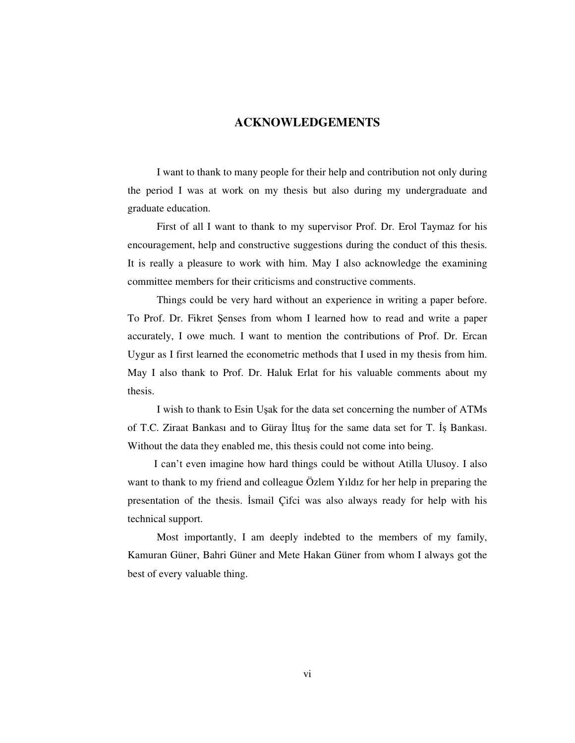# ACKNOWLEDGEMENTS

I want to thank to many people for their help and contribution not only during the period I was at work on my thesis but also during my undergraduate and graduate education.

First of all I want to thank to my supervisor Prof. Dr. Erol Taymaz for his encouragement, help and constructive suggestions during the conduct of this thesis. It is really a pleasure to work with him. May I also acknowledge the examining committee members for their criticisms and constructive comments.

Things could be very hard without an experience in writing a paper before. To Prof. Dr. Fikret Şenses from whom I learned how to read and write a paper accurately, I owe much. I want to mention the contributions of Prof. Dr. Ercan Uygur as I first learned the econometric methods that I used in my thesis from him. May I also thank to Prof. Dr. Haluk Erlat for his valuable comments about my thesis.

I wish to thank to Esin Uşak for the data set concerning the number of ATMs of T.C. Ziraat Bankası and to Güray İltuş for the same data set for T. İş Bankası. Without the data they enabled me, this thesis could not come into being.

I can't even imagine how hard things could be without Atilla Ulusoy. I also want to thank to my friend and colleague Özlem Yıldız for her help in preparing the presentation of the thesis. İsmail Çifci was also always ready for help with his technical support.

Most importantly, I am deeply indebted to the members of my family, Kamuran Güner, Bahri Güner and Mete Hakan Güner from whom I always got the best of every valuable thing.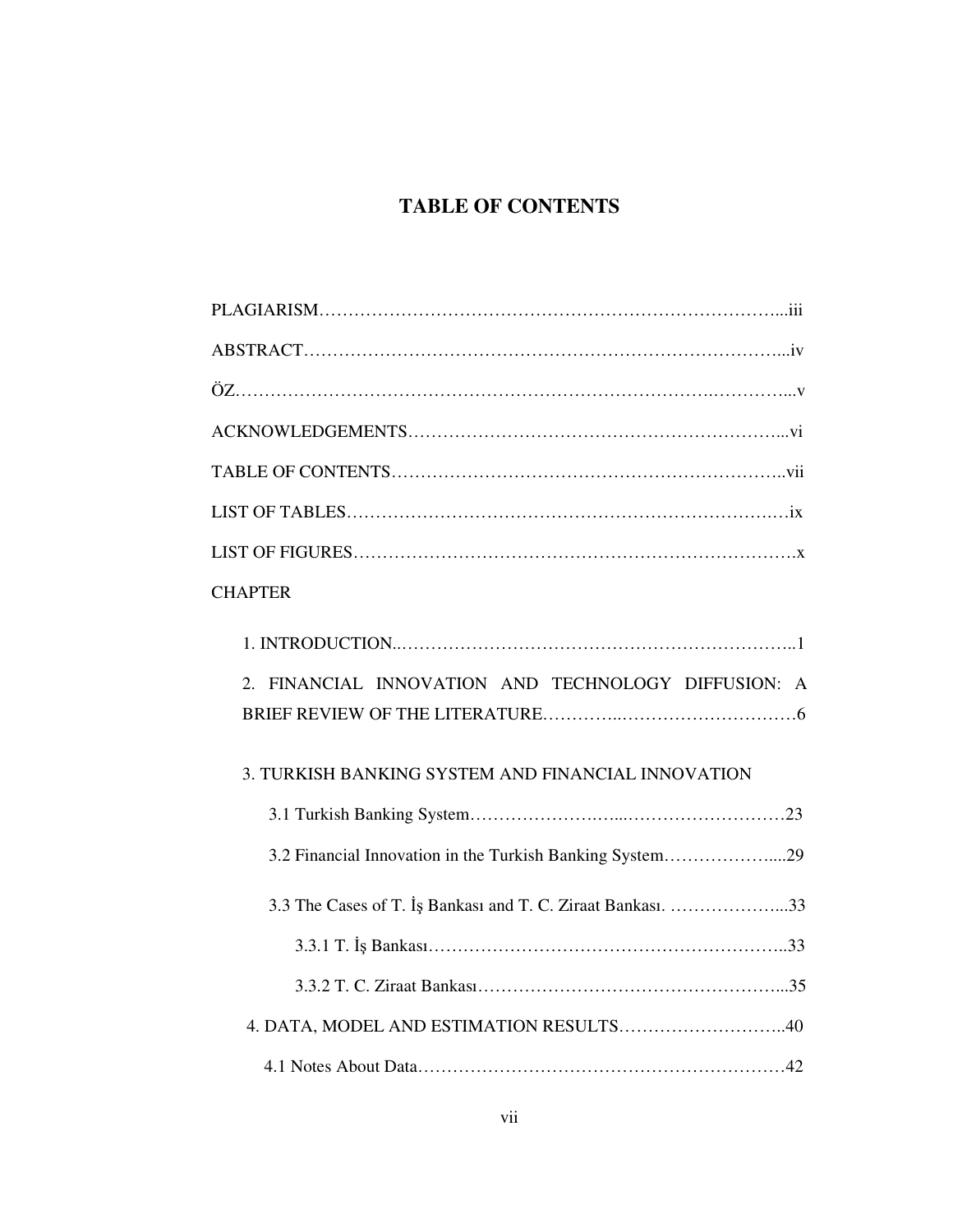# TABLE OF CONTENTS

PLAGIARISM……………………………………………………………………...iii

ABSTRACT………………………………………………………………………...iv

ÖZ……………………………………………………………………….…………...v

ACKNOWLEDGEMENTS………………………………………………………...vi

TABLE OF CONTENTS…………………………………………………………..vii

LIST OF TABLES……………………………………………………………….…ix

LIST OF FIGURES…………………………………………………………………x

CHAPTER

1. INTRODUCTION..…………………………………………………………...1

2. FINANCIAL INNOVATION AND TECHNOLOGY DIFFUSION: A BRIEF REVIEW OF THE LITERATURE…………..…………………………6

3. TURKISH BANKING SYSTEM AND FINANCIAL INNOVATION

   3.1 Turkish Banking System……………….…...………………………23

   3.2 Financial Innovation in the Turkish Banking System……………....29

   3.3 The Cases of T. İş Bankası and T. C. Ziraat Bankası. ………………...33

      3.3.1 T. İş Bankası….……………………………………………..33

      3.3.2 T. C. Ziraat Bankası……………………………………………...35

4. DATA, MODEL AND ESTIMATION RESULTS………………………..40

   4.1 Notes About Data………………………………………………………42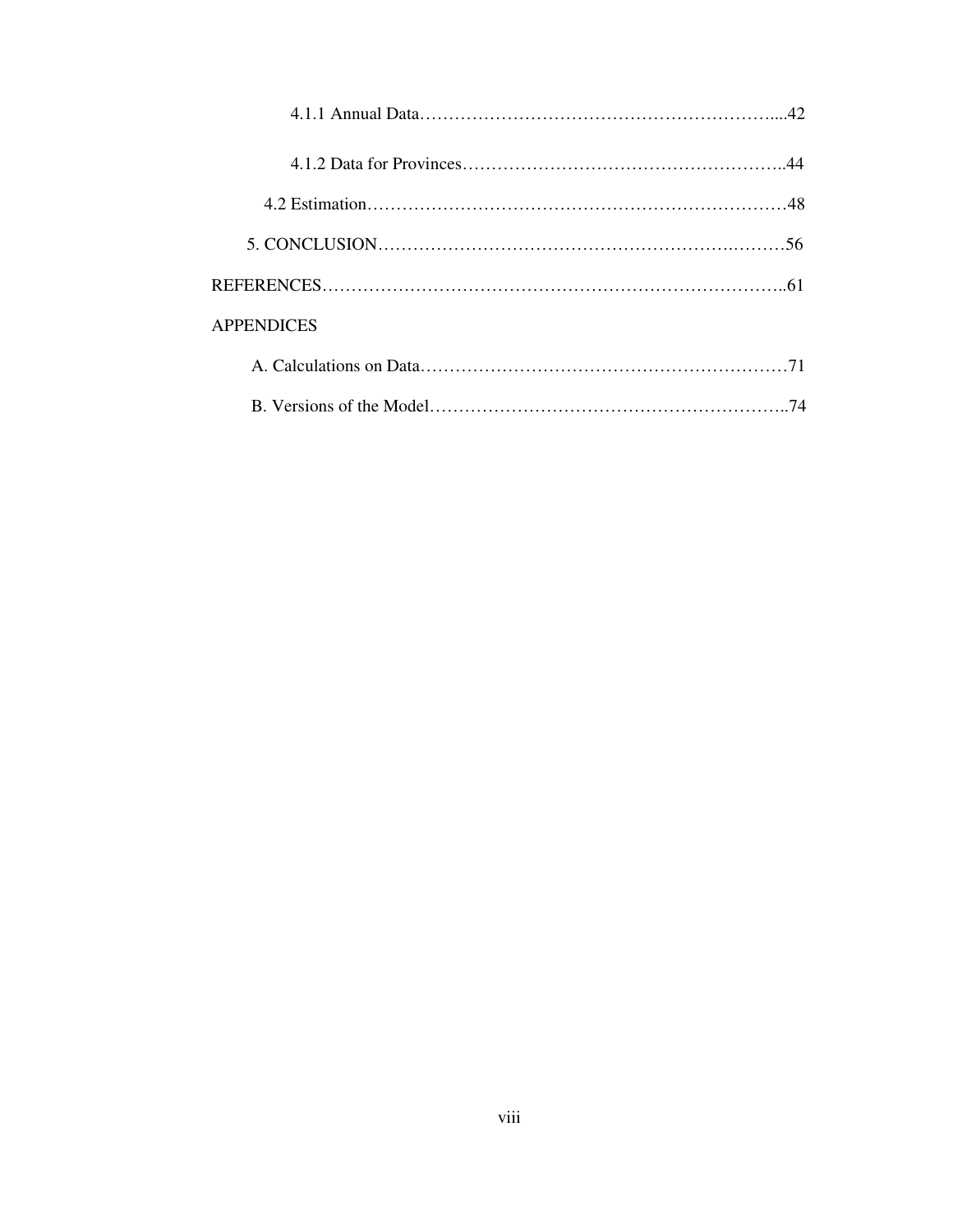4.1.1 Annual Data……………………………………………………....42

4.1.2 Data for Provinces………………………………………………..44

4.2 Estimation………………………………………………………………48

5. CONCLUSION………………………………………………….………56

REFERENCES……………………………………………………………………..61

APPENDICES

A. Calculations on Data………………………………………………………71

B. Versions of the Model……………………………………………………..74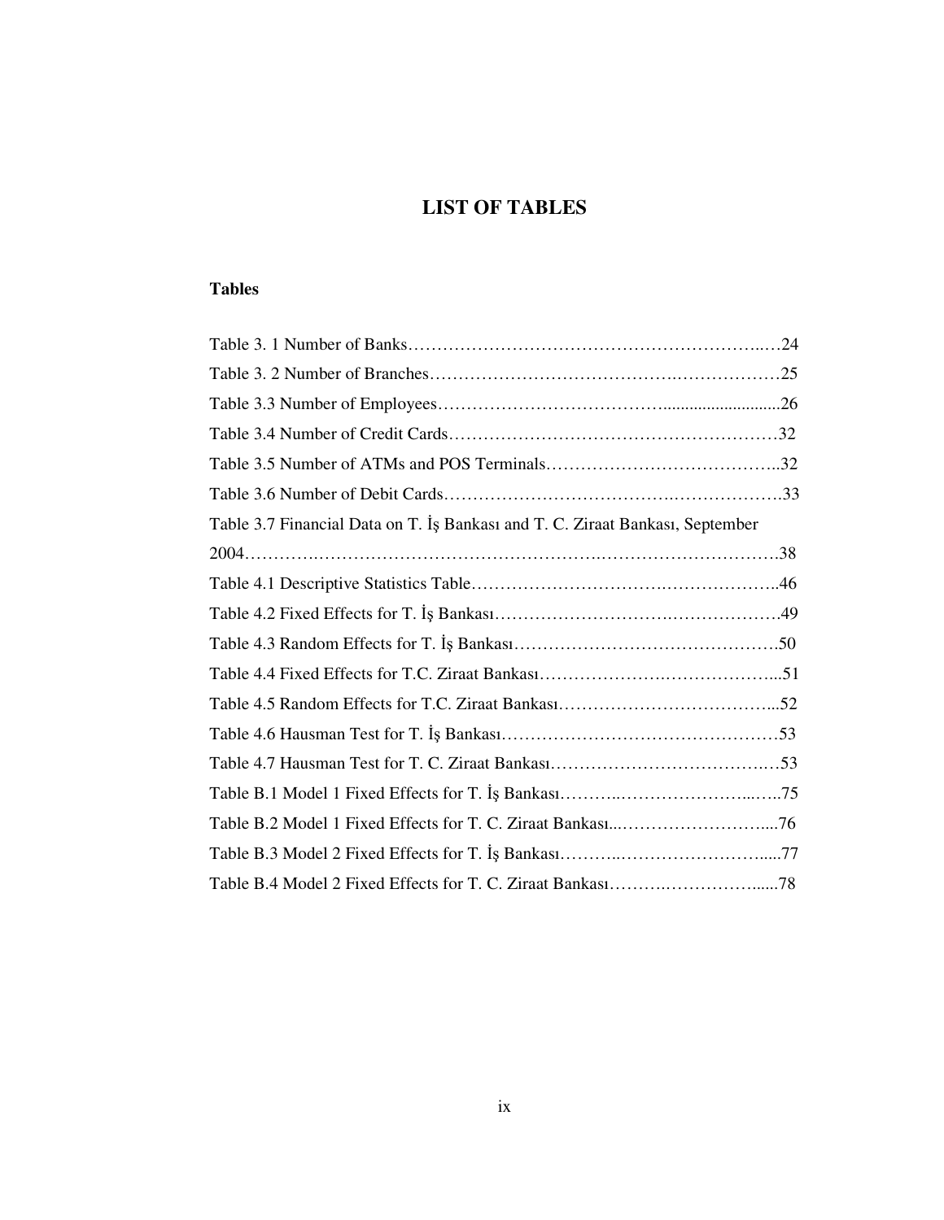# LIST OF TABLES

**Tables**

Table 3. 1 Number of Banks……………………………………………………..…24

Table 3. 2 Number of Branches…………………………………….………………25

Table 3.3 Number of Employees………………………………..........................26

Table 3.4 Number of Credit Cards…………………………………………………32

Table 3.5 Number of ATMs and POS Terminals…………………………………..32

Table 3.6 Number of Debit Cards………………………………….……………….33

Table 3.7 Financial Data on T. İş Bankası and T. C. Ziraat Bankası, September 2004…………….…………………………………………….………………………….38

Table 4.1 Descriptive Statistics Table…………………………….………………..46

Table 4.2 Fixed Effects for T. İş Bankası………………………….……………….49

Table 4.3 Random Effects for T. İş Bankası……………………………………….50

Table 4.4 Fixed Effects for T.C. Ziraat Bankası………………….………………...51

Table 4.5 Random Effects for T.C. Ziraat Bankası………………………………...52

Table 4.6 Hausman Test for T. İş Bankası…………………………………………53

Table 4.7 Hausman Test for T. C. Ziraat Bankası……………………………….…53

Table B.1 Model 1 Fixed Effects for T. İş Bankası………..…………………...…..75

Table B.2 Model 1 Fixed Effects for T. C. Ziraat Bankası...……………………....76

Table B.3 Model 2 Fixed Effects for T. İş Bankası………..…………………….....77

Table B.4 Model 2 Fixed Effects for T. C. Ziraat Bankası……….…………….......78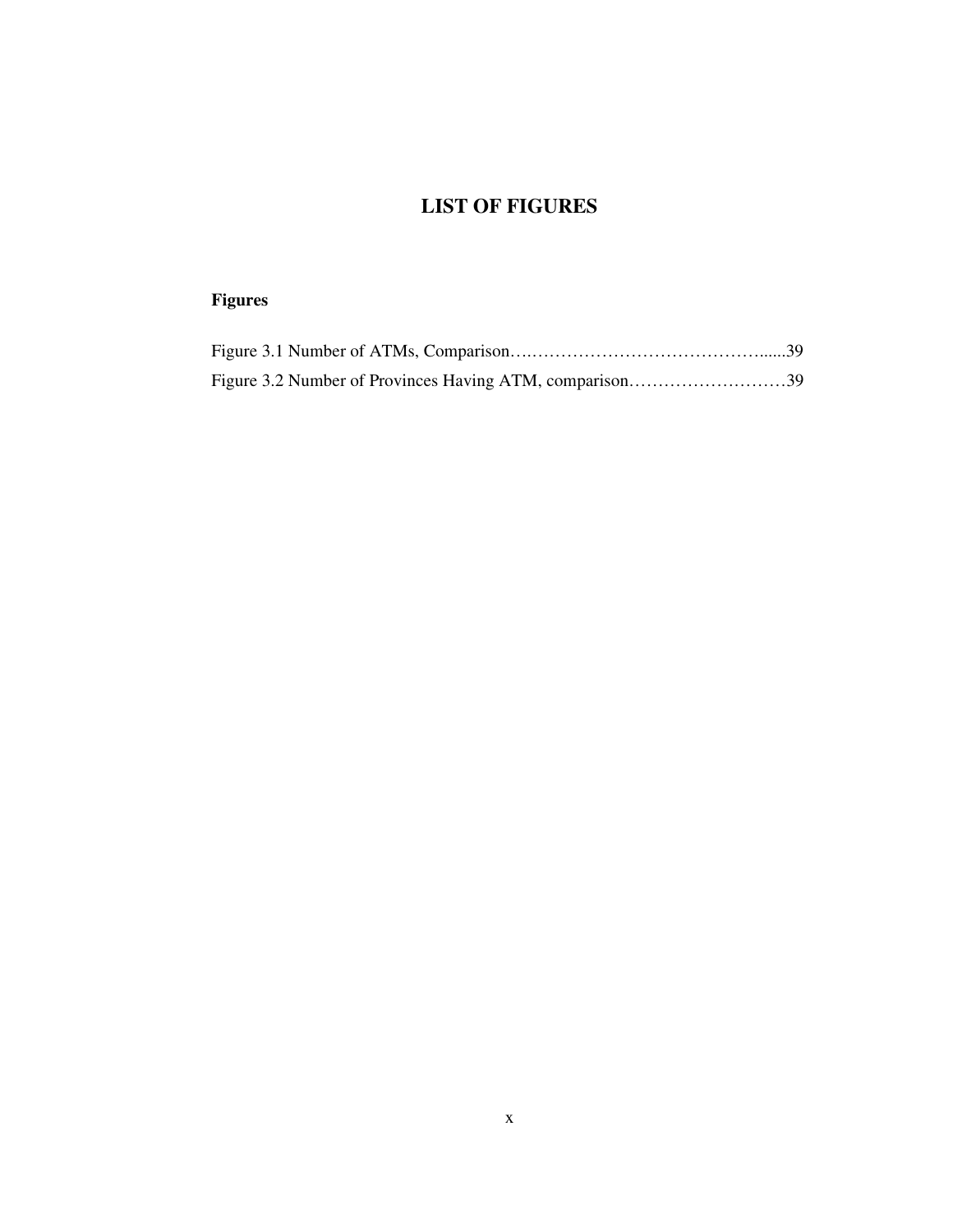# LIST OF FIGURES

**Figures**

Figure 3.1 Number of ATMs, Comparison…..…………………………………......39

Figure 3.2 Number of Provinces Having ATM, comparison………………………39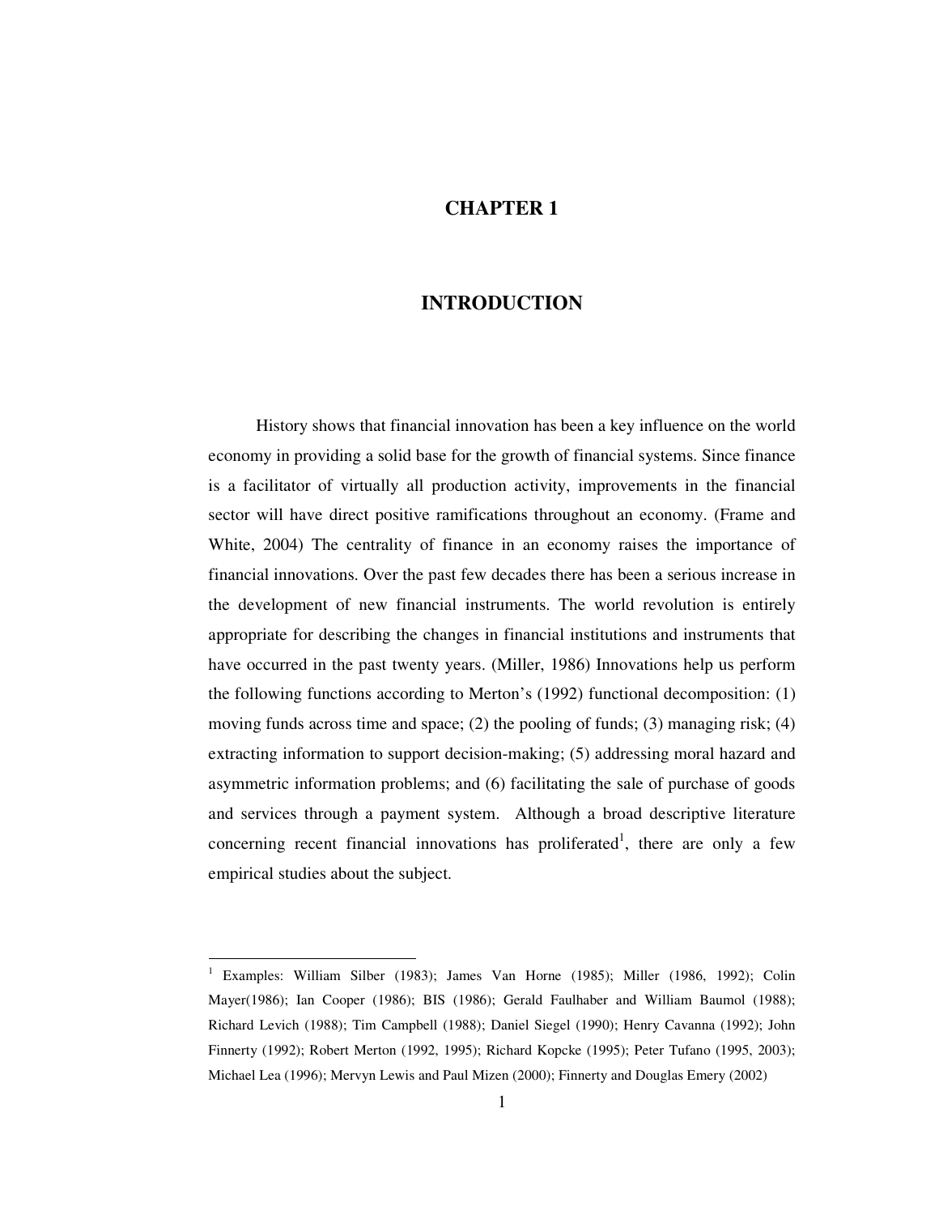# CHAPTER 1

# INTRODUCTION

History shows that financial innovation has been a key influence on the world economy in providing a solid base for the growth of financial systems. Since finance is a facilitator of virtually all production activity, improvements in the financial sector will have direct positive ramifications throughout an economy. (Frame and White, 2004) The centrality of finance in an economy raises the importance of financial innovations. Over the past few decades there has been a serious increase in the development of new financial instruments. The world revolution is entirely appropriate for describing the changes in financial institutions and instruments that have occurred in the past twenty years. (Miller, 1986) Innovations help us perform the following functions according to Merton's (1992) functional decomposition: (1) moving funds across time and space; (2) the pooling of funds; (3) managing risk; (4) extracting information to support decision-making; (5) addressing moral hazard and asymmetric information problems; and (6) facilitating the sale of purchase of goods and services through a payment system. Although a broad descriptive literature concerning recent financial innovations has proliferated[1], there are only a few empirical studies about the subject.

---

[1] Examples: William Silber (1983); James Van Horne (1985); Miller (1986, 1992); Colin Mayer(1986); Ian Cooper (1986); BIS (1986); Gerald Faulhaber and William Baumol (1988); Richard Levich (1988); Tim Campbell (1988); Daniel Siegel (1990); Henry Cavanna (1992); John Finnerty (1992); Robert Merton (1992, 1995); Richard Kopcke (1995); Peter Tufano (1995, 2003); Michael Lea (1996); Mervyn Lewis and Paul Mizen (2000); Finnerty and Douglas Emery (2002)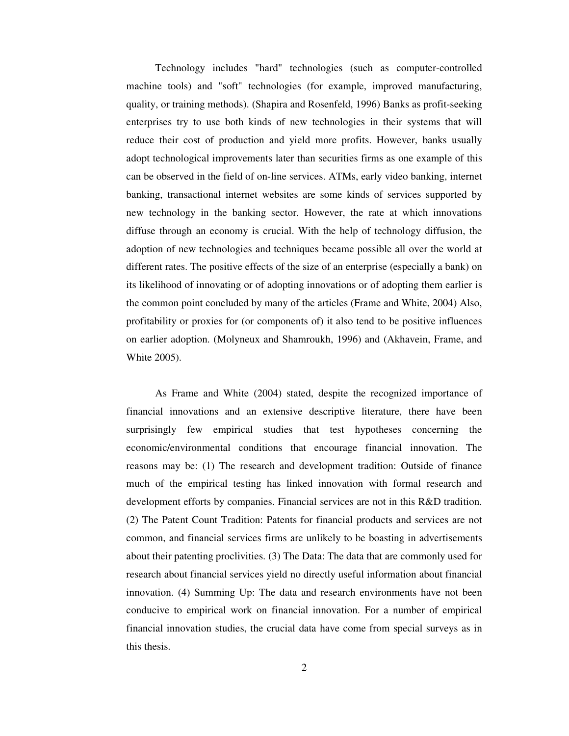Technology includes "hard" technologies (such as computer-controlled machine tools) and "soft" technologies (for example, improved manufacturing, quality, or training methods). (Shapira and Rosenfeld, 1996) Banks as profit-seeking enterprises try to use both kinds of new technologies in their systems that will reduce their cost of production and yield more profits. However, banks usually adopt technological improvements later than securities firms as one example of this can be observed in the field of on-line services. ATMs, early video banking, internet banking, transactional internet websites are some kinds of services supported by new technology in the banking sector. However, the rate at which innovations diffuse through an economy is crucial. With the help of technology diffusion, the adoption of new technologies and techniques became possible all over the world at different rates. The positive effects of the size of an enterprise (especially a bank) on its likelihood of innovating or of adopting innovations or of adopting them earlier is the common point concluded by many of the articles (Frame and White, 2004) Also, profitability or proxies for (or components of) it also tend to be positive influences on earlier adoption. (Molyneux and Shamroukh, 1996) and (Akhavein, Frame, and White 2005).

As Frame and White (2004) stated, despite the recognized importance of financial innovations and an extensive descriptive literature, there have been surprisingly few empirical studies that test hypotheses concerning the economic/environmental conditions that encourage financial innovation. The reasons may be: (1) The research and development tradition: Outside of finance much of the empirical testing has linked innovation with formal research and development efforts by companies. Financial services are not in this R&D tradition. (2) The Patent Count Tradition: Patents for financial products and services are not common, and financial services firms are unlikely to be boasting in advertisements about their patenting proclivities. (3) The Data: The data that are commonly used for research about financial services yield no directly useful information about financial innovation. (4) Summing Up: The data and research environments have not been conducive to empirical work on financial innovation. For a number of empirical financial innovation studies, the crucial data have come from special surveys as in this thesis.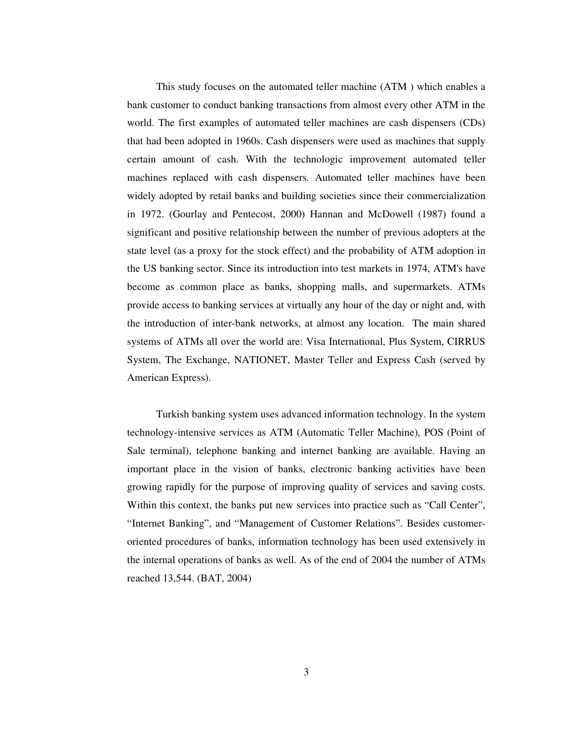This study focuses on the automated teller machine (ATM ) which enables a bank customer to conduct banking transactions from almost every other ATM in the world. The first examples of automated teller machines are cash dispensers (CDs) that had been adopted in 1960s. Cash dispensers were used as machines that supply certain amount of cash. With the technologic improvement automated teller machines replaced with cash dispensers. Automated teller machines have been widely adopted by retail banks and building societies since their commercialization in 1972. (Gourlay and Pentecost, 2000) Hannan and McDowell (1987) found a significant and positive relationship between the number of previous adopters at the state level (as a proxy for the stock effect) and the probability of ATM adoption in the US banking sector. Since its introduction into test markets in 1974, ATM's have become as common place as banks, shopping malls, and supermarkets. ATMs provide access to banking services at virtually any hour of the day or night and, with the introduction of inter-bank networks, at almost any location. The main shared systems of ATMs all over the world are: Visa International, Plus System, CIRRUS System, The Exchange, NATIONET, Master Teller and Express Cash (served by American Express).

Turkish banking system uses advanced information technology. In the system technology-intensive services as ATM (Automatic Teller Machine), POS (Point of Sale terminal), telephone banking and internet banking are available. Having an important place in the vision of banks, electronic banking activities have been growing rapidly for the purpose of improving quality of services and saving costs. Within this context, the banks put new services into practice such as "Call Center", "Internet Banking", and "Management of Customer Relations". Besides customer-oriented procedures of banks, information technology has been used extensively in the internal operations of banks as well. As of the end of 2004 the number of ATMs reached 13,544. (BAT, 2004)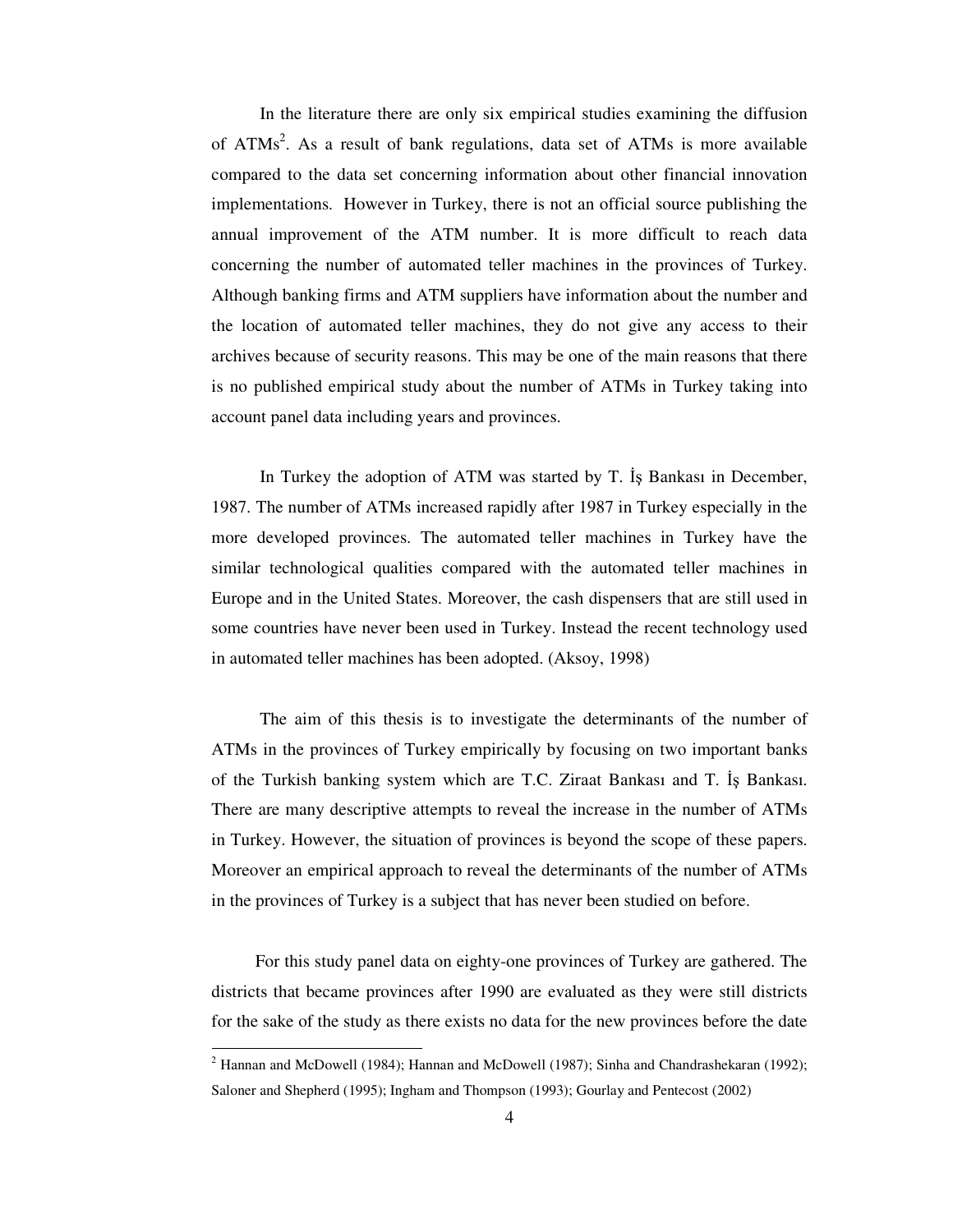In the literature there are only six empirical studies examining the diffusion of ATMs[2]. As a result of bank regulations, data set of ATMs is more available compared to the data set concerning information about other financial innovation implementations. However in Turkey, there is not an official source publishing the annual improvement of the ATM number. It is more difficult to reach data concerning the number of automated teller machines in the provinces of Turkey. Although banking firms and ATM suppliers have information about the number and the location of automated teller machines, they do not give any access to their archives because of security reasons. This may be one of the main reasons that there is no published empirical study about the number of ATMs in Turkey taking into account panel data including years and provinces.

In Turkey the adoption of ATM was started by T. İş Bankası in December, 1987. The number of ATMs increased rapidly after 1987 in Turkey especially in the more developed provinces. The automated teller machines in Turkey have the similar technological qualities compared with the automated teller machines in Europe and in the United States. Moreover, the cash dispensers that are still used in some countries have never been used in Turkey. Instead the recent technology used in automated teller machines has been adopted. (Aksoy, 1998)

The aim of this thesis is to investigate the determinants of the number of ATMs in the provinces of Turkey empirically by focusing on two important banks of the Turkish banking system which are T.C. Ziraat Bankası and T. İş Bankası. There are many descriptive attempts to reveal the increase in the number of ATMs in Turkey. However, the situation of provinces is beyond the scope of these papers. Moreover an empirical approach to reveal the determinants of the number of ATMs in the provinces of Turkey is a subject that has never been studied on before.

For this study panel data on eighty-one provinces of Turkey are gathered. The districts that became provinces after 1990 are evaluated as they were still districts for the sake of the study as there exists no data for the new provinces before the date

---

[2] Hannan and McDowell (1984); Hannan and McDowell (1987); Sinha and Chandrashekaran (1992); Saloner and Shepherd (1995); Ingham and Thompson (1993); Gourlay and Pentecost (2002)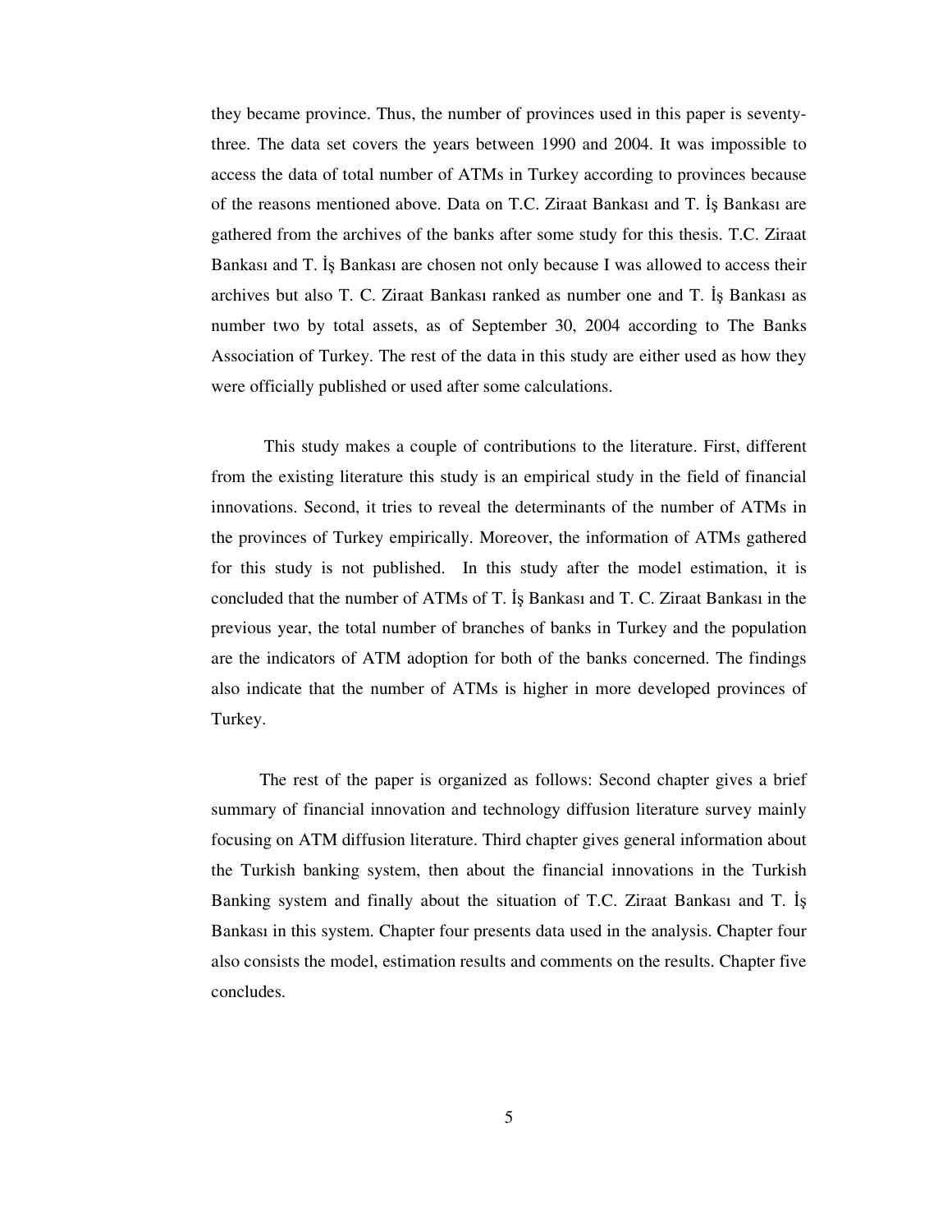they became province. Thus, the number of provinces used in this paper is seventy-three. The data set covers the years between 1990 and 2004. It was impossible to access the data of total number of ATMs in Turkey according to provinces because of the reasons mentioned above. Data on T.C. Ziraat Bankası and T. İş Bankası are gathered from the archives of the banks after some study for this thesis. T.C. Ziraat Bankası and T. İş Bankası are chosen not only because I was allowed to access their archives but also T. C. Ziraat Bankası ranked as number one and T. İş Bankası as number two by total assets, as of September 30, 2004 according to The Banks Association of Turkey. The rest of the data in this study are either used as how they were officially published or used after some calculations.

This study makes a couple of contributions to the literature. First, different from the existing literature this study is an empirical study in the field of financial innovations. Second, it tries to reveal the determinants of the number of ATMs in the provinces of Turkey empirically. Moreover, the information of ATMs gathered for this study is not published. In this study after the model estimation, it is concluded that the number of ATMs of T. İş Bankası and T. C. Ziraat Bankası in the previous year, the total number of branches of banks in Turkey and the population are the indicators of ATM adoption for both of the banks concerned. The findings also indicate that the number of ATMs is higher in more developed provinces of Turkey.

The rest of the paper is organized as follows: Second chapter gives a brief summary of financial innovation and technology diffusion literature survey mainly focusing on ATM diffusion literature. Third chapter gives general information about the Turkish banking system, then about the financial innovations in the Turkish Banking system and finally about the situation of T.C. Ziraat Bankası and T. İş Bankası in this system. Chapter four presents data used in the analysis. Chapter four also consists the model, estimation results and comments on the results. Chapter five concludes.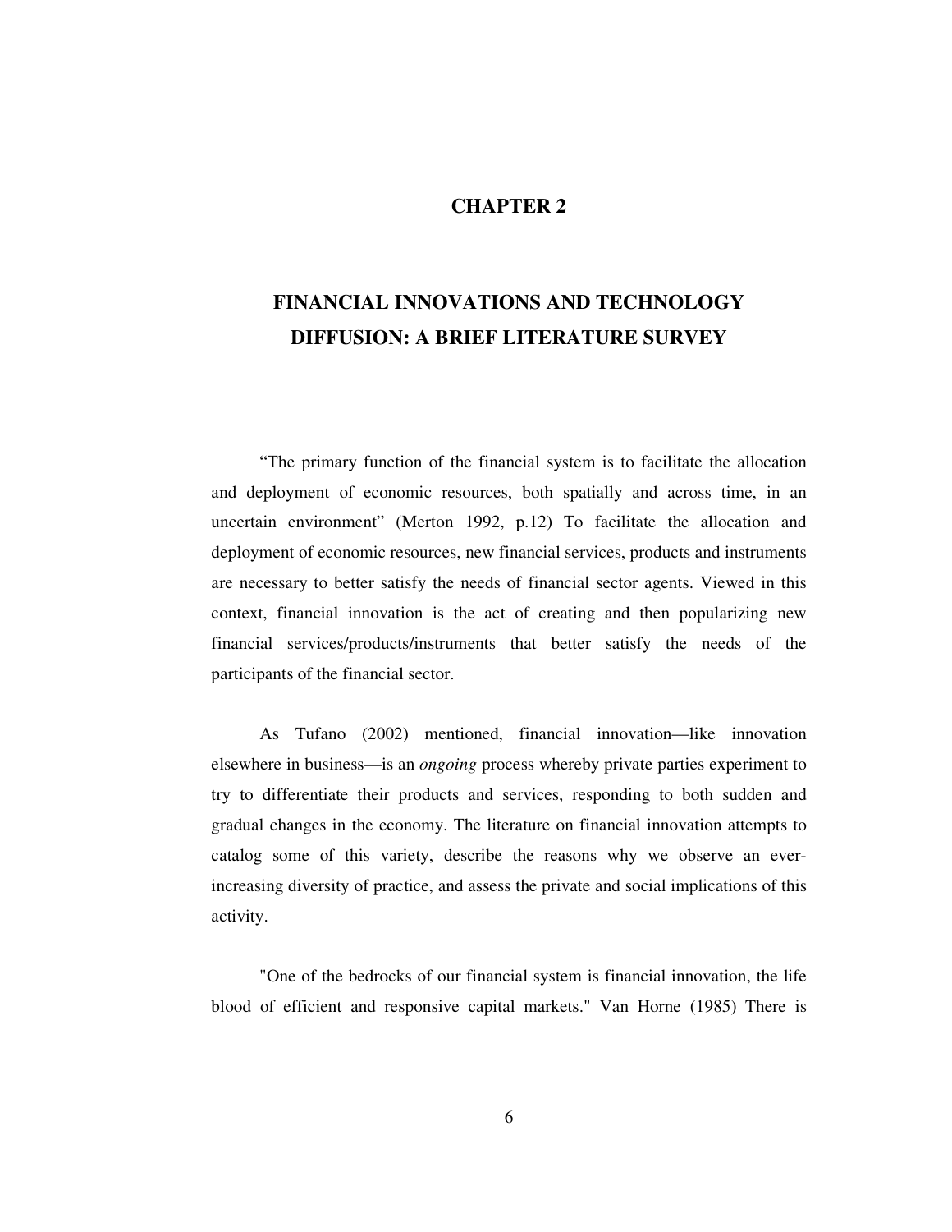# CHAPTER 2

## FINANCIAL INNOVATIONS AND TECHNOLOGY DIFFUSION: A BRIEF LITERATURE SURVEY

"The primary function of the financial system is to facilitate the allocation and deployment of economic resources, both spatially and across time, in an uncertain environment" (Merton 1992, p.12) To facilitate the allocation and deployment of economic resources, new financial services, products and instruments are necessary to better satisfy the needs of financial sector agents. Viewed in this context, financial innovation is the act of creating and then popularizing new financial services/products/instruments that better satisfy the needs of the participants of the financial sector.

As Tufano (2002) mentioned, financial innovation—like innovation elsewhere in business—is an *ongoing* process whereby private parties experiment to try to differentiate their products and services, responding to both sudden and gradual changes in the economy. The literature on financial innovation attempts to catalog some of this variety, describe the reasons why we observe an ever-increasing diversity of practice, and assess the private and social implications of this activity.

"One of the bedrocks of our financial system is financial innovation, the life blood of efficient and responsive capital markets." Van Horne (1985) There is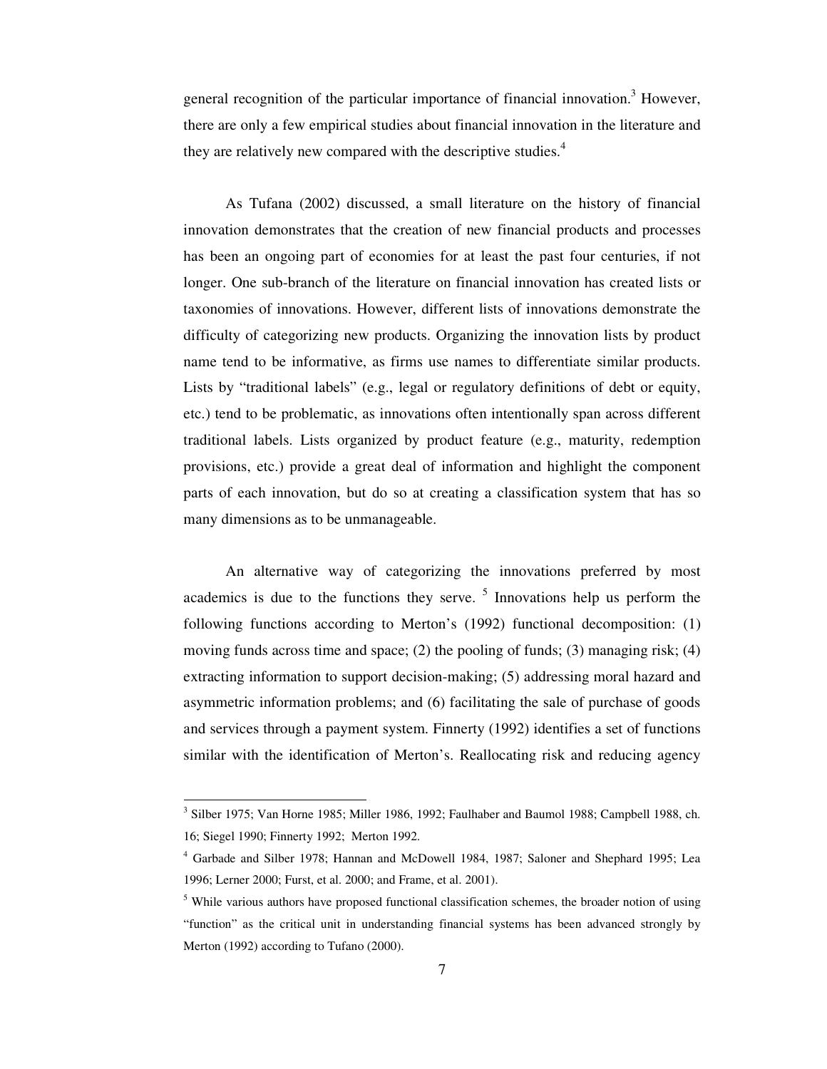general recognition of the particular importance of financial innovation.[3] However, there are only a few empirical studies about financial innovation in the literature and they are relatively new compared with the descriptive studies.[4]

As Tufana (2002) discussed, a small literature on the history of financial innovation demonstrates that the creation of new financial products and processes has been an ongoing part of economies for at least the past four centuries, if not longer. One sub-branch of the literature on financial innovation has created lists or taxonomies of innovations. However, different lists of innovations demonstrate the difficulty of categorizing new products. Organizing the innovation lists by product name tend to be informative, as firms use names to differentiate similar products. Lists by "traditional labels" (e.g., legal or regulatory definitions of debt or equity, etc.) tend to be problematic, as innovations often intentionally span across different traditional labels. Lists organized by product feature (e.g., maturity, redemption provisions, etc.) provide a great deal of information and highlight the component parts of each innovation, but do so at creating a classification system that has so many dimensions as to be unmanageable.

An alternative way of categorizing the innovations preferred by most academics is due to the functions they serve. [5] Innovations help us perform the following functions according to Merton's (1992) functional decomposition: (1) moving funds across time and space; (2) the pooling of funds; (3) managing risk; (4) extracting information to support decision-making; (5) addressing moral hazard and asymmetric information problems; and (6) facilitating the sale of purchase of goods and services through a payment system. Finnerty (1992) identifies a set of functions similar with the identification of Merton's. Reallocating risk and reducing agency

---

[3] Silber 1975; Van Horne 1985; Miller 1986, 1992; Faulhaber and Baumol 1988; Campbell 1988, ch. 16; Siegel 1990; Finnerty 1992; Merton 1992.

[4] Garbade and Silber 1978; Hannan and McDowell 1984, 1987; Saloner and Shephard 1995; Lea 1996; Lerner 2000; Furst, et al. 2000; and Frame, et al. 2001).

[5] While various authors have proposed functional classification schemes, the broader notion of using "function" as the critical unit in understanding financial systems has been advanced strongly by Merton (1992) according to Tufano (2000).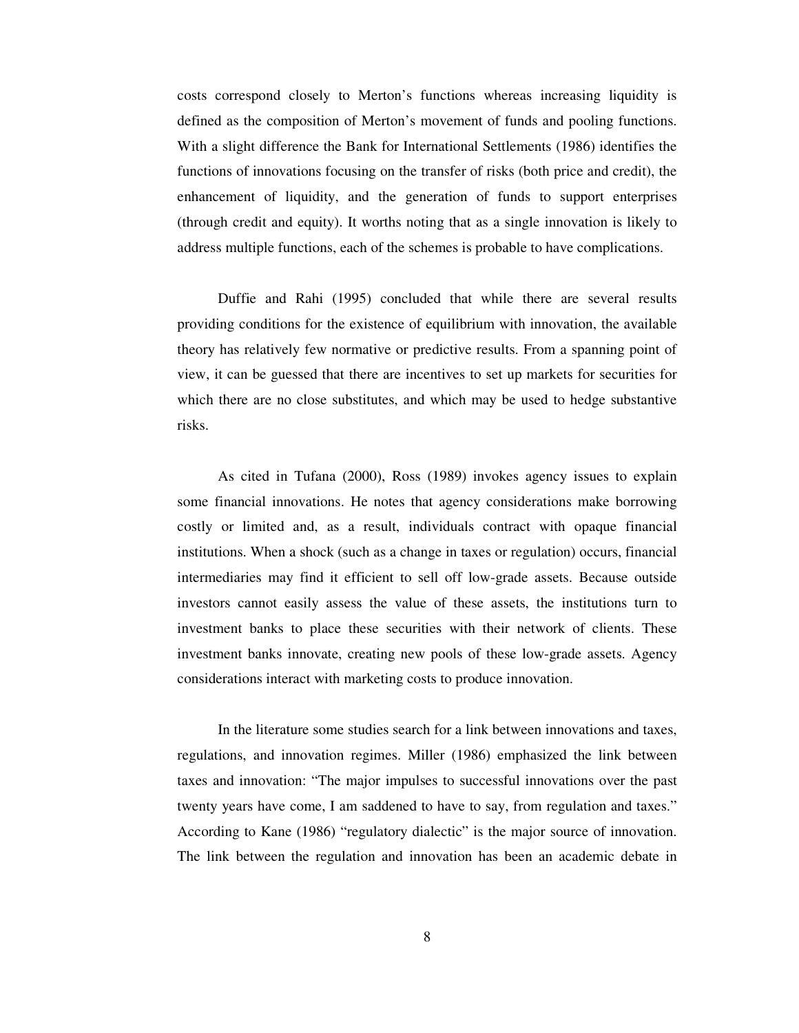costs correspond closely to Merton's functions whereas increasing liquidity is defined as the composition of Merton's movement of funds and pooling functions. With a slight difference the Bank for International Settlements (1986) identifies the functions of innovations focusing on the transfer of risks (both price and credit), the enhancement of liquidity, and the generation of funds to support enterprises (through credit and equity). It worths noting that as a single innovation is likely to address multiple functions, each of the schemes is probable to have complications.

Duffie and Rahi (1995) concluded that while there are several results providing conditions for the existence of equilibrium with innovation, the available theory has relatively few normative or predictive results. From a spanning point of view, it can be guessed that there are incentives to set up markets for securities for which there are no close substitutes, and which may be used to hedge substantive risks.

As cited in Tufana (2000), Ross (1989) invokes agency issues to explain some financial innovations. He notes that agency considerations make borrowing costly or limited and, as a result, individuals contract with opaque financial institutions. When a shock (such as a change in taxes or regulation) occurs, financial intermediaries may find it efficient to sell off low-grade assets. Because outside investors cannot easily assess the value of these assets, the institutions turn to investment banks to place these securities with their network of clients. These investment banks innovate, creating new pools of these low-grade assets. Agency considerations interact with marketing costs to produce innovation.

In the literature some studies search for a link between innovations and taxes, regulations, and innovation regimes. Miller (1986) emphasized the link between taxes and innovation: "The major impulses to successful innovations over the past twenty years have come, I am saddened to have to say, from regulation and taxes." According to Kane (1986) "regulatory dialectic" is the major source of innovation. The link between the regulation and innovation has been an academic debate in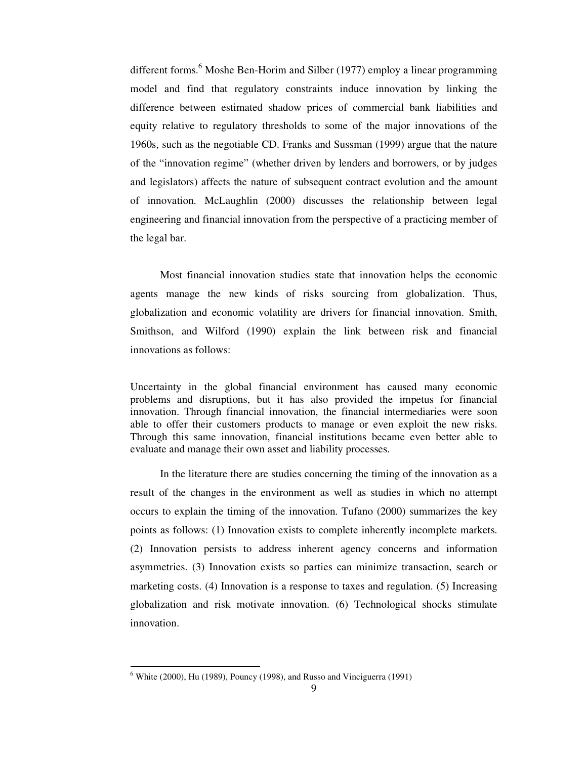different forms.[6] Moshe Ben-Horim and Silber (1977) employ a linear programming model and find that regulatory constraints induce innovation by linking the difference between estimated shadow prices of commercial bank liabilities and equity relative to regulatory thresholds to some of the major innovations of the 1960s, such as the negotiable CD. Franks and Sussman (1999) argue that the nature of the "innovation regime" (whether driven by lenders and borrowers, or by judges and legislators) affects the nature of subsequent contract evolution and the amount of innovation. McLaughlin (2000) discusses the relationship between legal engineering and financial innovation from the perspective of a practicing member of the legal bar.

Most financial innovation studies state that innovation helps the economic agents manage the new kinds of risks sourcing from globalization. Thus, globalization and economic volatility are drivers for financial innovation. Smith, Smithson, and Wilford (1990) explain the link between risk and financial innovations as follows:

> Uncertainty in the global financial environment has caused many economic problems and disruptions, but it has also provided the impetus for financial innovation. Through financial innovation, the financial intermediaries were soon able to offer their customers products to manage or even exploit the new risks. Through this same innovation, financial institutions became even better able to evaluate and manage their own asset and liability processes.

In the literature there are studies concerning the timing of the innovation as a result of the changes in the environment as well as studies in which no attempt occurs to explain the timing of the innovation. Tufano (2000) summarizes the key points as follows: (1) Innovation exists to complete inherently incomplete markets. (2) Innovation persists to address inherent agency concerns and information asymmetries. (3) Innovation exists so parties can minimize transaction, search or marketing costs. (4) Innovation is a response to taxes and regulation. (5) Increasing globalization and risk motivate innovation. (6) Technological shocks stimulate innovation.

---

[6] White (2000), Hu (1989), Pouncy (1998), and Russo and Vinciguerra (1991)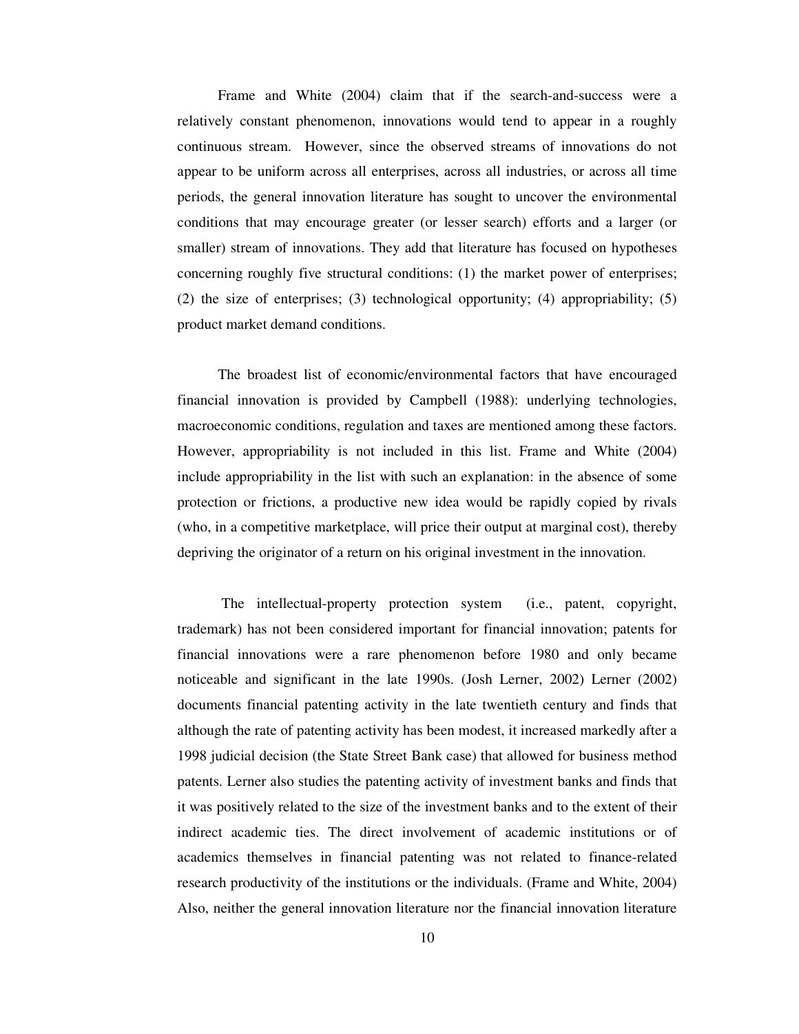Frame and White (2004) claim that if the search-and-success were a relatively constant phenomenon, innovations would tend to appear in a roughly continuous stream. However, since the observed streams of innovations do not appear to be uniform across all enterprises, across all industries, or across all time periods, the general innovation literature has sought to uncover the environmental conditions that may encourage greater (or lesser search) efforts and a larger (or smaller) stream of innovations. They add that literature has focused on hypotheses concerning roughly five structural conditions: (1) the market power of enterprises; (2) the size of enterprises; (3) technological opportunity; (4) appropriability; (5) product market demand conditions.

The broadest list of economic/environmental factors that have encouraged financial innovation is provided by Campbell (1988): underlying technologies, macroeconomic conditions, regulation and taxes are mentioned among these factors. However, appropriability is not included in this list. Frame and White (2004) include appropriability in the list with such an explanation: in the absence of some protection or frictions, a productive new idea would be rapidly copied by rivals (who, in a competitive marketplace, will price their output at marginal cost), thereby depriving the originator of a return on his original investment in the innovation.

The intellectual-property protection system (i.e., patent, copyright, trademark) has not been considered important for financial innovation; patents for financial innovations were a rare phenomenon before 1980 and only became noticeable and significant in the late 1990s. (Josh Lerner, 2002) Lerner (2002) documents financial patenting activity in the late twentieth century and finds that although the rate of patenting activity has been modest, it increased markedly after a 1998 judicial decision (the State Street Bank case) that allowed for business method patents. Lerner also studies the patenting activity of investment banks and finds that it was positively related to the size of the investment banks and to the extent of their indirect academic ties. The direct involvement of academic institutions or of academics themselves in financial patenting was not related to finance-related research productivity of the institutions or the individuals. (Frame and White, 2004) Also, neither the general innovation literature nor the financial innovation literature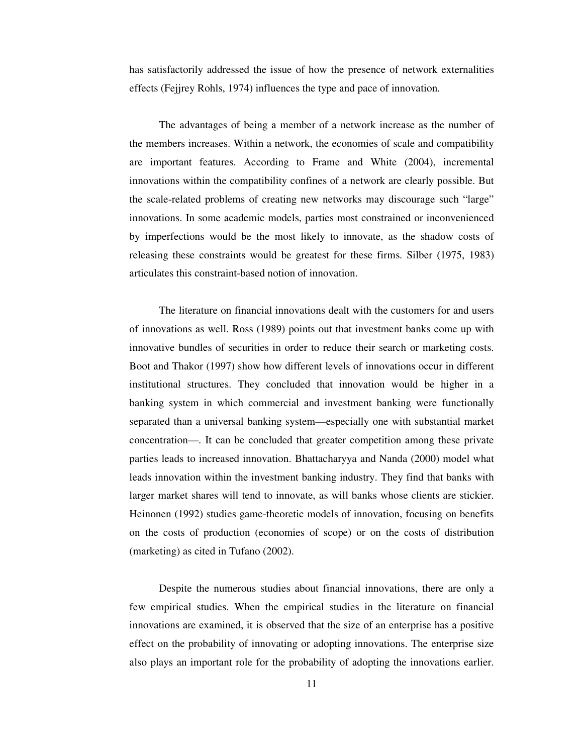has satisfactorily addressed the issue of how the presence of network externalities effects (Fejjrey Rohls, 1974) influences the type and pace of innovation.

The advantages of being a member of a network increase as the number of the members increases. Within a network, the economies of scale and compatibility are important features. According to Frame and White (2004), incremental innovations within the compatibility confines of a network are clearly possible. But the scale-related problems of creating new networks may discourage such "large" innovations. In some academic models, parties most constrained or inconvenienced by imperfections would be the most likely to innovate, as the shadow costs of releasing these constraints would be greatest for these firms. Silber (1975, 1983) articulates this constraint-based notion of innovation.

The literature on financial innovations dealt with the customers for and users of innovations as well. Ross (1989) points out that investment banks come up with innovative bundles of securities in order to reduce their search or marketing costs. Boot and Thakor (1997) show how different levels of innovations occur in different institutional structures. They concluded that innovation would be higher in a banking system in which commercial and investment banking were functionally separated than a universal banking system—especially one with substantial market concentration—. It can be concluded that greater competition among these private parties leads to increased innovation. Bhattacharyya and Nanda (2000) model what leads innovation within the investment banking industry. They find that banks with larger market shares will tend to innovate, as will banks whose clients are stickier. Heinonen (1992) studies game-theoretic models of innovation, focusing on benefits on the costs of production (economies of scope) or on the costs of distribution (marketing) as cited in Tufano (2002).

Despite the numerous studies about financial innovations, there are only a few empirical studies. When the empirical studies in the literature on financial innovations are examined, it is observed that the size of an enterprise has a positive effect on the probability of innovating or adopting innovations. The enterprise size also plays an important role for the probability of adopting the innovations earlier.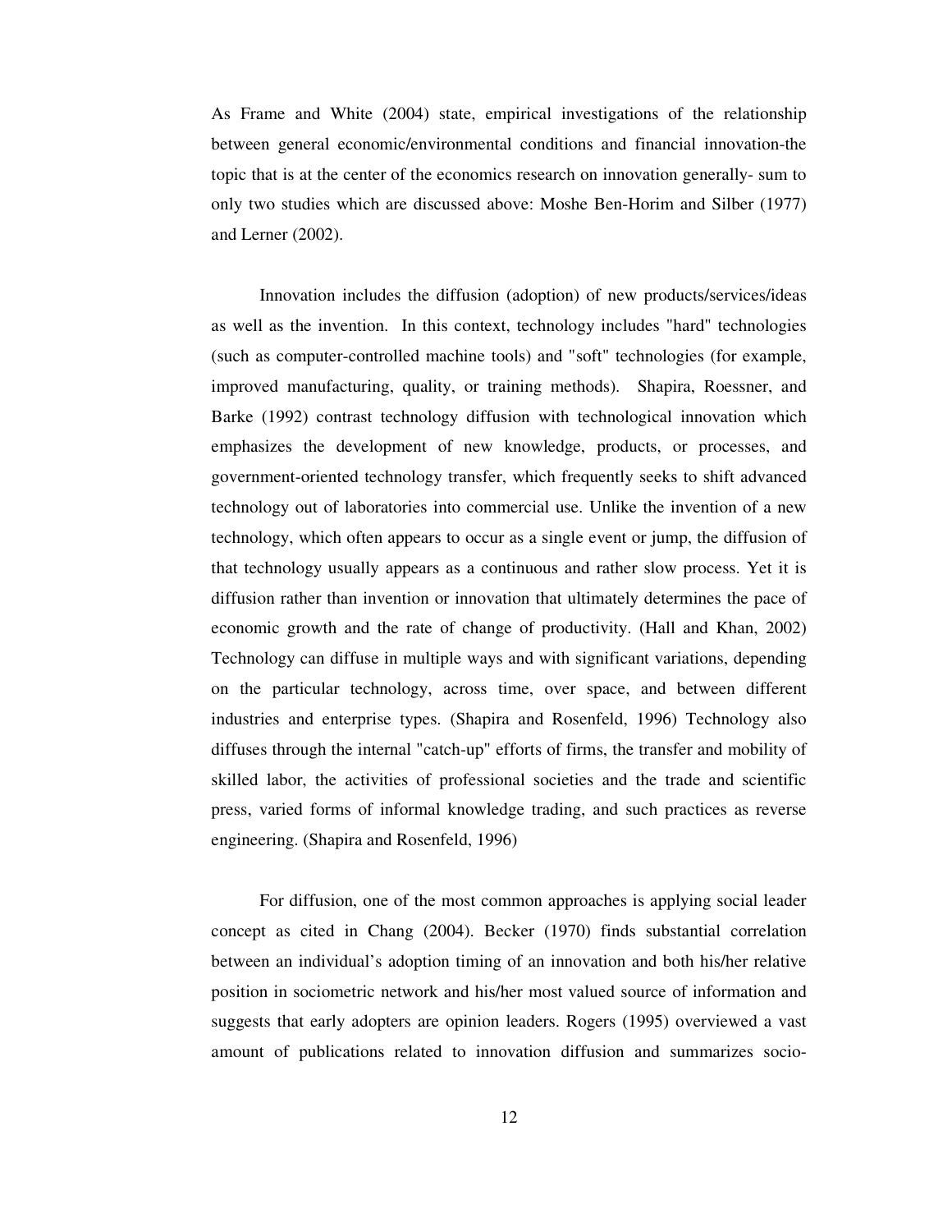As Frame and White (2004) state, empirical investigations of the relationship between general economic/environmental conditions and financial innovation-the topic that is at the center of the economics research on innovation generally- sum to only two studies which are discussed above: Moshe Ben-Horim and Silber (1977) and Lerner (2002).

Innovation includes the diffusion (adoption) of new products/services/ideas as well as the invention. In this context, technology includes "hard" technologies (such as computer-controlled machine tools) and "soft" technologies (for example, improved manufacturing, quality, or training methods). Shapira, Roessner, and Barke (1992) contrast technology diffusion with technological innovation which emphasizes the development of new knowledge, products, or processes, and government-oriented technology transfer, which frequently seeks to shift advanced technology out of laboratories into commercial use. Unlike the invention of a new technology, which often appears to occur as a single event or jump, the diffusion of that technology usually appears as a continuous and rather slow process. Yet it is diffusion rather than invention or innovation that ultimately determines the pace of economic growth and the rate of change of productivity. (Hall and Khan, 2002) Technology can diffuse in multiple ways and with significant variations, depending on the particular technology, across time, over space, and between different industries and enterprise types. (Shapira and Rosenfeld, 1996) Technology also diffuses through the internal "catch-up" efforts of firms, the transfer and mobility of skilled labor, the activities of professional societies and the trade and scientific press, varied forms of informal knowledge trading, and such practices as reverse engineering. (Shapira and Rosenfeld, 1996)

For diffusion, one of the most common approaches is applying social leader concept as cited in Chang (2004). Becker (1970) finds substantial correlation between an individual's adoption timing of an innovation and both his/her relative position in sociometric network and his/her most valued source of information and suggests that early adopters are opinion leaders. Rogers (1995) overviewed a vast amount of publications related to innovation diffusion and summarizes socio-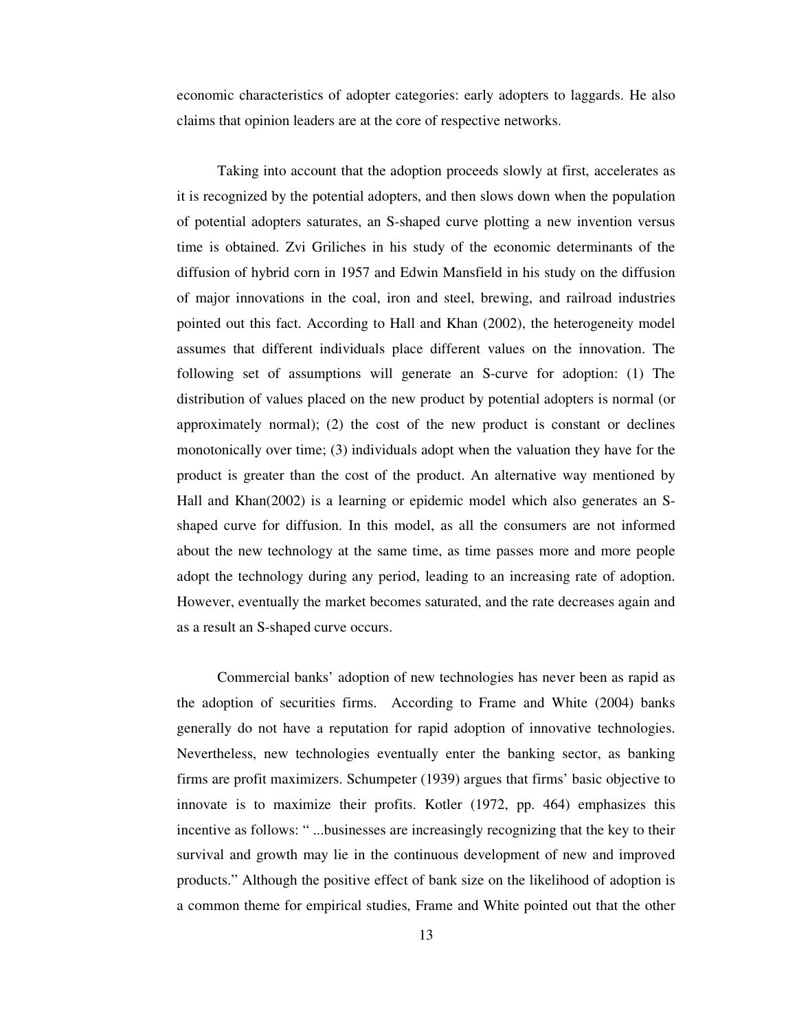economic characteristics of adopter categories: early adopters to laggards. He also claims that opinion leaders are at the core of respective networks.

Taking into account that the adoption proceeds slowly at first, accelerates as it is recognized by the potential adopters, and then slows down when the population of potential adopters saturates, an S-shaped curve plotting a new invention versus time is obtained. Zvi Griliches in his study of the economic determinants of the diffusion of hybrid corn in 1957 and Edwin Mansfield in his study on the diffusion of major innovations in the coal, iron and steel, brewing, and railroad industries pointed out this fact. According to Hall and Khan (2002), the heterogeneity model assumes that different individuals place different values on the innovation. The following set of assumptions will generate an S-curve for adoption: (1) The distribution of values placed on the new product by potential adopters is normal (or approximately normal); (2) the cost of the new product is constant or declines monotonically over time; (3) individuals adopt when the valuation they have for the product is greater than the cost of the product. An alternative way mentioned by Hall and Khan(2002) is a learning or epidemic model which also generates an S-shaped curve for diffusion. In this model, as all the consumers are not informed about the new technology at the same time, as time passes more and more people adopt the technology during any period, leading to an increasing rate of adoption. However, eventually the market becomes saturated, and the rate decreases again and as a result an S-shaped curve occurs.

Commercial banks' adoption of new technologies has never been as rapid as the adoption of securities firms. According to Frame and White (2004) banks generally do not have a reputation for rapid adoption of innovative technologies. Nevertheless, new technologies eventually enter the banking sector, as banking firms are profit maximizers. Schumpeter (1939) argues that firms' basic objective to innovate is to maximize their profits. Kotler (1972, pp. 464) emphasizes this incentive as follows: " ...businesses are increasingly recognizing that the key to their survival and growth may lie in the continuous development of new and improved products." Although the positive effect of bank size on the likelihood of adoption is a common theme for empirical studies, Frame and White pointed out that the other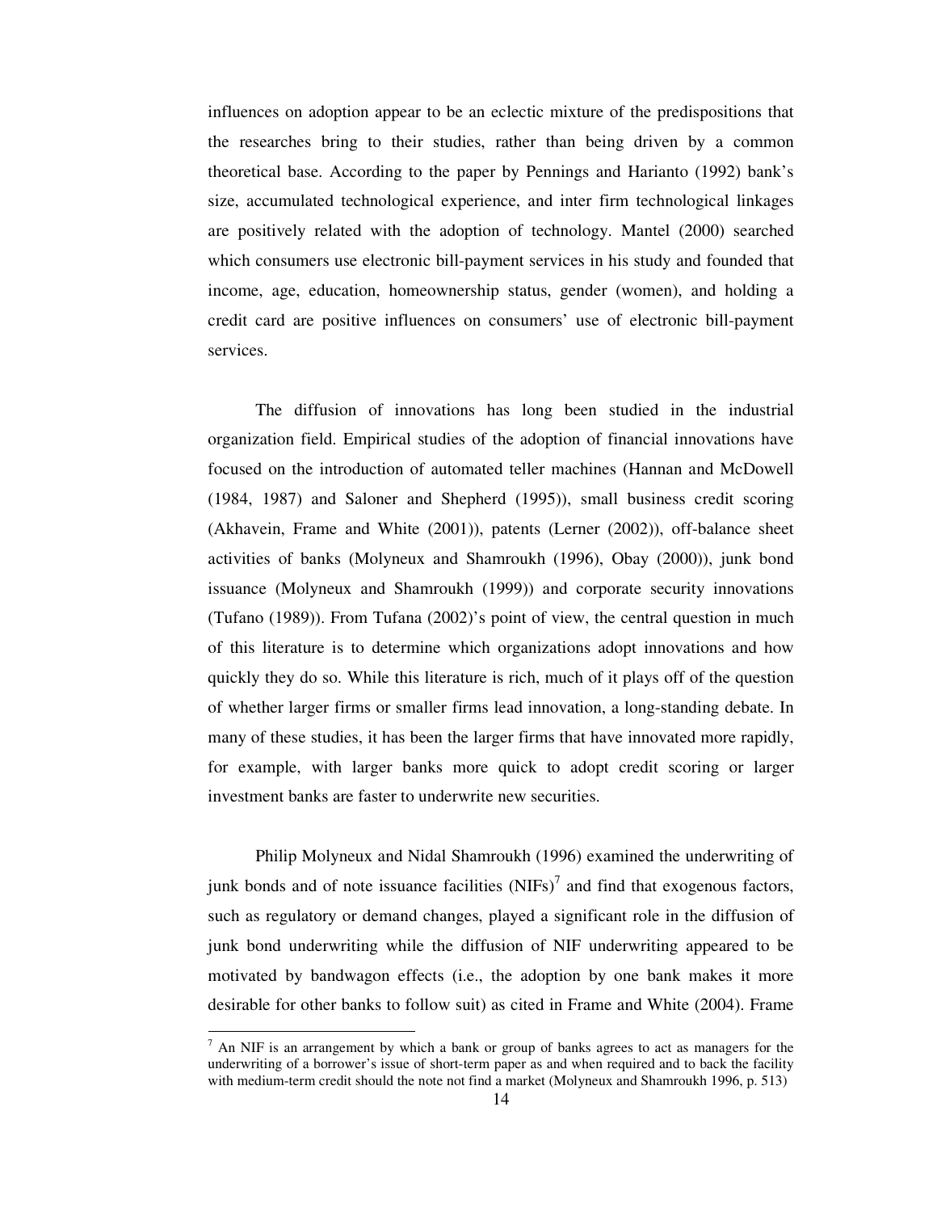influences on adoption appear to be an eclectic mixture of the predispositions that the researches bring to their studies, rather than being driven by a common theoretical base. According to the paper by Pennings and Harianto (1992) bank's size, accumulated technological experience, and inter firm technological linkages are positively related with the adoption of technology. Mantel (2000) searched which consumers use electronic bill-payment services in his study and founded that income, age, education, homeownership status, gender (women), and holding a credit card are positive influences on consumers' use of electronic bill-payment services.

The diffusion of innovations has long been studied in the industrial organization field. Empirical studies of the adoption of financial innovations have focused on the introduction of automated teller machines (Hannan and McDowell (1984, 1987) and Saloner and Shepherd (1995)), small business credit scoring (Akhavein, Frame and White (2001)), patents (Lerner (2002)), off-balance sheet activities of banks (Molyneux and Shamroukh (1996), Obay (2000)), junk bond issuance (Molyneux and Shamroukh (1999)) and corporate security innovations (Tufano (1989)). From Tufana (2002)'s point of view, the central question in much of this literature is to determine which organizations adopt innovations and how quickly they do so. While this literature is rich, much of it plays off of the question of whether larger firms or smaller firms lead innovation, a long-standing debate. In many of these studies, it has been the larger firms that have innovated more rapidly, for example, with larger banks more quick to adopt credit scoring or larger investment banks are faster to underwrite new securities.

Philip Molyneux and Nidal Shamroukh (1996) examined the underwriting of junk bonds and of note issuance facilities (NIFs)[7] and find that exogenous factors, such as regulatory or demand changes, played a significant role in the diffusion of junk bond underwriting while the diffusion of NIF underwriting appeared to be motivated by bandwagon effects (i.e., the adoption by one bank makes it more desirable for other banks to follow suit) as cited in Frame and White (2004). Frame

[7] An NIF is an arrangement by which a bank or group of banks agrees to act as managers for the underwriting of a borrower's issue of short-term paper as and when required and to back the facility with medium-term credit should the note not find a market (Molyneux and Shamroukh 1996, p. 513)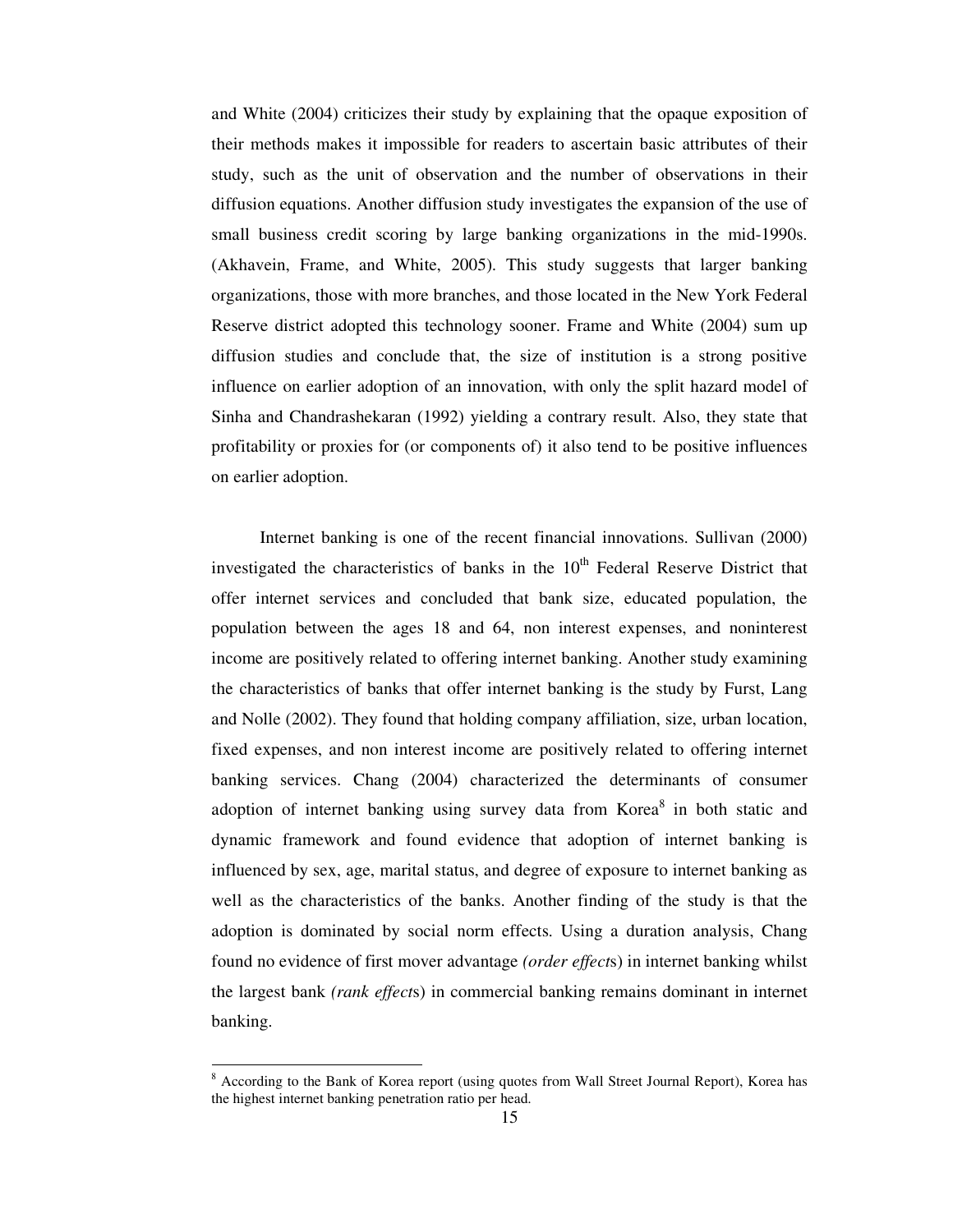and White (2004) criticizes their study by explaining that the opaque exposition of their methods makes it impossible for readers to ascertain basic attributes of their study, such as the unit of observation and the number of observations in their diffusion equations. Another diffusion study investigates the expansion of the use of small business credit scoring by large banking organizations in the mid-1990s. (Akhavein, Frame, and White, 2005). This study suggests that larger banking organizations, those with more branches, and those located in the New York Federal Reserve district adopted this technology sooner. Frame and White (2004) sum up diffusion studies and conclude that, the size of institution is a strong positive influence on earlier adoption of an innovation, with only the split hazard model of Sinha and Chandrashekaran (1992) yielding a contrary result. Also, they state that profitability or proxies for (or components of) it also tend to be positive influences on earlier adoption.

Internet banking is one of the recent financial innovations. Sullivan (2000) investigated the characteristics of banks in the 10th Federal Reserve District that offer internet services and concluded that bank size, educated population, the population between the ages 18 and 64, non interest expenses, and noninterest income are positively related to offering internet banking. Another study examining the characteristics of banks that offer internet banking is the study by Furst, Lang and Nolle (2002). They found that holding company affiliation, size, urban location, fixed expenses, and non interest income are positively related to offering internet banking services. Chang (2004) characterized the determinants of consumer adoption of internet banking using survey data from Korea[8] in both static and dynamic framework and found evidence that adoption of internet banking is influenced by sex, age, marital status, and degree of exposure to internet banking as well as the characteristics of the banks. Another finding of the study is that the adoption is dominated by social norm effects. Using a duration analysis, Chang found no evidence of first mover advantage *(order effect*s) in internet banking whilst the largest bank *(rank effect*s) in commercial banking remains dominant in internet banking.

---

[8] According to the Bank of Korea report (using quotes from Wall Street Journal Report), Korea has the highest internet banking penetration ratio per head.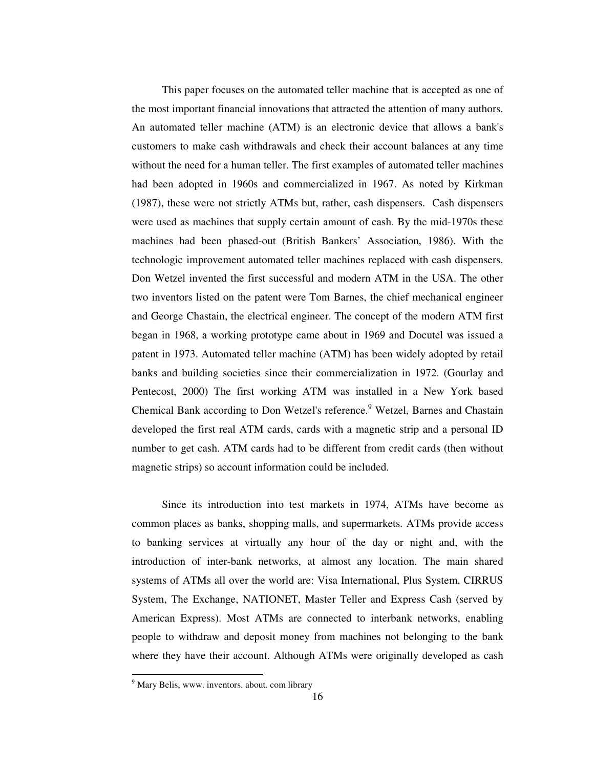This paper focuses on the automated teller machine that is accepted as one of the most important financial innovations that attracted the attention of many authors. An automated teller machine (ATM) is an electronic device that allows a bank's customers to make cash withdrawals and check their account balances at any time without the need for a human teller. The first examples of automated teller machines had been adopted in 1960s and commercialized in 1967. As noted by Kirkman (1987), these were not strictly ATMs but, rather, cash dispensers. Cash dispensers were used as machines that supply certain amount of cash. By the mid-1970s these machines had been phased-out (British Bankers' Association, 1986). With the technologic improvement automated teller machines replaced with cash dispensers. Don Wetzel invented the first successful and modern ATM in the USA. The other two inventors listed on the patent were Tom Barnes, the chief mechanical engineer and George Chastain, the electrical engineer. The concept of the modern ATM first began in 1968, a working prototype came about in 1969 and Docutel was issued a patent in 1973. Automated teller machine (ATM) has been widely adopted by retail banks and building societies since their commercialization in 1972. (Gourlay and Pentecost, 2000) The first working ATM was installed in a New York based Chemical Bank according to Don Wetzel's reference.[9] Wetzel, Barnes and Chastain developed the first real ATM cards, cards with a magnetic strip and a personal ID number to get cash. ATM cards had to be different from credit cards (then without magnetic strips) so account information could be included.

Since its introduction into test markets in 1974, ATMs have become as common places as banks, shopping malls, and supermarkets. ATMs provide access to banking services at virtually any hour of the day or night and, with the introduction of inter-bank networks, at almost any location. The main shared systems of ATMs all over the world are: Visa International, Plus System, CIRRUS System, The Exchange, NATIONET, Master Teller and Express Cash (served by American Express). Most ATMs are connected to interbank networks, enabling people to withdraw and deposit money from machines not belonging to the bank where they have their account. Although ATMs were originally developed as cash

[9] Mary Belis, www. inventors. about. com library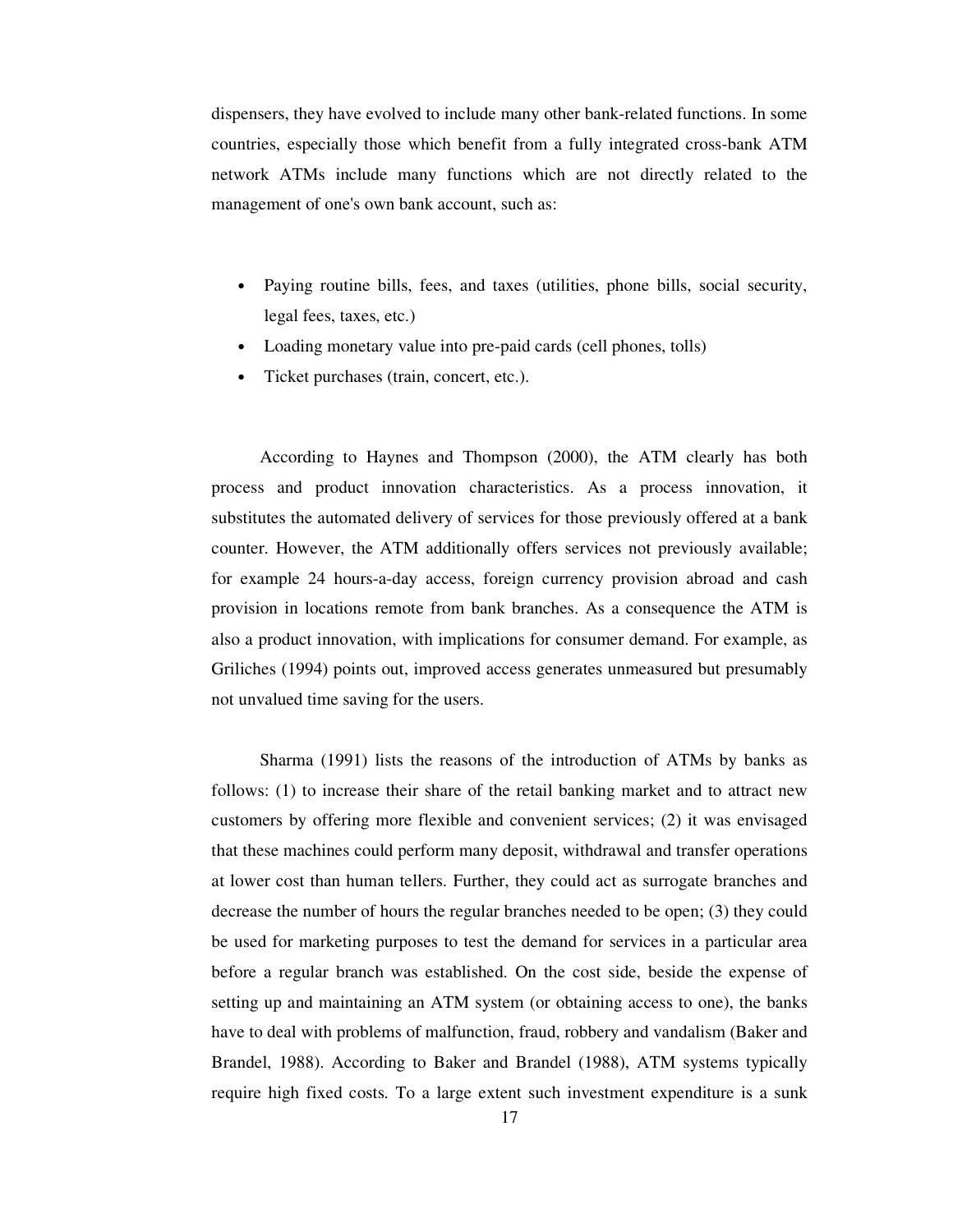dispensers, they have evolved to include many other bank-related functions. In some countries, especially those which benefit from a fully integrated cross-bank ATM network ATMs include many functions which are not directly related to the management of one's own bank account, such as:

- Paying routine bills, fees, and taxes (utilities, phone bills, social security, legal fees, taxes, etc.)
- Loading monetary value into pre-paid cards (cell phones, tolls)
- Ticket purchases (train, concert, etc.).

According to Haynes and Thompson (2000), the ATM clearly has both process and product innovation characteristics. As a process innovation, it substitutes the automated delivery of services for those previously offered at a bank counter. However, the ATM additionally offers services not previously available; for example 24 hours-a-day access, foreign currency provision abroad and cash provision in locations remote from bank branches. As a consequence the ATM is also a product innovation, with implications for consumer demand. For example, as Griliches (1994) points out, improved access generates unmeasured but presumably not unvalued time saving for the users.

Sharma (1991) lists the reasons of the introduction of ATMs by banks as follows: (1) to increase their share of the retail banking market and to attract new customers by offering more flexible and convenient services; (2) it was envisaged that these machines could perform many deposit, withdrawal and transfer operations at lower cost than human tellers. Further, they could act as surrogate branches and decrease the number of hours the regular branches needed to be open; (3) they could be used for marketing purposes to test the demand for services in a particular area before a regular branch was established. On the cost side, beside the expense of setting up and maintaining an ATM system (or obtaining access to one), the banks have to deal with problems of malfunction, fraud, robbery and vandalism (Baker and Brandel, 1988). According to Baker and Brandel (1988), ATM systems typically require high fixed costs. To a large extent such investment expenditure is a sunk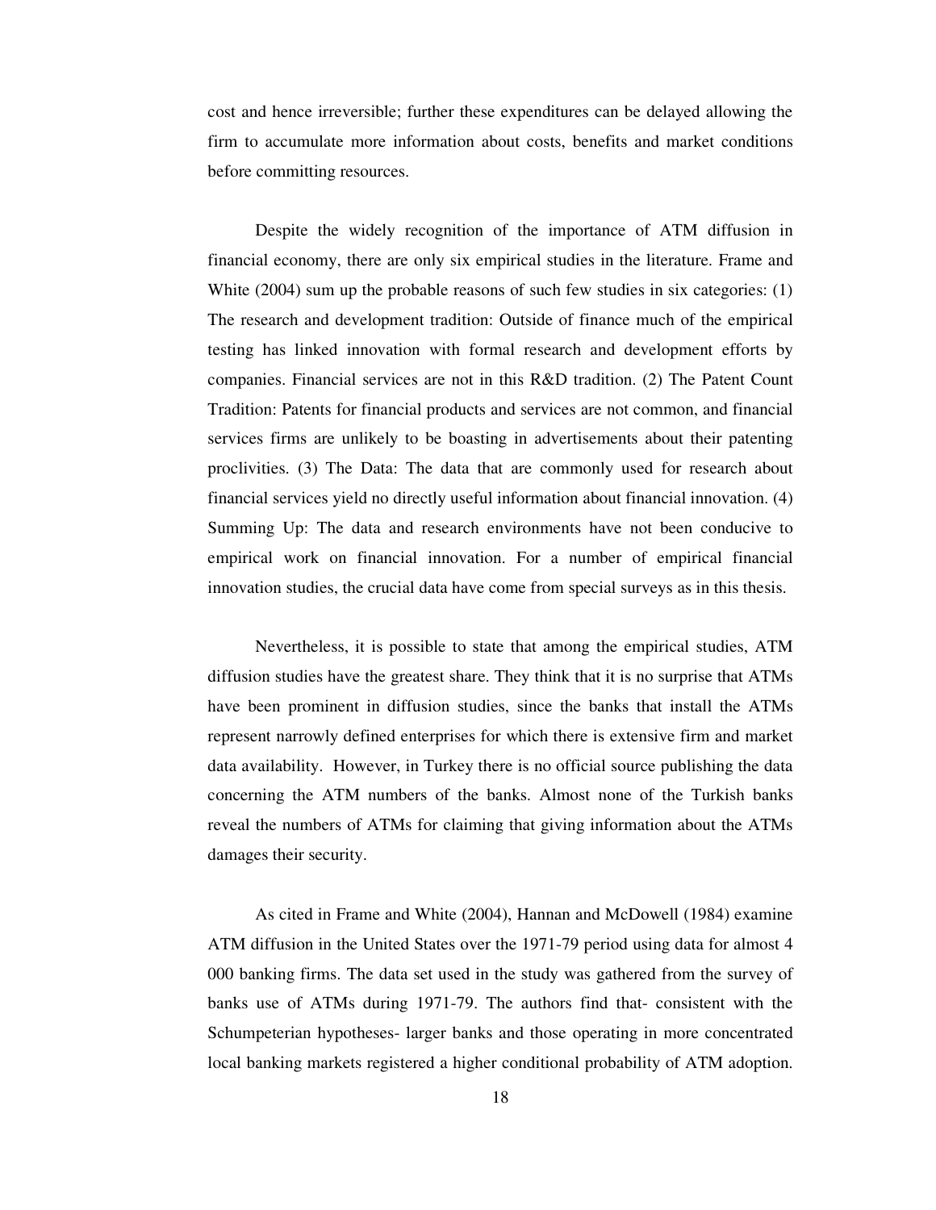cost and hence irreversible; further these expenditures can be delayed allowing the firm to accumulate more information about costs, benefits and market conditions before committing resources.

Despite the widely recognition of the importance of ATM diffusion in financial economy, there are only six empirical studies in the literature. Frame and White (2004) sum up the probable reasons of such few studies in six categories: (1) The research and development tradition: Outside of finance much of the empirical testing has linked innovation with formal research and development efforts by companies. Financial services are not in this R&D tradition. (2) The Patent Count Tradition: Patents for financial products and services are not common, and financial services firms are unlikely to be boasting in advertisements about their patenting proclivities. (3) The Data: The data that are commonly used for research about financial services yield no directly useful information about financial innovation. (4) Summing Up: The data and research environments have not been conducive to empirical work on financial innovation. For a number of empirical financial innovation studies, the crucial data have come from special surveys as in this thesis.

Nevertheless, it is possible to state that among the empirical studies, ATM diffusion studies have the greatest share. They think that it is no surprise that ATMs have been prominent in diffusion studies, since the banks that install the ATMs represent narrowly defined enterprises for which there is extensive firm and market data availability. However, in Turkey there is no official source publishing the data concerning the ATM numbers of the banks. Almost none of the Turkish banks reveal the numbers of ATMs for claiming that giving information about the ATMs damages their security.

As cited in Frame and White (2004), Hannan and McDowell (1984) examine ATM diffusion in the United States over the 1971-79 period using data for almost 4 000 banking firms. The data set used in the study was gathered from the survey of banks use of ATMs during 1971-79. The authors find that- consistent with the Schumpeterian hypotheses- larger banks and those operating in more concentrated local banking markets registered a higher conditional probability of ATM adoption.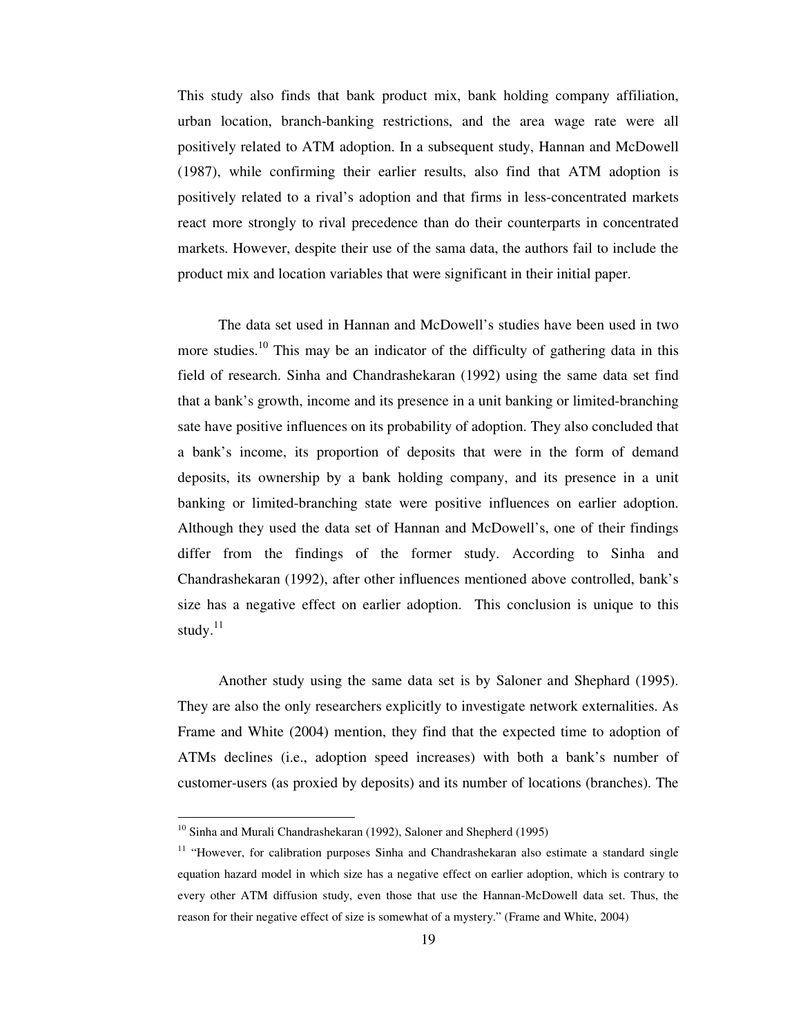This study also finds that bank product mix, bank holding company affiliation, urban location, branch-banking restrictions, and the area wage rate were all positively related to ATM adoption. In a subsequent study, Hannan and McDowell (1987), while confirming their earlier results, also find that ATM adoption is positively related to a rival's adoption and that firms in less-concentrated markets react more strongly to rival precedence than do their counterparts in concentrated markets. However, despite their use of the sama data, the authors fail to include the product mix and location variables that were significant in their initial paper.

The data set used in Hannan and McDowell's studies have been used in two more studies.[10] This may be an indicator of the difficulty of gathering data in this field of research. Sinha and Chandrashekaran (1992) using the same data set find that a bank's growth, income and its presence in a unit banking or limited-branching sate have positive influences on its probability of adoption. They also concluded that a bank's income, its proportion of deposits that were in the form of demand deposits, its ownership by a bank holding company, and its presence in a unit banking or limited-branching state were positive influences on earlier adoption. Although they used the data set of Hannan and McDowell's, one of their findings differ from the findings of the former study. According to Sinha and Chandrashekaran (1992), after other influences mentioned above controlled, bank's size has a negative effect on earlier adoption. This conclusion is unique to this study.[11]

Another study using the same data set is by Saloner and Shephard (1995). They are also the only researchers explicitly to investigate network externalities. As Frame and White (2004) mention, they find that the expected time to adoption of ATMs declines (i.e., adoption speed increases) with both a bank's number of customer-users (as proxied by deposits) and its number of locations (branches). The

---

[10] Sinha and Murali Chandrashekaran (1992), Saloner and Shepherd (1995)

[11] "However, for calibration purposes Sinha and Chandrashekaran also estimate a standard single equation hazard model in which size has a negative effect on earlier adoption, which is contrary to every other ATM diffusion study, even those that use the Hannan-McDowell data set. Thus, the reason for their negative effect of size is somewhat of a mystery." (Frame and White, 2004)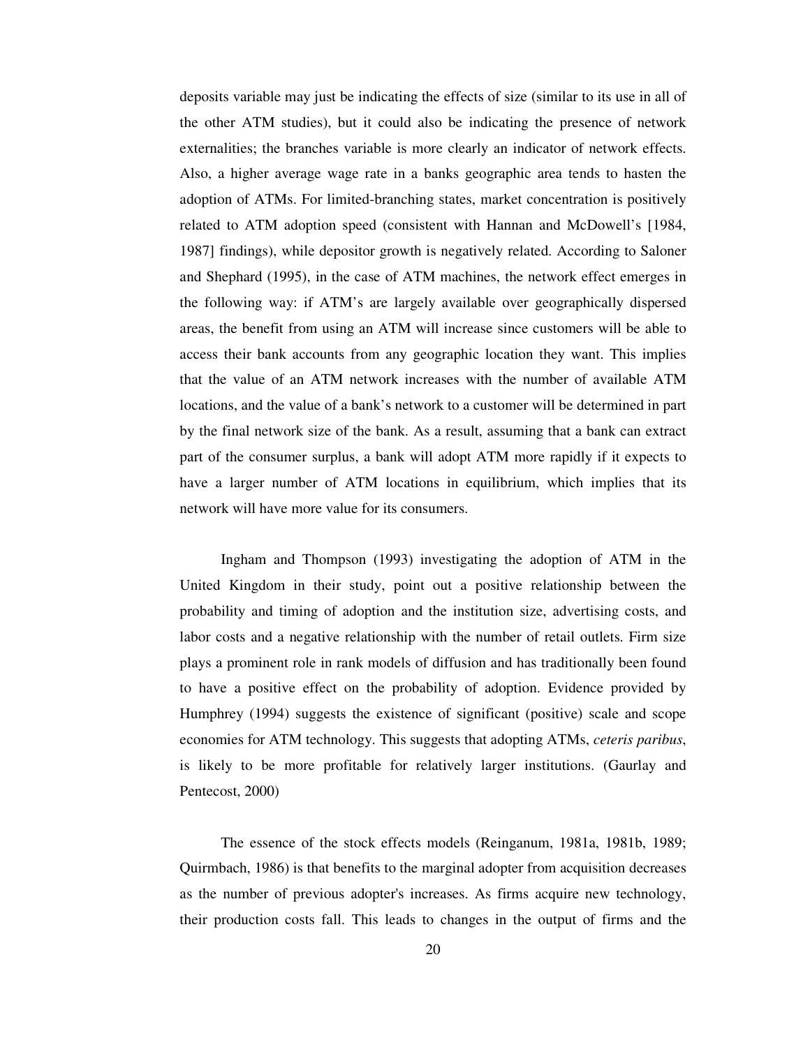deposits variable may just be indicating the effects of size (similar to its use in all of the other ATM studies), but it could also be indicating the presence of network externalities; the branches variable is more clearly an indicator of network effects. Also, a higher average wage rate in a banks geographic area tends to hasten the adoption of ATMs. For limited-branching states, market concentration is positively related to ATM adoption speed (consistent with Hannan and McDowell's [1984, 1987] findings), while depositor growth is negatively related. According to Saloner and Shephard (1995), in the case of ATM machines, the network effect emerges in the following way: if ATM's are largely available over geographically dispersed areas, the benefit from using an ATM will increase since customers will be able to access their bank accounts from any geographic location they want. This implies that the value of an ATM network increases with the number of available ATM locations, and the value of a bank's network to a customer will be determined in part by the final network size of the bank. As a result, assuming that a bank can extract part of the consumer surplus, a bank will adopt ATM more rapidly if it expects to have a larger number of ATM locations in equilibrium, which implies that its network will have more value for its consumers.

Ingham and Thompson (1993) investigating the adoption of ATM in the United Kingdom in their study, point out a positive relationship between the probability and timing of adoption and the institution size, advertising costs, and labor costs and a negative relationship with the number of retail outlets. Firm size plays a prominent role in rank models of diffusion and has traditionally been found to have a positive effect on the probability of adoption. Evidence provided by Humphrey (1994) suggests the existence of significant (positive) scale and scope economies for ATM technology. This suggests that adopting ATMs, *ceteris paribus*, is likely to be more profitable for relatively larger institutions. (Gaurlay and Pentecost, 2000)

The essence of the stock effects models (Reinganum, 1981a, 1981b, 1989; Quirmbach, 1986) is that benefits to the marginal adopter from acquisition decreases as the number of previous adopter's increases. As firms acquire new technology, their production costs fall. This leads to changes in the output of firms and the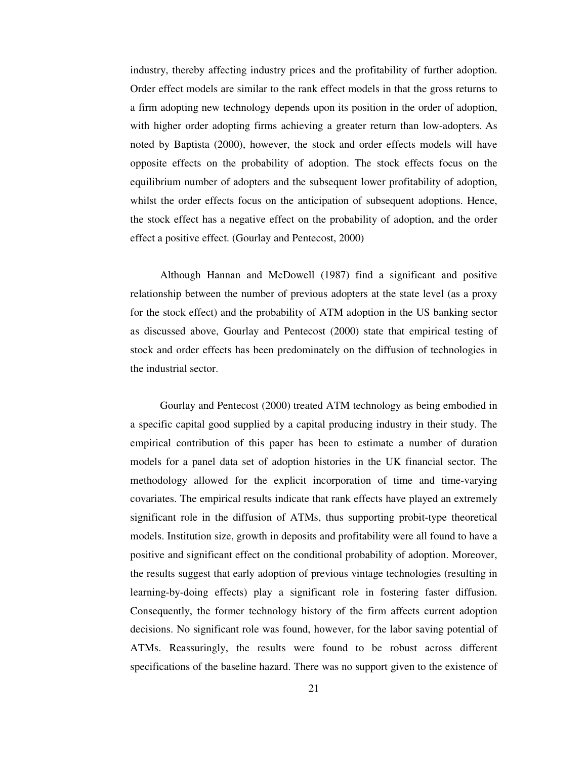industry, thereby affecting industry prices and the profitability of further adoption. Order effect models are similar to the rank effect models in that the gross returns to a firm adopting new technology depends upon its position in the order of adoption, with higher order adopting firms achieving a greater return than low-adopters. As noted by Baptista (2000), however, the stock and order effects models will have opposite effects on the probability of adoption. The stock effects focus on the equilibrium number of adopters and the subsequent lower profitability of adoption, whilst the order effects focus on the anticipation of subsequent adoptions. Hence, the stock effect has a negative effect on the probability of adoption, and the order effect a positive effect. (Gourlay and Pentecost, 2000)

Although Hannan and McDowell (1987) find a significant and positive relationship between the number of previous adopters at the state level (as a proxy for the stock effect) and the probability of ATM adoption in the US banking sector as discussed above, Gourlay and Pentecost (2000) state that empirical testing of stock and order effects has been predominately on the diffusion of technologies in the industrial sector.

Gourlay and Pentecost (2000) treated ATM technology as being embodied in a specific capital good supplied by a capital producing industry in their study. The empirical contribution of this paper has been to estimate a number of duration models for a panel data set of adoption histories in the UK financial sector. The methodology allowed for the explicit incorporation of time and time-varying covariates. The empirical results indicate that rank effects have played an extremely significant role in the diffusion of ATMs, thus supporting probit-type theoretical models. Institution size, growth in deposits and profitability were all found to have a positive and significant effect on the conditional probability of adoption. Moreover, the results suggest that early adoption of previous vintage technologies (resulting in learning-by-doing effects) play a significant role in fostering faster diffusion. Consequently, the former technology history of the firm affects current adoption decisions. No significant role was found, however, for the labor saving potential of ATMs. Reassuringly, the results were found to be robust across different specifications of the baseline hazard. There was no support given to the existence of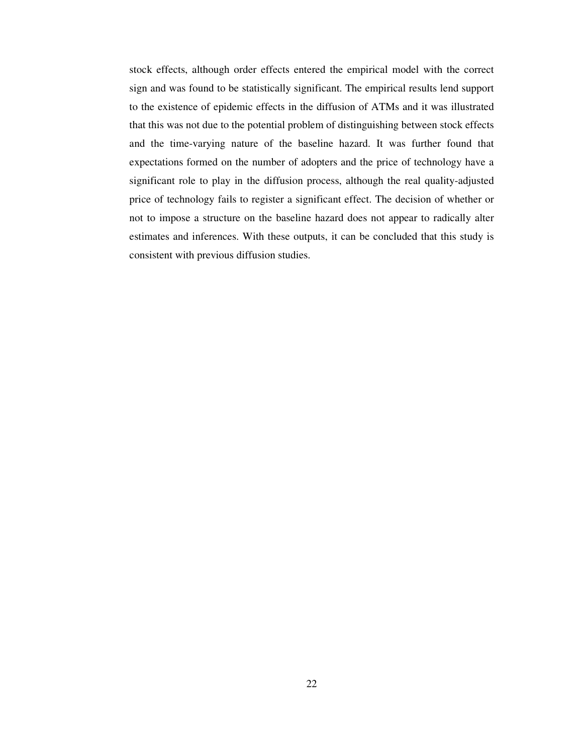stock effects, although order effects entered the empirical model with the correct sign and was found to be statistically significant. The empirical results lend support to the existence of epidemic effects in the diffusion of ATMs and it was illustrated that this was not due to the potential problem of distinguishing between stock effects and the time-varying nature of the baseline hazard. It was further found that expectations formed on the number of adopters and the price of technology have a significant role to play in the diffusion process, although the real quality-adjusted price of technology fails to register a significant effect. The decision of whether or not to impose a structure on the baseline hazard does not appear to radically alter estimates and inferences. With these outputs, it can be concluded that this study is consistent with previous diffusion studies.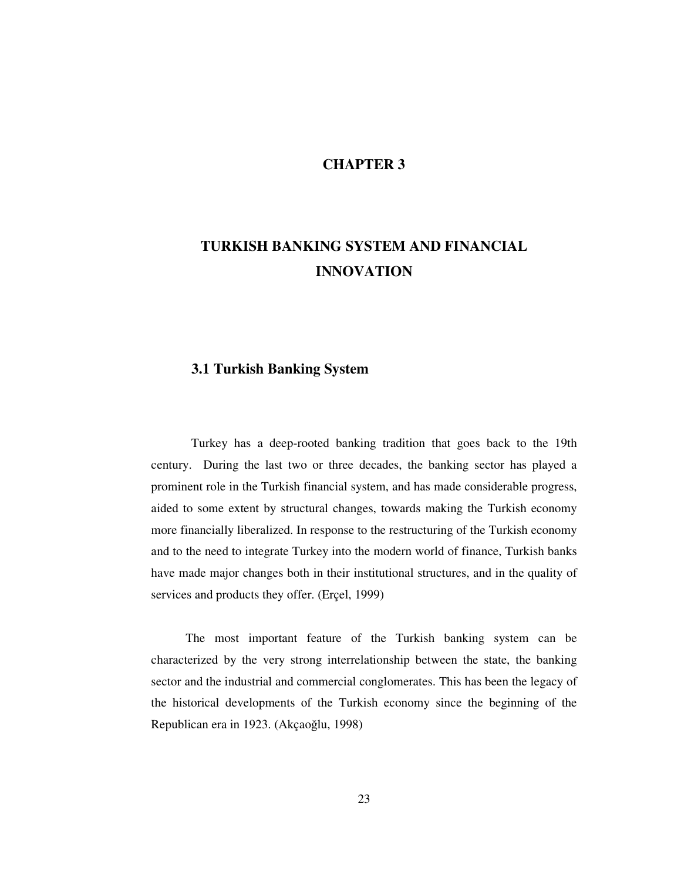# CHAPTER 3

# TURKISH BANKING SYSTEM AND FINANCIAL INNOVATION

## 3.1 Turkish Banking System

Turkey has a deep-rooted banking tradition that goes back to the 19th century. During the last two or three decades, the banking sector has played a prominent role in the Turkish financial system, and has made considerable progress, aided to some extent by structural changes, towards making the Turkish economy more financially liberalized. In response to the restructuring of the Turkish economy and to the need to integrate Turkey into the modern world of finance, Turkish banks have made major changes both in their institutional structures, and in the quality of services and products they offer. (Erçel, 1999)

The most important feature of the Turkish banking system can be characterized by the very strong interrelationship between the state, the banking sector and the industrial and commercial conglomerates. This has been the legacy of the historical developments of the Turkish economy since the beginning of the Republican era in 1923. (Akçaoğlu, 1998)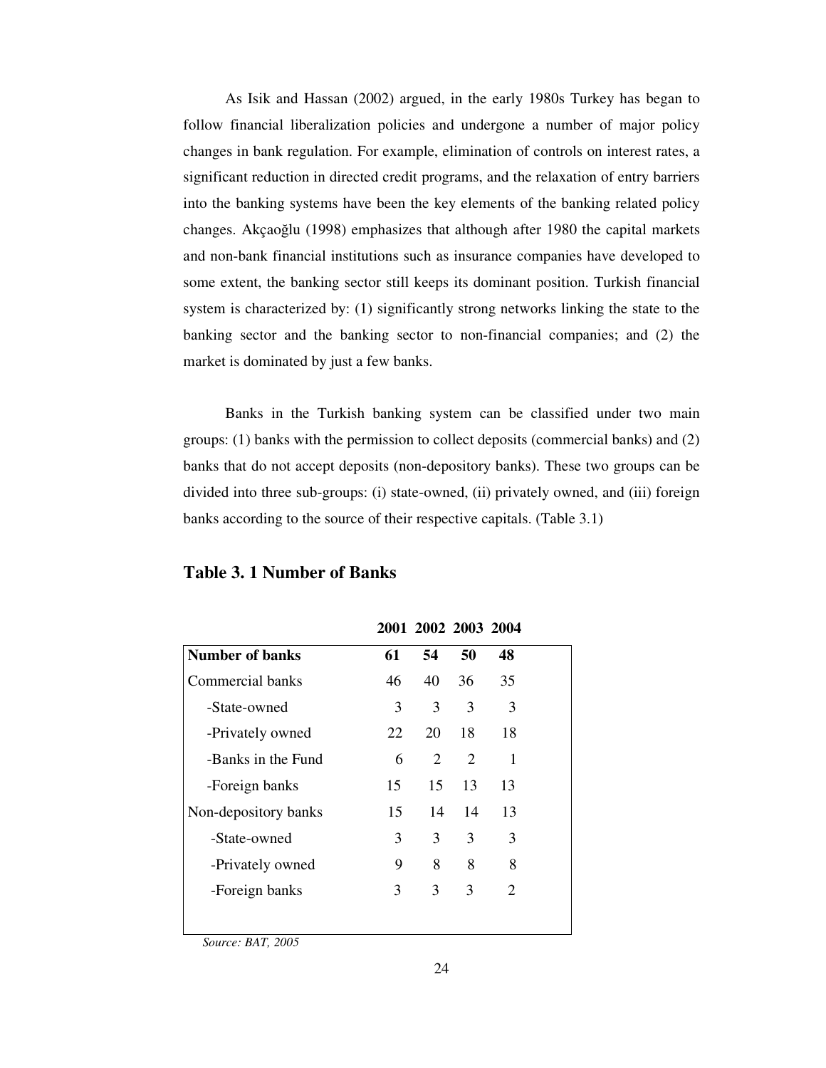As Isik and Hassan (2002) argued, in the early 1980s Turkey has began to follow financial liberalization policies and undergone a number of major policy changes in bank regulation. For example, elimination of controls on interest rates, a significant reduction in directed credit programs, and the relaxation of entry barriers into the banking systems have been the key elements of the banking related policy changes. Akçaoğlu (1998) emphasizes that although after 1980 the capital markets and non-bank financial institutions such as insurance companies have developed to some extent, the banking sector still keeps its dominant position. Turkish financial system is characterized by: (1) significantly strong networks linking the state to the banking sector and the banking sector to non-financial companies; and (2) the market is dominated by just a few banks.

Banks in the Turkish banking system can be classified under two main groups: (1) banks with the permission to collect deposits (commercial banks) and (2) banks that do not accept deposits (non-depository banks). These two groups can be divided into three sub-groups: (i) state-owned, (ii) privately owned, and (iii) foreign banks according to the source of their respective capitals. (Table 3.1)

## Table 3. 1 Number of Banks

| | **2001** | **2002** | **2003** | **2004** |
|---|---|---|---|---|
| **Number of banks** | **61** | **54** | **50** | **48** |
| Commercial banks | 46 | 40 | 36 | 35 |
| -State-owned | 3 | 3 | 3 | 3 |
| -Privately owned | 22 | 20 | 18 | 18 |
| -Banks in the Fund | 6 | 2 | 2 | 1 |
| -Foreign banks | 15 | 15 | 13 | 13 |
| Non-depository banks | 15 | 14 | 14 | 13 |
| -State-owned | 3 | 3 | 3 | 3 |
| -Privately owned | 9 | 8 | 8 | 8 |
| -Foreign banks | 3 | 3 | 3 | 2 |

*Source: BAT, 2005*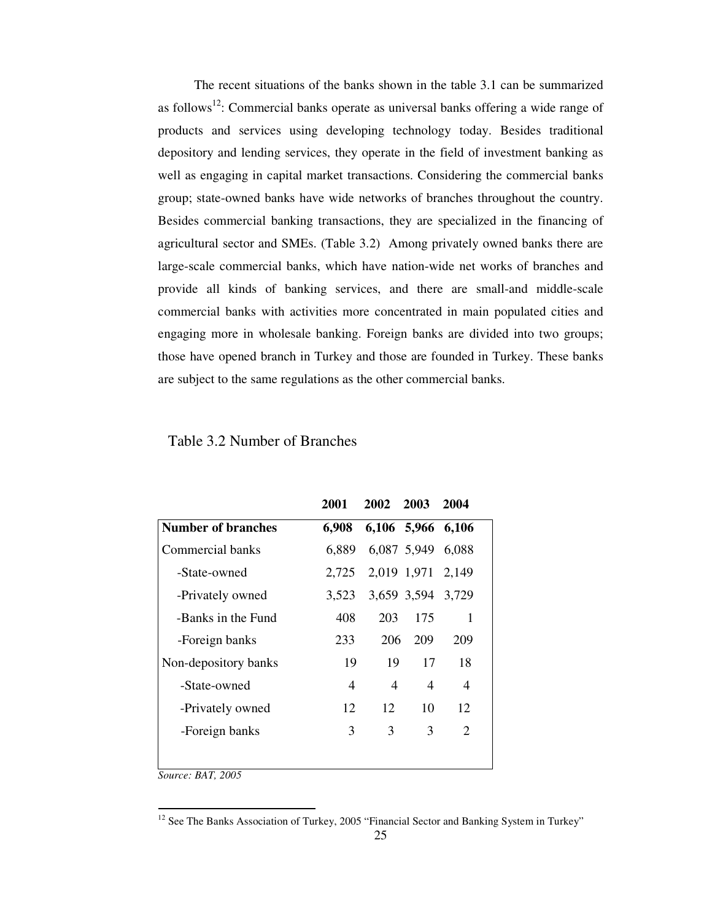The recent situations of the banks shown in the table 3.1 can be summarized as follows[12]: Commercial banks operate as universal banks offering a wide range of products and services using developing technology today. Besides traditional depository and lending services, they operate in the field of investment banking as well as engaging in capital market transactions. Considering the commercial banks group; state-owned banks have wide networks of branches throughout the country. Besides commercial banking transactions, they are specialized in the financing of agricultural sector and SMEs. (Table 3.2) Among privately owned banks there are large-scale commercial banks, which have nation-wide net works of branches and provide all kinds of banking services, and there are small-and middle-scale commercial banks with activities more concentrated in main populated cities and engaging more in wholesale banking. Foreign banks are divided into two groups; those have opened branch in Turkey and those are founded in Turkey. These banks are subject to the same regulations as the other commercial banks.

Table 3.2 Number of Branches

| | **2001** | **2002** | **2003** | **2004** |
|---|---|---|---|---|
| **Number of branches** | **6,908** | **6,106** | **5,966** | **6,106** |
| Commercial banks | 6,889 | 6,087 | 5,949 | 6,088 |
| -State-owned | 2,725 | 2,019 | 1,971 | 2,149 |
| -Privately owned | 3,523 | 3,659 | 3,594 | 3,729 |
| -Banks in the Fund | 408 | 203 | 175 | 1 |
| -Foreign banks | 233 | 206 | 209 | 209 |
| Non-depository banks | 19 | 19 | 17 | 18 |
| -State-owned | 4 | 4 | 4 | 4 |
| -Privately owned | 12 | 12 | 10 | 12 |
| -Foreign banks | 3 | 3 | 3 | 2 |

*Source: BAT, 2005*

[12] See The Banks Association of Turkey, 2005 "Financial Sector and Banking System in Turkey"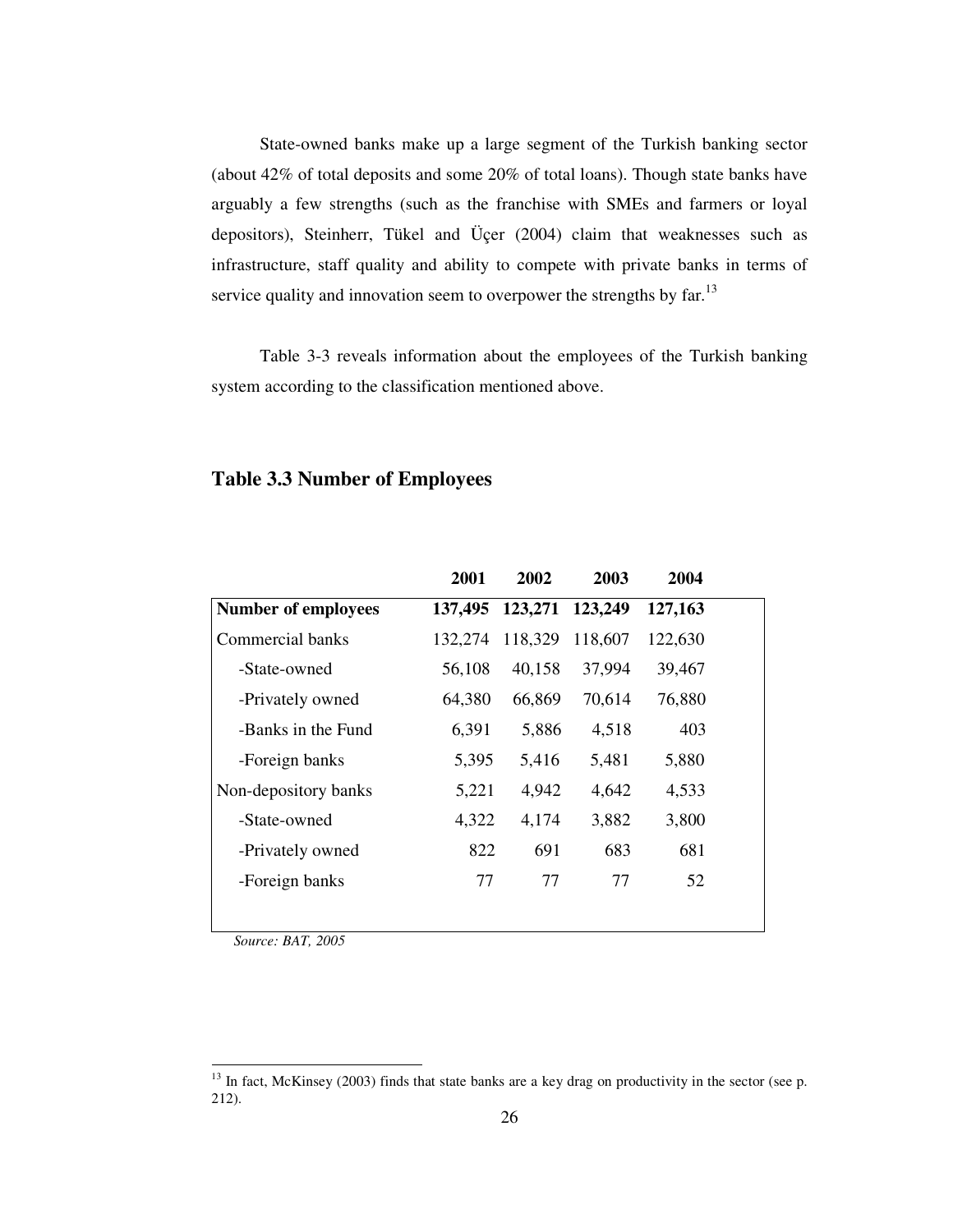State-owned banks make up a large segment of the Turkish banking sector (about 42% of total deposits and some 20% of total loans). Though state banks have arguably a few strengths (such as the franchise with SMEs and farmers or loyal depositors), Steinherr, Tükel and Üçer (2004) claim that weaknesses such as infrastructure, staff quality and ability to compete with private banks in terms of service quality and innovation seem to overpower the strengths by far.[13]

Table 3-3 reveals information about the employees of the Turkish banking system according to the classification mentioned above.

## Table 3.3 Number of Employees

| | 2001 | 2002 | 2003 | 2004 |
|---|---|---|---|---|
| **Number of employees** | **137,495** | **123,271** | **123,249** | **127,163** |
| Commercial banks | 132,274 | 118,329 | 118,607 | 122,630 |
| -State-owned | 56,108 | 40,158 | 37,994 | 39,467 |
| -Privately owned | 64,380 | 66,869 | 70,614 | 76,880 |
| -Banks in the Fund | 6,391 | 5,886 | 4,518 | 403 |
| -Foreign banks | 5,395 | 5,416 | 5,481 | 5,880 |
| Non-depository banks | 5,221 | 4,942 | 4,642 | 4,533 |
| -State-owned | 4,322 | 4,174 | 3,882 | 3,800 |
| -Privately owned | 822 | 691 | 683 | 681 |
| -Foreign banks | 77 | 77 | 77 | 52 |

*Source: BAT, 2005*

[13] In fact, McKinsey (2003) finds that state banks are a key drag on productivity in the sector (see p. 212).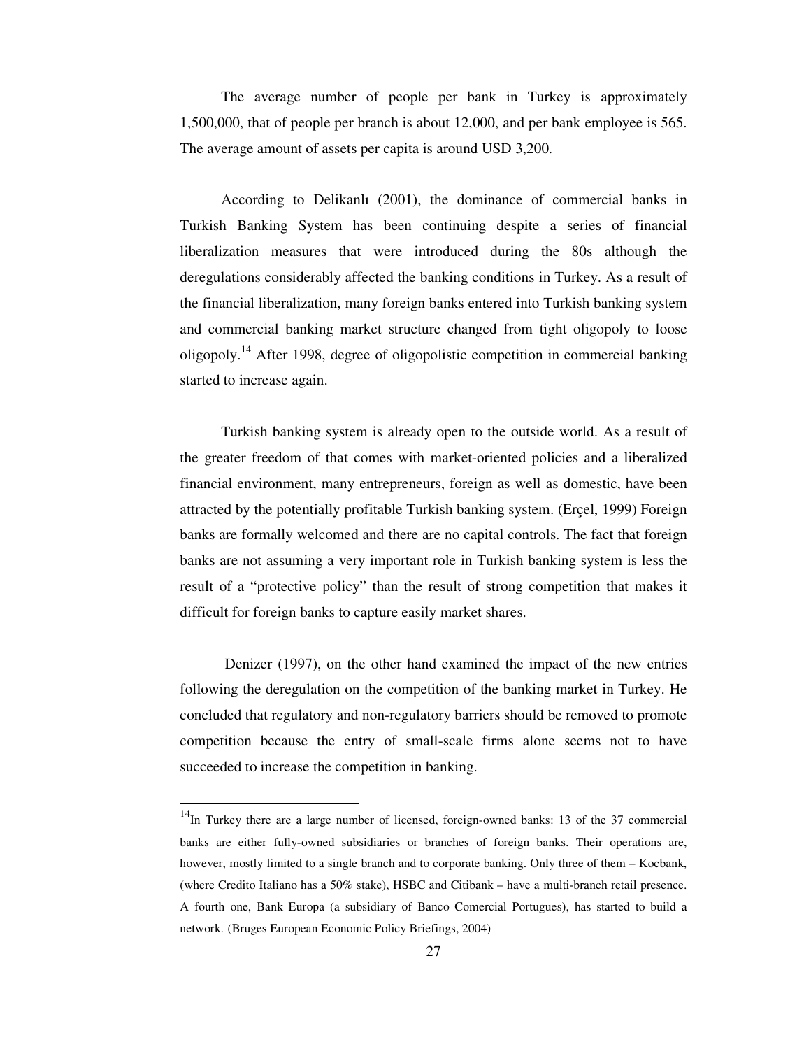The average number of people per bank in Turkey is approximately 1,500,000, that of people per branch is about 12,000, and per bank employee is 565. The average amount of assets per capita is around USD 3,200.

According to Delikanlı (2001), the dominance of commercial banks in Turkish Banking System has been continuing despite a series of financial liberalization measures that were introduced during the 80s although the deregulations considerably affected the banking conditions in Turkey. As a result of the financial liberalization, many foreign banks entered into Turkish banking system and commercial banking market structure changed from tight oligopoly to loose oligopoly.[14] After 1998, degree of oligopolistic competition in commercial banking started to increase again.

Turkish banking system is already open to the outside world. As a result of the greater freedom of that comes with market-oriented policies and a liberalized financial environment, many entrepreneurs, foreign as well as domestic, have been attracted by the potentially profitable Turkish banking system. (Erçel, 1999) Foreign banks are formally welcomed and there are no capital controls. The fact that foreign banks are not assuming a very important role in Turkish banking system is less the result of a "protective policy" than the result of strong competition that makes it difficult for foreign banks to capture easily market shares.

Denizer (1997), on the other hand examined the impact of the new entries following the deregulation on the competition of the banking market in Turkey. He concluded that regulatory and non-regulatory barriers should be removed to promote competition because the entry of small-scale firms alone seems not to have succeeded to increase the competition in banking.

---

[14] In Turkey there are a large number of licensed, foreign-owned banks: 13 of the 37 commercial banks are either fully-owned subsidiaries or branches of foreign banks. Their operations are, however, mostly limited to a single branch and to corporate banking. Only three of them – Kocbank, (where Credito Italiano has a 50% stake), HSBC and Citibank – have a multi-branch retail presence. A fourth one, Bank Europa (a subsidiary of Banco Comercial Portugues), has started to build a network. (Bruges European Economic Policy Briefings, 2004)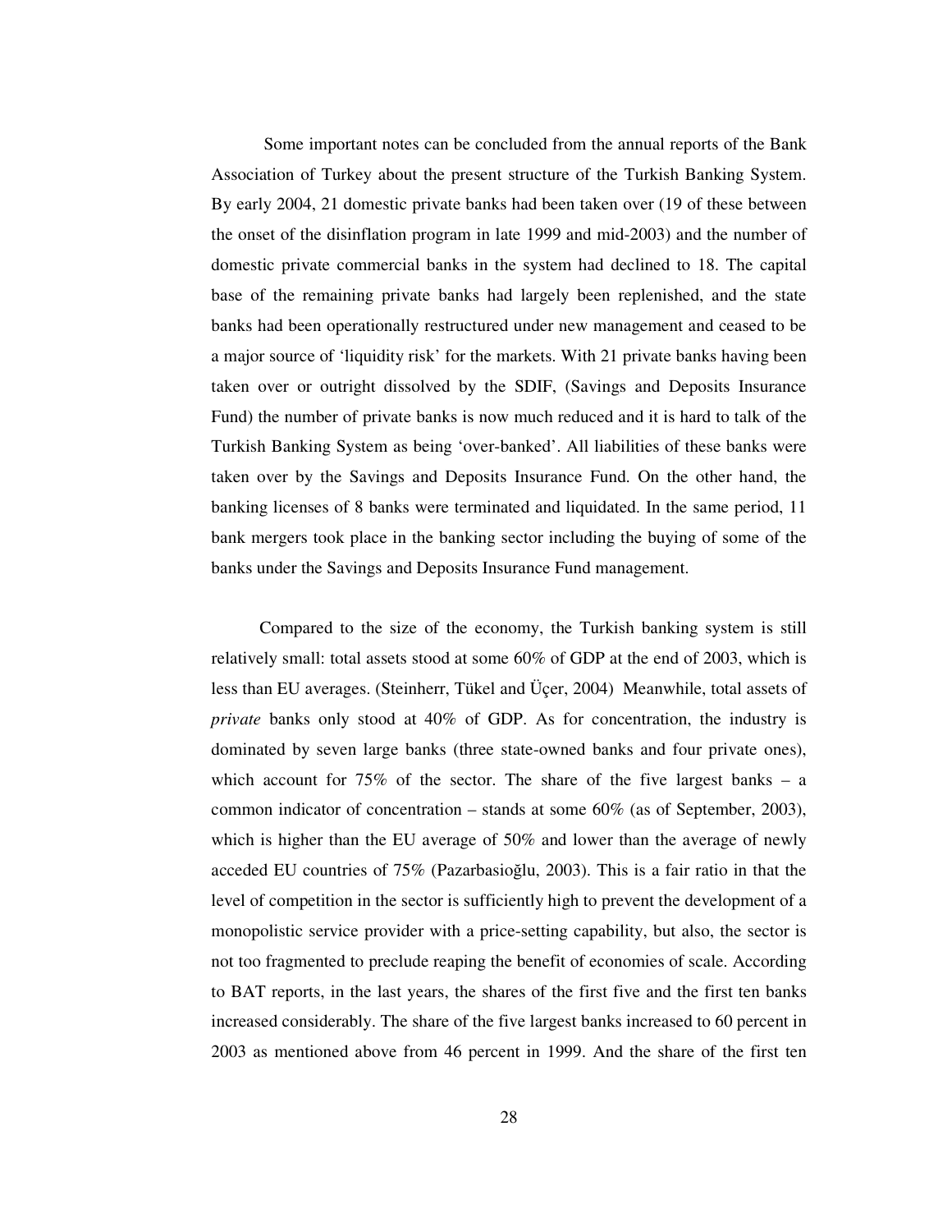Some important notes can be concluded from the annual reports of the Bank Association of Turkey about the present structure of the Turkish Banking System. By early 2004, 21 domestic private banks had been taken over (19 of these between the onset of the disinflation program in late 1999 and mid-2003) and the number of domestic private commercial banks in the system had declined to 18. The capital base of the remaining private banks had largely been replenished, and the state banks had been operationally restructured under new management and ceased to be a major source of 'liquidity risk' for the markets. With 21 private banks having been taken over or outright dissolved by the SDIF, (Savings and Deposits Insurance Fund) the number of private banks is now much reduced and it is hard to talk of the Turkish Banking System as being 'over-banked'. All liabilities of these banks were taken over by the Savings and Deposits Insurance Fund. On the other hand, the banking licenses of 8 banks were terminated and liquidated. In the same period, 11 bank mergers took place in the banking sector including the buying of some of the banks under the Savings and Deposits Insurance Fund management.

Compared to the size of the economy, the Turkish banking system is still relatively small: total assets stood at some 60% of GDP at the end of 2003, which is less than EU averages. (Steinherr, Tükel and Üçer, 2004) Meanwhile, total assets of *private* banks only stood at 40% of GDP. As for concentration, the industry is dominated by seven large banks (three state-owned banks and four private ones), which account for 75% of the sector. The share of the five largest banks – a common indicator of concentration – stands at some 60% (as of September, 2003), which is higher than the EU average of 50% and lower than the average of newly acceded EU countries of 75% (Pazarbasioğlu, 2003). This is a fair ratio in that the level of competition in the sector is sufficiently high to prevent the development of a monopolistic service provider with a price-setting capability, but also, the sector is not too fragmented to preclude reaping the benefit of economies of scale. According to BAT reports, in the last years, the shares of the first five and the first ten banks increased considerably. The share of the five largest banks increased to 60 percent in 2003 as mentioned above from 46 percent in 1999. And the share of the first ten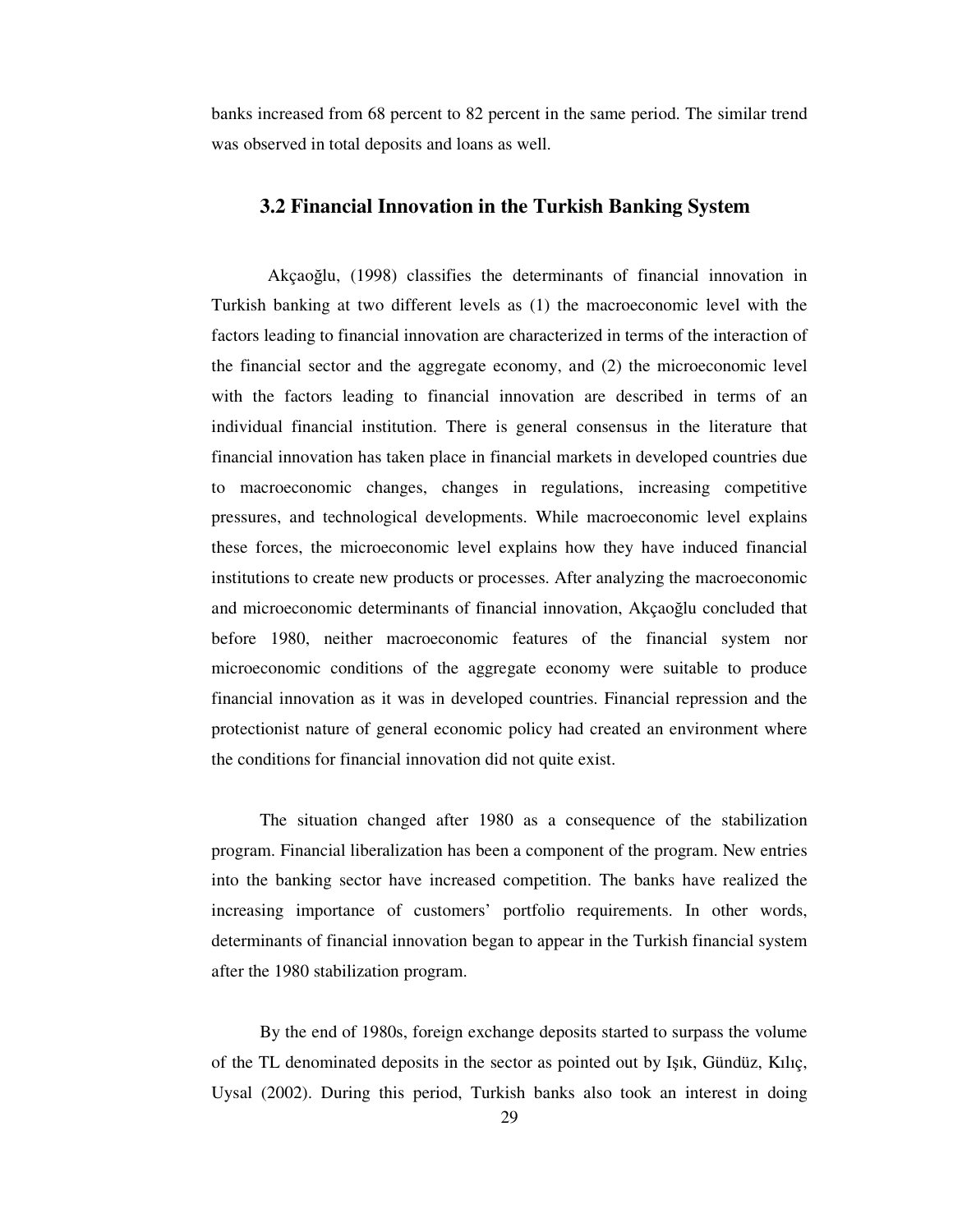banks increased from 68 percent to 82 percent in the same period. The similar trend was observed in total deposits and loans as well.

### 3.2 Financial Innovation in the Turkish Banking System

Akçaoğlu, (1998) classifies the determinants of financial innovation in Turkish banking at two different levels as (1) the macroeconomic level with the factors leading to financial innovation are characterized in terms of the interaction of the financial sector and the aggregate economy, and (2) the microeconomic level with the factors leading to financial innovation are described in terms of an individual financial institution. There is general consensus in the literature that financial innovation has taken place in financial markets in developed countries due to macroeconomic changes, changes in regulations, increasing competitive pressures, and technological developments. While macroeconomic level explains these forces, the microeconomic level explains how they have induced financial institutions to create new products or processes. After analyzing the macroeconomic and microeconomic determinants of financial innovation, Akçaoğlu concluded that before 1980, neither macroeconomic features of the financial system nor microeconomic conditions of the aggregate economy were suitable to produce financial innovation as it was in developed countries. Financial repression and the protectionist nature of general economic policy had created an environment where the conditions for financial innovation did not quite exist.

The situation changed after 1980 as a consequence of the stabilization program. Financial liberalization has been a component of the program. New entries into the banking sector have increased competition. The banks have realized the increasing importance of customers' portfolio requirements. In other words, determinants of financial innovation began to appear in the Turkish financial system after the 1980 stabilization program.

By the end of 1980s, foreign exchange deposits started to surpass the volume of the TL denominated deposits in the sector as pointed out by Işık, Gündüz, Kılıç, Uysal (2002). During this period, Turkish banks also took an interest in doing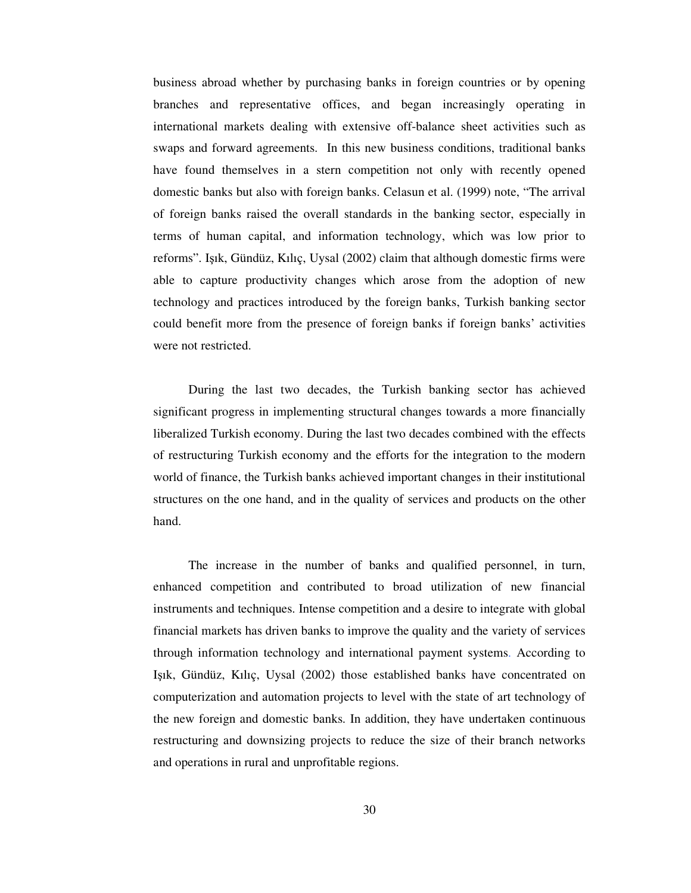business abroad whether by purchasing banks in foreign countries or by opening branches and representative offices, and began increasingly operating in international markets dealing with extensive off-balance sheet activities such as swaps and forward agreements. In this new business conditions, traditional banks have found themselves in a stern competition not only with recently opened domestic banks but also with foreign banks. Celasun et al. (1999) note, "The arrival of foreign banks raised the overall standards in the banking sector, especially in terms of human capital, and information technology, which was low prior to reforms". Işık, Gündüz, Kılıç, Uysal (2002) claim that although domestic firms were able to capture productivity changes which arose from the adoption of new technology and practices introduced by the foreign banks, Turkish banking sector could benefit more from the presence of foreign banks if foreign banks' activities were not restricted.

During the last two decades, the Turkish banking sector has achieved significant progress in implementing structural changes towards a more financially liberalized Turkish economy. During the last two decades combined with the effects of restructuring Turkish economy and the efforts for the integration to the modern world of finance, the Turkish banks achieved important changes in their institutional structures on the one hand, and in the quality of services and products on the other hand.

The increase in the number of banks and qualified personnel, in turn, enhanced competition and contributed to broad utilization of new financial instruments and techniques. Intense competition and a desire to integrate with global financial markets has driven banks to improve the quality and the variety of services through information technology and international payment systems. According to Işık, Gündüz, Kılıç, Uysal (2002) those established banks have concentrated on computerization and automation projects to level with the state of art technology of the new foreign and domestic banks. In addition, they have undertaken continuous restructuring and downsizing projects to reduce the size of their branch networks and operations in rural and unprofitable regions.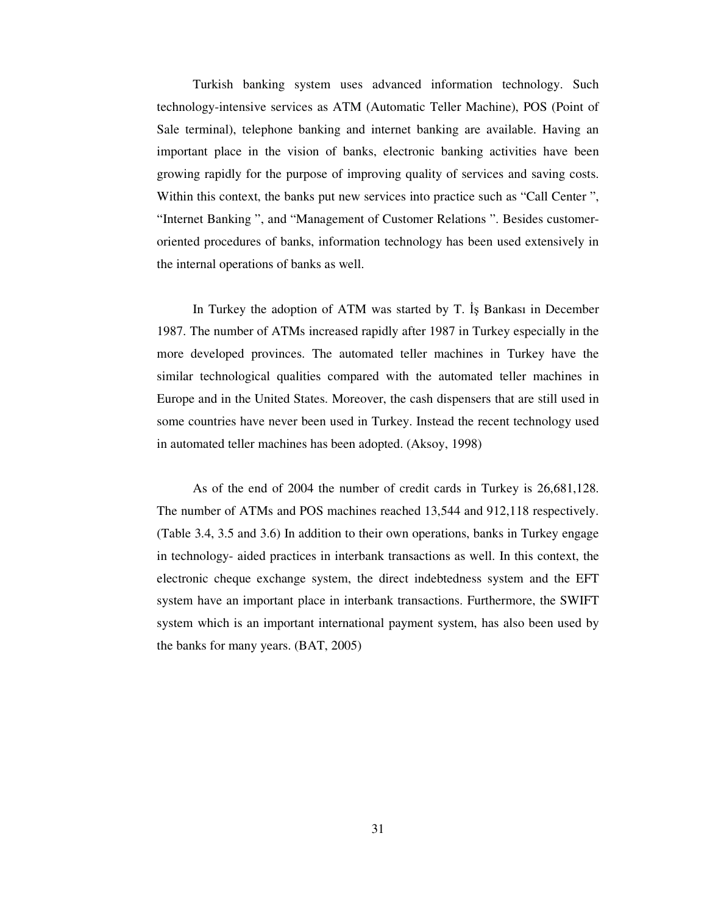Turkish banking system uses advanced information technology. Such technology-intensive services as ATM (Automatic Teller Machine), POS (Point of Sale terminal), telephone banking and internet banking are available. Having an important place in the vision of banks, electronic banking activities have been growing rapidly for the purpose of improving quality of services and saving costs. Within this context, the banks put new services into practice such as “Call Center ”, “Internet Banking ”, and “Management of Customer Relations ”. Besides customer-oriented procedures of banks, information technology has been used extensively in the internal operations of banks as well.

In Turkey the adoption of ATM was started by T. İş Bankası in December 1987. The number of ATMs increased rapidly after 1987 in Turkey especially in the more developed provinces. The automated teller machines in Turkey have the similar technological qualities compared with the automated teller machines in Europe and in the United States. Moreover, the cash dispensers that are still used in some countries have never been used in Turkey. Instead the recent technology used in automated teller machines has been adopted. (Aksoy, 1998)

As of the end of 2004 the number of credit cards in Turkey is 26,681,128. The number of ATMs and POS machines reached 13,544 and 912,118 respectively. (Table 3.4, 3.5 and 3.6) In addition to their own operations, banks in Turkey engage in technology- aided practices in interbank transactions as well. In this context, the electronic cheque exchange system, the direct indebtedness system and the EFT system have an important place in interbank transactions. Furthermore, the SWIFT system which is an important international payment system, has also been used by the banks for many years. (BAT, 2005)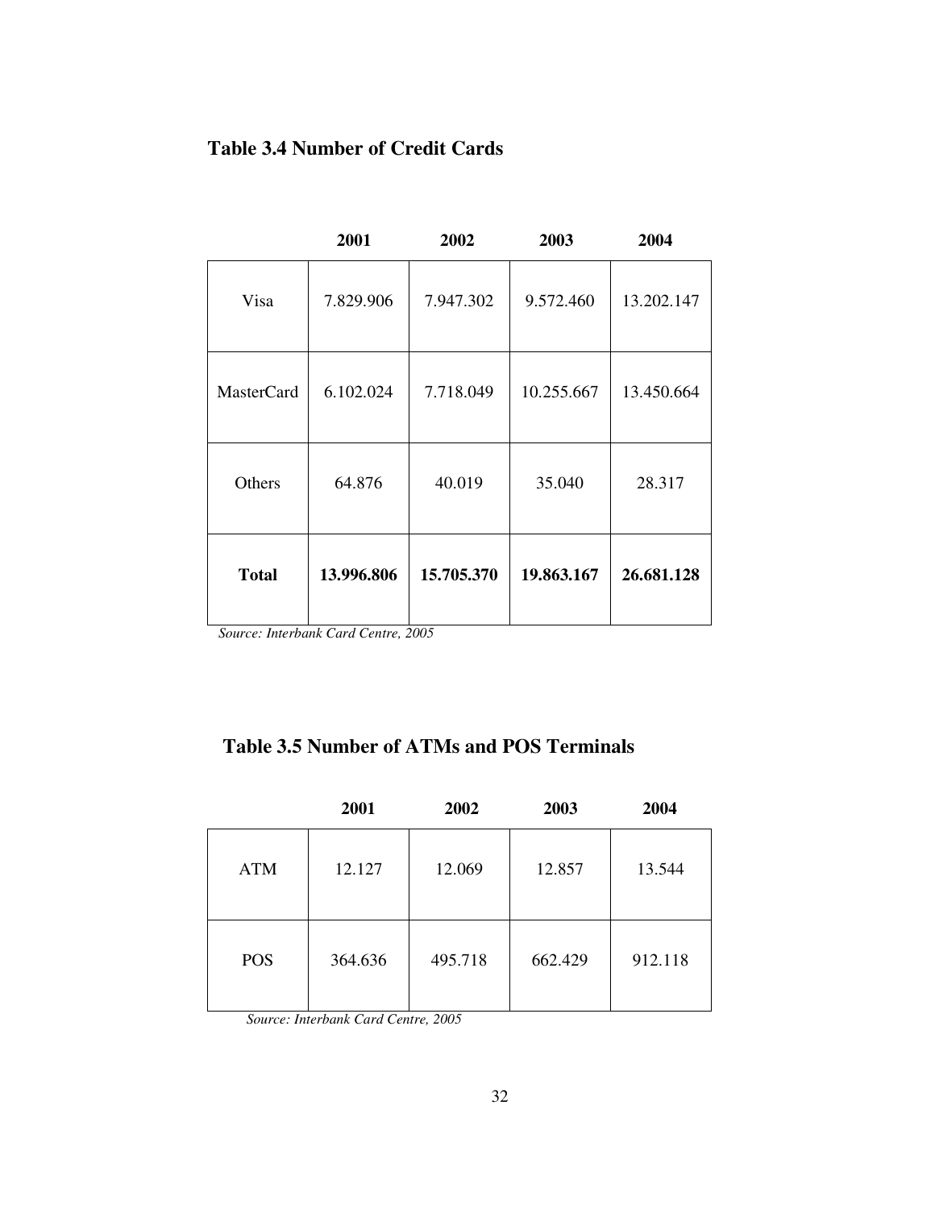**Table 3.4 Number of Credit Cards**

| | 2001 | 2002 | 2003 | 2004 |
|---|---|---|---|---|
| Visa | 7.829.906 | 7.947.302 | 9.572.460 | 13.202.147 |
| MasterCard | 6.102.024 | 7.718.049 | 10.255.667 | 13.450.664 |
| Others | 64.876 | 40.019 | 35.040 | 28.317 |
| **Total** | **13.996.806** | **15.705.370** | **19.863.167** | **26.681.128** |

*Source: Interbank Card Centre, 2005*

**Table 3.5 Number of ATMs and POS Terminals**

| | 2001 | 2002 | 2003 | 2004 |
|---|---|---|---|---|
| ATM | 12.127 | 12.069 | 12.857 | 13.544 |
| POS | 364.636 | 495.718 | 662.429 | 912.118 |

*Source: Interbank Card Centre, 2005*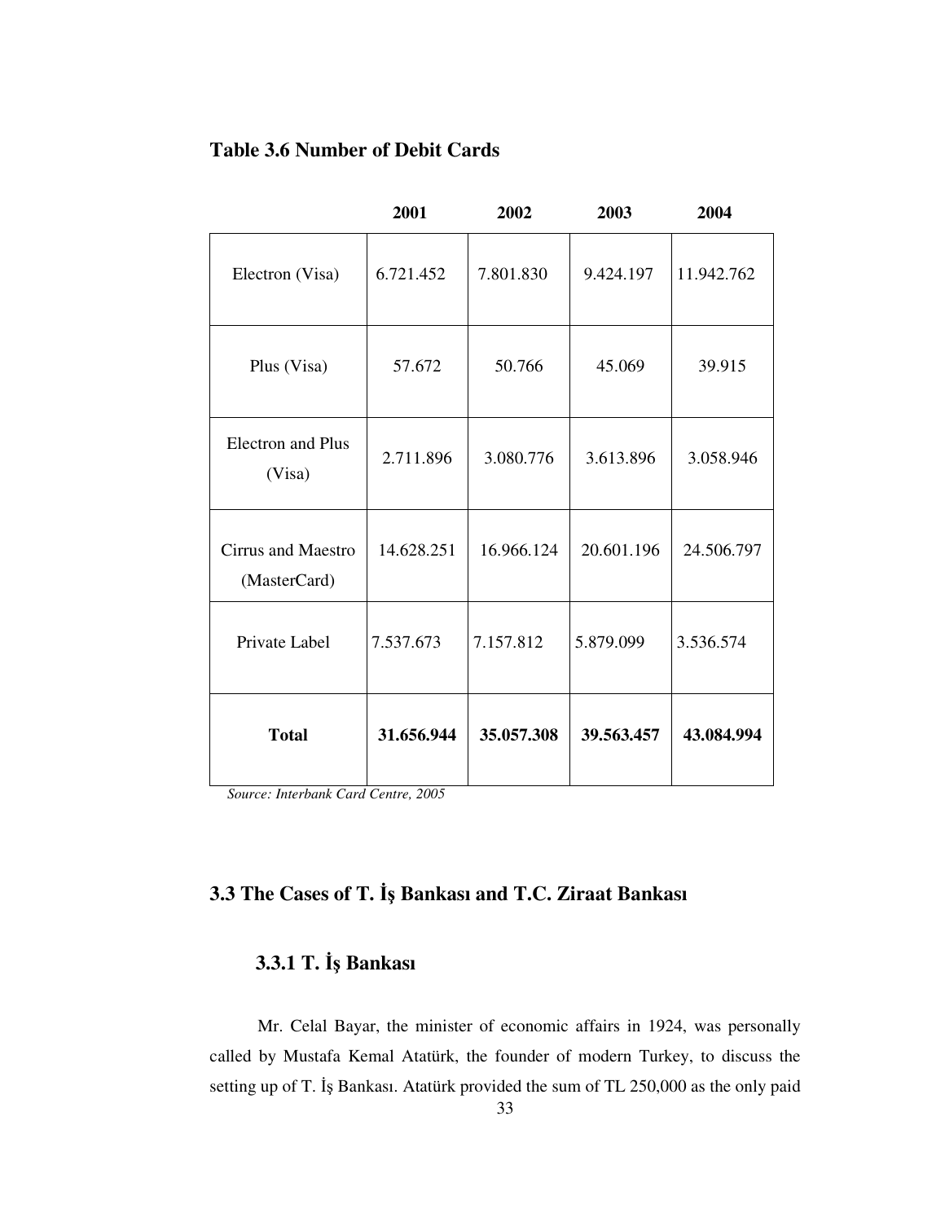**Table 3.6 Number of Debit Cards**

| | 2001 | 2002 | 2003 | 2004 |
|---|---|---|---|---|
| Electron (Visa) | 6.721.452 | 7.801.830 | 9.424.197 | 11.942.762 |
| Plus (Visa) | 57.672 | 50.766 | 45.069 | 39.915 |
| Electron and Plus (Visa) | 2.711.896 | 3.080.776 | 3.613.896 | 3.058.946 |
| Cirrus and Maestro (MasterCard) | 14.628.251 | 16.966.124 | 20.601.196 | 24.506.797 |
| Private Label | 7.537.673 | 7.157.812 | 5.879.099 | 3.536.574 |
| **Total** | **31.656.944** | **35.057.308** | **39.563.457** | **43.084.994** |

*Source: Interbank Card Centre, 2005*

## 3.3 The Cases of T. İş Bankası and T.C. Ziraat Bankası

### 3.3.1 T. İş Bankası

Mr. Celal Bayar, the minister of economic affairs in 1924, was personally called by Mustafa Kemal Atatürk, the founder of modern Turkey, to discuss the setting up of T. İş Bankası. Atatürk provided the sum of TL 250,000 as the only paid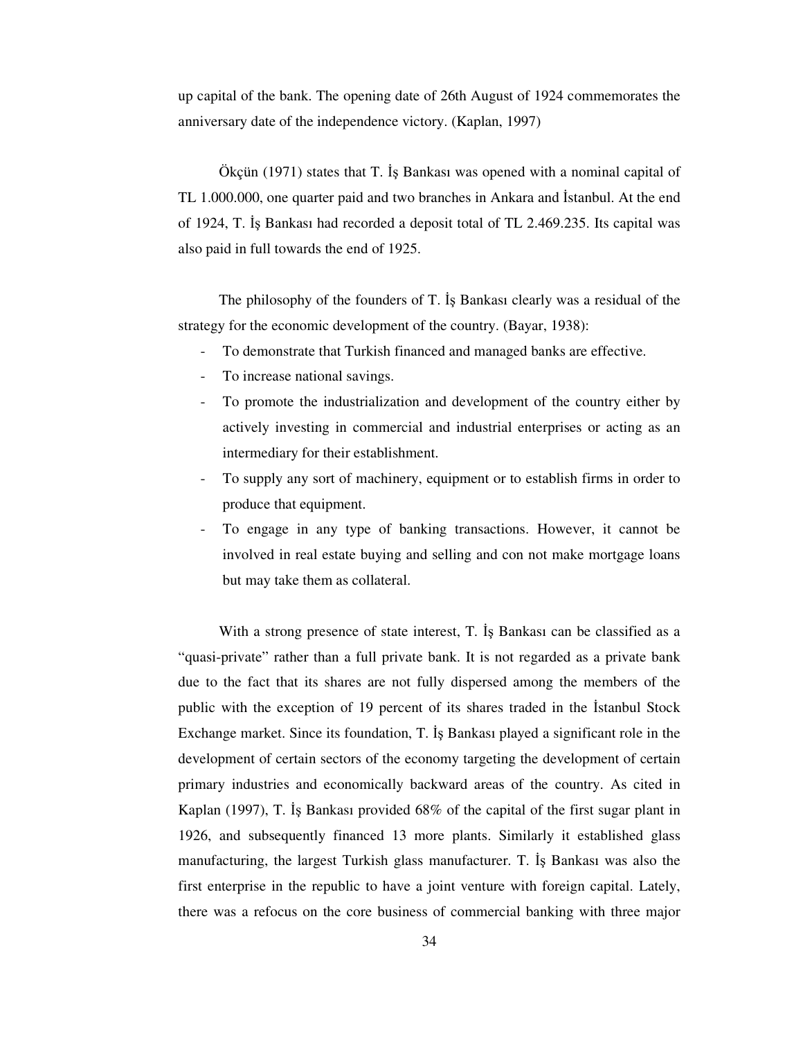up capital of the bank. The opening date of 26th August of 1924 commemorates the anniversary date of the independence victory. (Kaplan, 1997)

Ökçün (1971) states that T. İş Bankası was opened with a nominal capital of TL 1.000.000, one quarter paid and two branches in Ankara and İstanbul. At the end of 1924, T. İş Bankası had recorded a deposit total of TL 2.469.235. Its capital was also paid in full towards the end of 1925.

The philosophy of the founders of T. İş Bankası clearly was a residual of the strategy for the economic development of the country. (Bayar, 1938):

- To demonstrate that Turkish financed and managed banks are effective.
- To increase national savings.
- To promote the industrialization and development of the country either by actively investing in commercial and industrial enterprises or acting as an intermediary for their establishment.
- To supply any sort of machinery, equipment or to establish firms in order to produce that equipment.
- To engage in any type of banking transactions. However, it cannot be involved in real estate buying and selling and con not make mortgage loans but may take them as collateral.

With a strong presence of state interest, T. İş Bankası can be classified as a "quasi-private" rather than a full private bank. It is not regarded as a private bank due to the fact that its shares are not fully dispersed among the members of the public with the exception of 19 percent of its shares traded in the İstanbul Stock Exchange market. Since its foundation, T. İş Bankası played a significant role in the development of certain sectors of the economy targeting the development of certain primary industries and economically backward areas of the country. As cited in Kaplan (1997), T. İş Bankası provided 68% of the capital of the first sugar plant in 1926, and subsequently financed 13 more plants. Similarly it established glass manufacturing, the largest Turkish glass manufacturer. T. İş Bankası was also the first enterprise in the republic to have a joint venture with foreign capital. Lately, there was a refocus on the core business of commercial banking with three major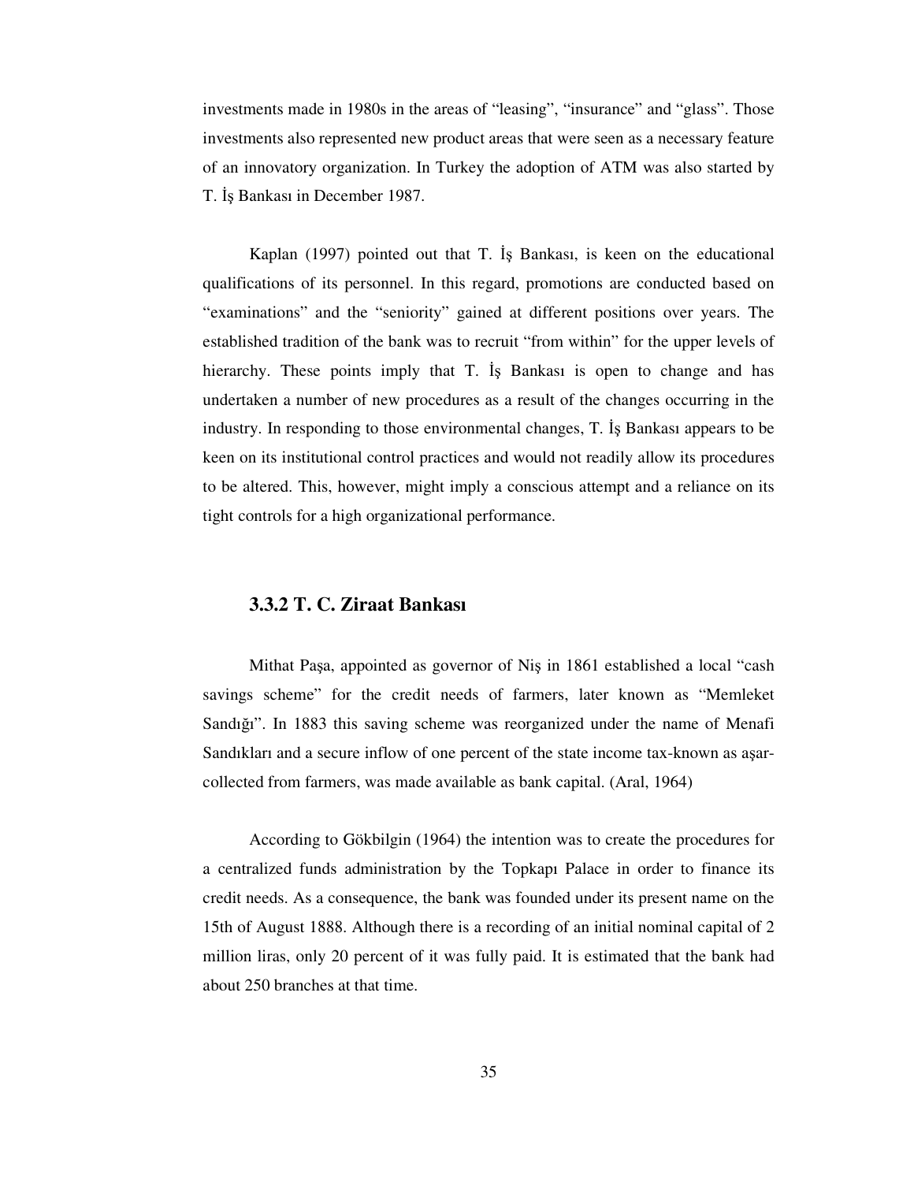investments made in 1980s in the areas of "leasing", "insurance" and "glass". Those investments also represented new product areas that were seen as a necessary feature of an innovatory organization. In Turkey the adoption of ATM was also started by T. İş Bankası in December 1987.

Kaplan (1997) pointed out that T. İş Bankası, is keen on the educational qualifications of its personnel. In this regard, promotions are conducted based on "examinations" and the "seniority" gained at different positions over years. The established tradition of the bank was to recruit "from within" for the upper levels of hierarchy. These points imply that T. İş Bankası is open to change and has undertaken a number of new procedures as a result of the changes occurring in the industry. In responding to those environmental changes, T. İş Bankası appears to be keen on its institutional control practices and would not readily allow its procedures to be altered. This, however, might imply a conscious attempt and a reliance on its tight controls for a high organizational performance.

### 3.3.2 T. C. Ziraat Bankası

Mithat Paşa, appointed as governor of Niş in 1861 established a local "cash savings scheme" for the credit needs of farmers, later known as "Memleket Sandığı". In 1883 this saving scheme was reorganized under the name of Menafi Sandıkları and a secure inflow of one percent of the state income tax-known as aşar-collected from farmers, was made available as bank capital. (Aral, 1964)

According to Gökbilgin (1964) the intention was to create the procedures for a centralized funds administration by the Topkapı Palace in order to finance its credit needs. As a consequence, the bank was founded under its present name on the 15th of August 1888. Although there is a recording of an initial nominal capital of 2 million liras, only 20 percent of it was fully paid. It is estimated that the bank had about 250 branches at that time.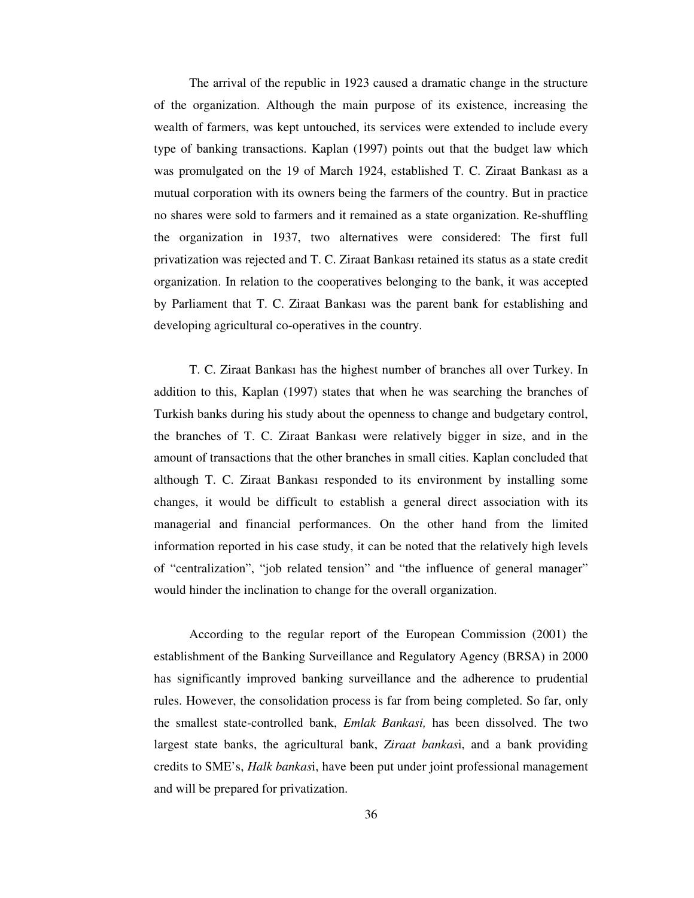The arrival of the republic in 1923 caused a dramatic change in the structure of the organization. Although the main purpose of its existence, increasing the wealth of farmers, was kept untouched, its services were extended to include every type of banking transactions. Kaplan (1997) points out that the budget law which was promulgated on the 19 of March 1924, established T. C. Ziraat Bankası as a mutual corporation with its owners being the farmers of the country. But in practice no shares were sold to farmers and it remained as a state organization. Re-shuffling the organization in 1937, two alternatives were considered: The first full privatization was rejected and T. C. Ziraat Bankası retained its status as a state credit organization. In relation to the cooperatives belonging to the bank, it was accepted by Parliament that T. C. Ziraat Bankası was the parent bank for establishing and developing agricultural co-operatives in the country.

T. C. Ziraat Bankası has the highest number of branches all over Turkey. In addition to this, Kaplan (1997) states that when he was searching the branches of Turkish banks during his study about the openness to change and budgetary control, the branches of T. C. Ziraat Bankası were relatively bigger in size, and in the amount of transactions that the other branches in small cities. Kaplan concluded that although T. C. Ziraat Bankası responded to its environment by installing some changes, it would be difficult to establish a general direct association with its managerial and financial performances. On the other hand from the limited information reported in his case study, it can be noted that the relatively high levels of "centralization", "job related tension" and "the influence of general manager" would hinder the inclination to change for the overall organization.

According to the regular report of the European Commission (2001) the establishment of the Banking Surveillance and Regulatory Agency (BRSA) in 2000 has significantly improved banking surveillance and the adherence to prudential rules. However, the consolidation process is far from being completed. So far, only the smallest state-controlled bank, *Emlak Bankasi,* has been dissolved. The two largest state banks, the agricultural bank, *Ziraat bankas*i, and a bank providing credits to SME's, *Halk bankas*i, have been put under joint professional management and will be prepared for privatization.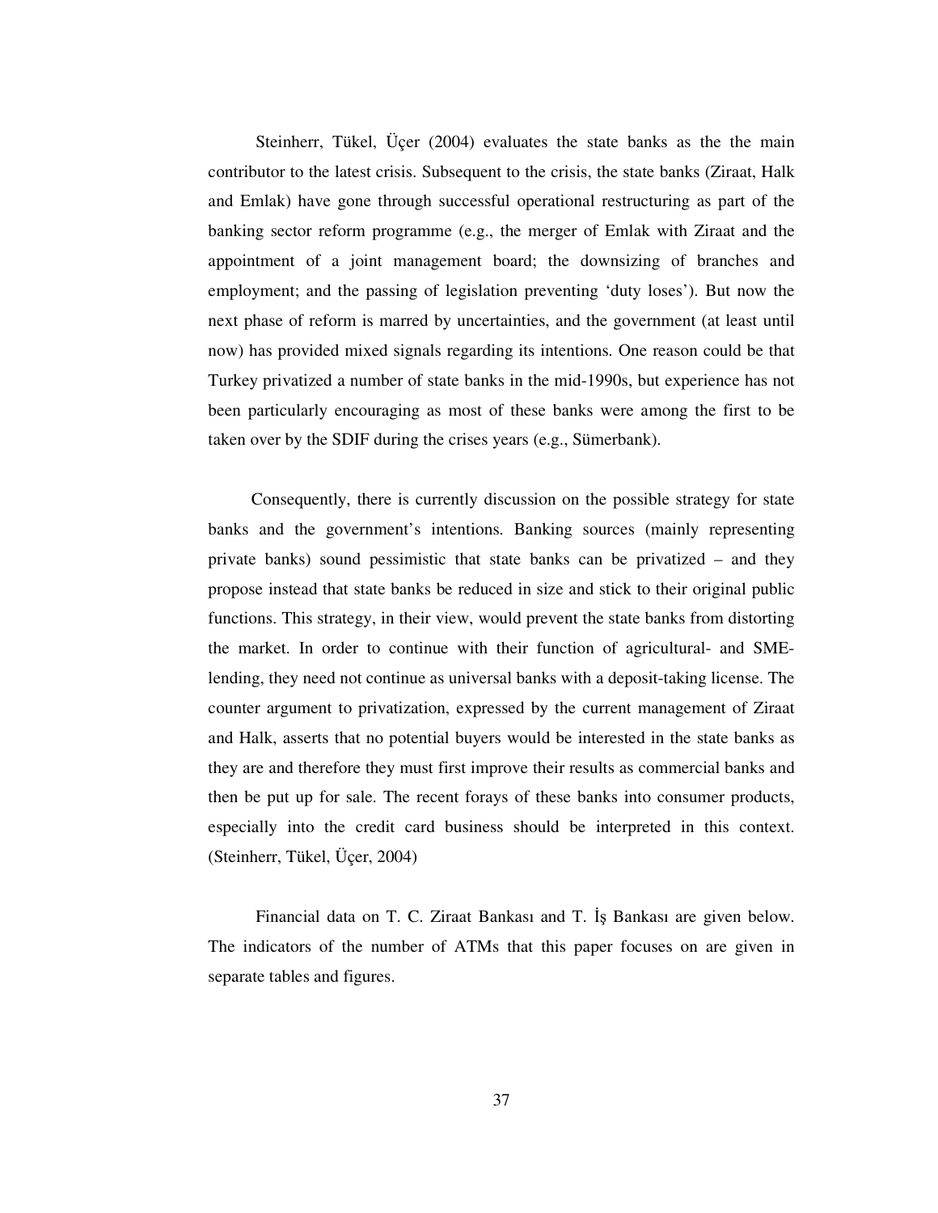Steinherr, Tükel, Üçer (2004) evaluates the state banks as the the main contributor to the latest crisis. Subsequent to the crisis, the state banks (Ziraat, Halk and Emlak) have gone through successful operational restructuring as part of the banking sector reform programme (e.g., the merger of Emlak with Ziraat and the appointment of a joint management board; the downsizing of branches and employment; and the passing of legislation preventing 'duty loses'). But now the next phase of reform is marred by uncertainties, and the government (at least until now) has provided mixed signals regarding its intentions. One reason could be that Turkey privatized a number of state banks in the mid-1990s, but experience has not been particularly encouraging as most of these banks were among the first to be taken over by the SDIF during the crises years (e.g., Sümerbank).

Consequently, there is currently discussion on the possible strategy for state banks and the government's intentions. Banking sources (mainly representing private banks) sound pessimistic that state banks can be privatized – and they propose instead that state banks be reduced in size and stick to their original public functions. This strategy, in their view, would prevent the state banks from distorting the market. In order to continue with their function of agricultural- and SME-lending, they need not continue as universal banks with a deposit-taking license. The counter argument to privatization, expressed by the current management of Ziraat and Halk, asserts that no potential buyers would be interested in the state banks as they are and therefore they must first improve their results as commercial banks and then be put up for sale. The recent forays of these banks into consumer products, especially into the credit card business should be interpreted in this context. (Steinherr, Tükel, Üçer, 2004)

Financial data on T. C. Ziraat Bankası and T. İş Bankası are given below. The indicators of the number of ATMs that this paper focuses on are given in separate tables and figures.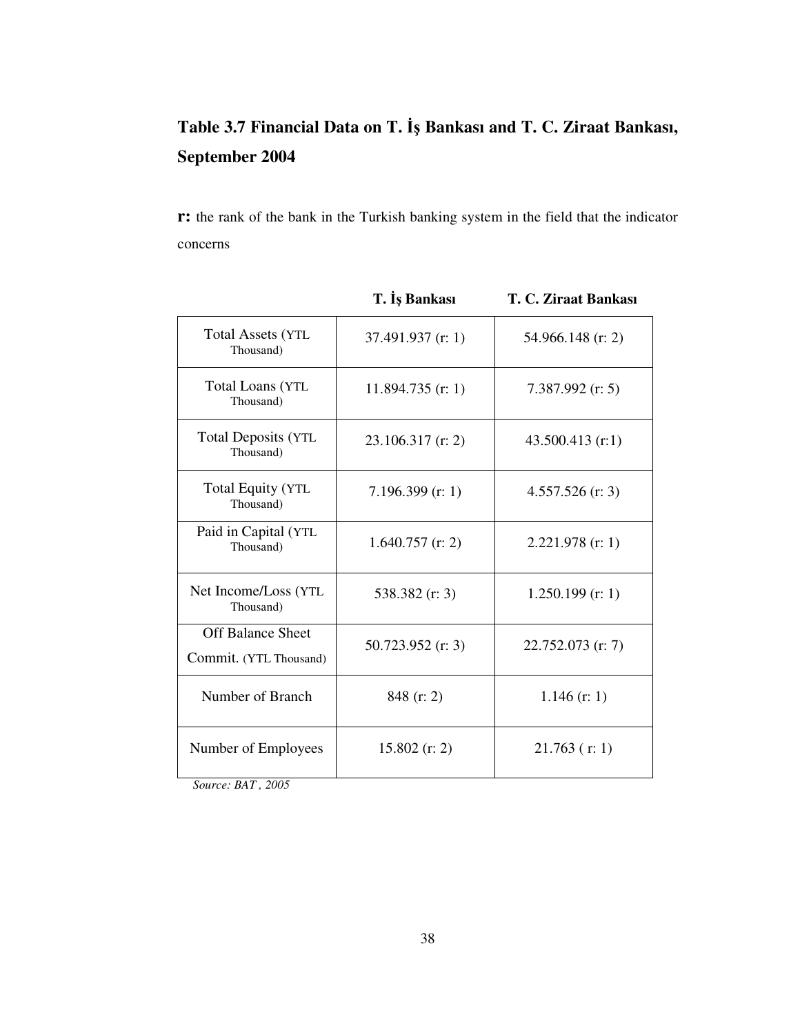## Table 3.7 Financial Data on T. İş Bankası and T. C. Ziraat Bankası, September 2004

**r:** the rank of the bank in the Turkish banking system in the field that the indicator concerns

| | T. İş Bankası | T. C. Ziraat Bankası |
|---|---|---|
| Total Assets (YTL Thousand) | 37.491.937 (r: 1) | 54.966.148 (r: 2) |
| Total Loans (YTL Thousand) | 11.894.735 (r: 1) | 7.387.992 (r: 5) |
| Total Deposits (YTL Thousand) | 23.106.317 (r: 2) | 43.500.413 (r:1) |
| Total Equity (YTL Thousand) | 7.196.399 (r: 1) | 4.557.526 (r: 3) |
| Paid in Capital (YTL Thousand) | 1.640.757 (r: 2) | 2.221.978 (r: 1) |
| Net Income/Loss (YTL Thousand) | 538.382 (r: 3) | 1.250.199 (r: 1) |
| Off Balance Sheet Commit. (YTL Thousand) | 50.723.952 (r: 3) | 22.752.073 (r: 7) |
| Number of Branch | 848 (r: 2) | 1.146 (r: 1) |
| Number of Employees | 15.802 (r: 2) | 21.763 ( r: 1) |

*Source: BAT , 2005*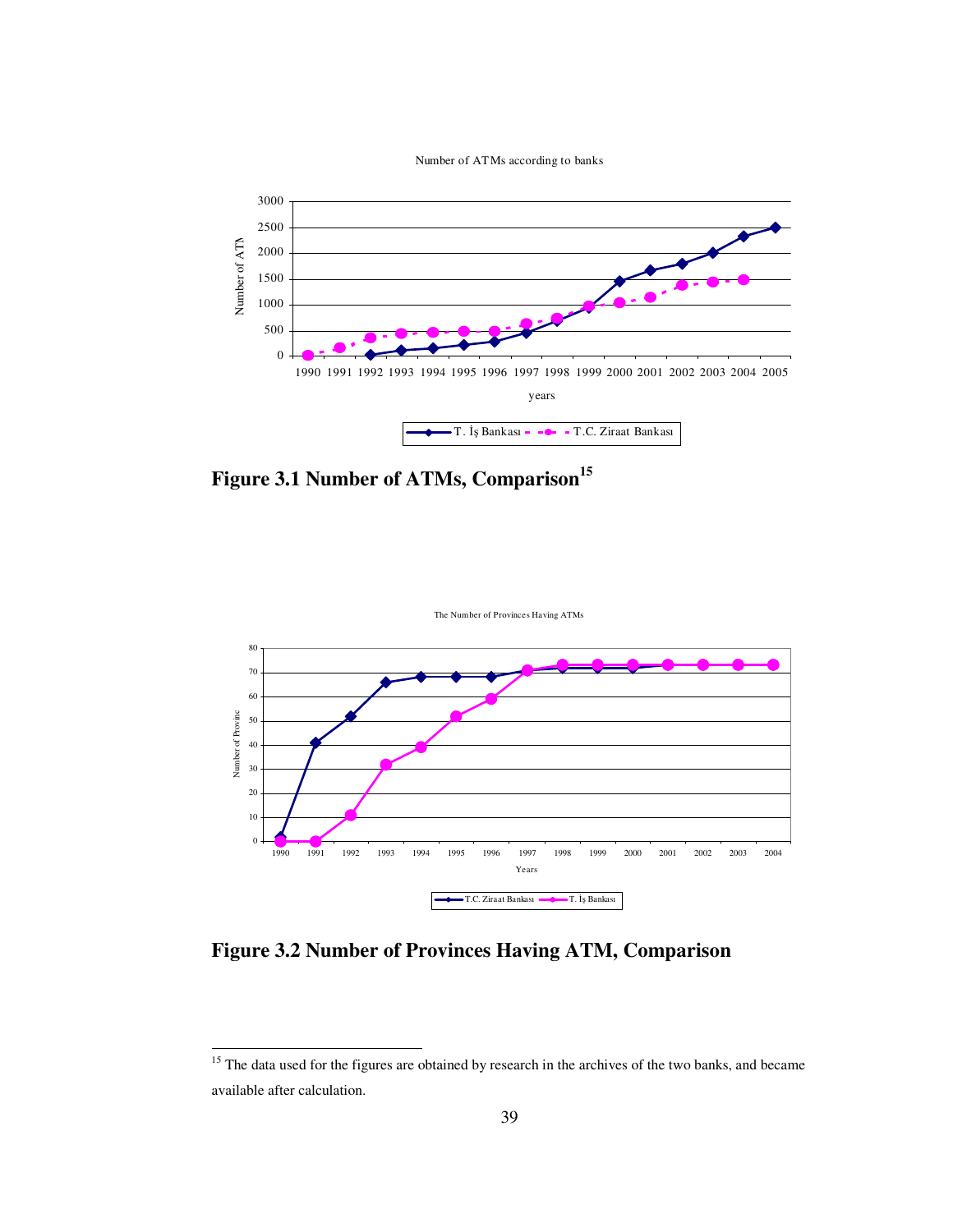Number of ATMs according to banks

**Figure 3.1 Number of ATMs, Comparison**[15]

The Number of Provinces Having ATMs

**Figure 3.2 Number of Provinces Having ATM, Comparison**

[15] The data used for the figures are obtained by research in the archives of the two banks, and became available after calculation.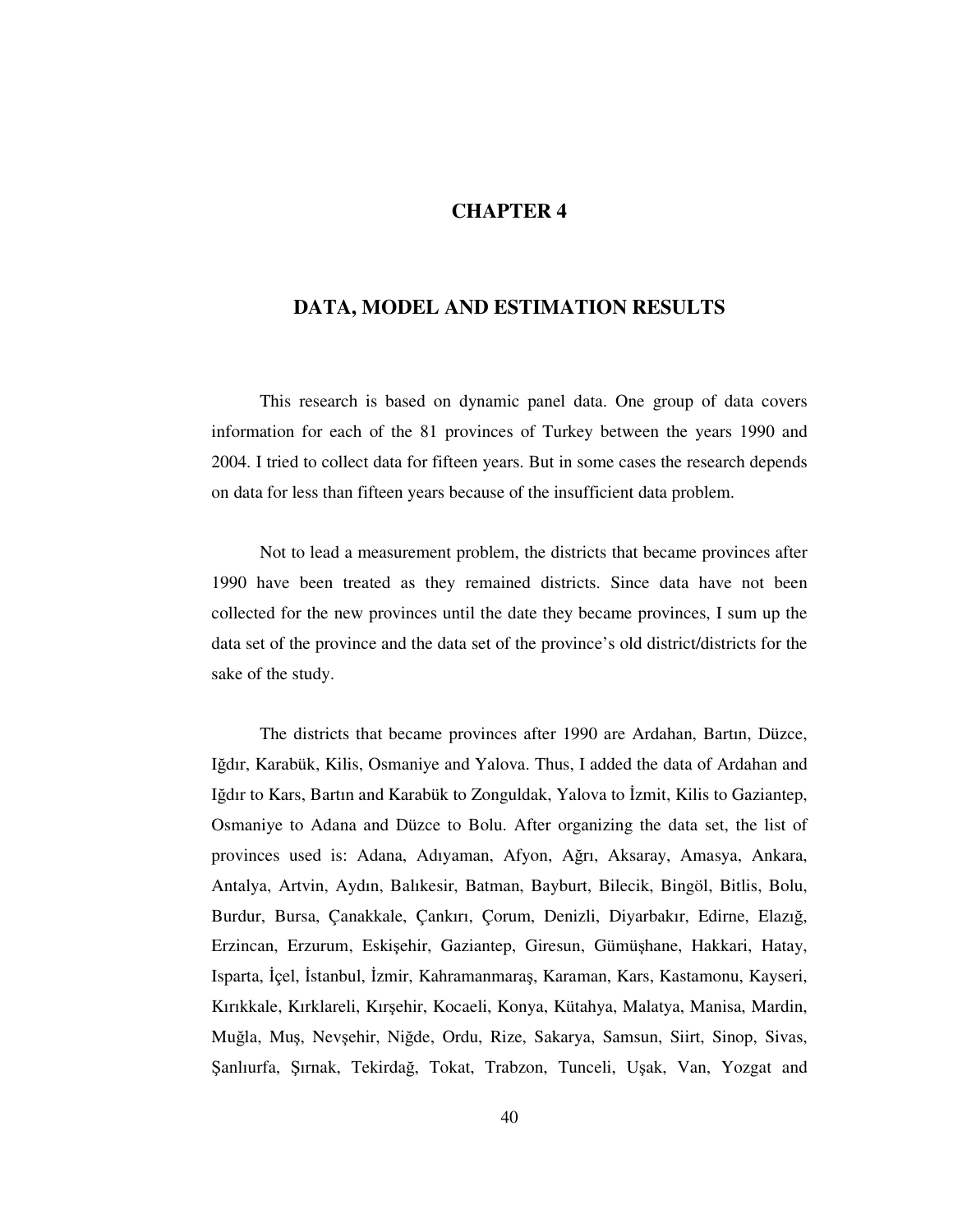# CHAPTER 4

# DATA, MODEL AND ESTIMATION RESULTS

This research is based on dynamic panel data. One group of data covers information for each of the 81 provinces of Turkey between the years 1990 and 2004. I tried to collect data for fifteen years. But in some cases the research depends on data for less than fifteen years because of the insufficient data problem.

Not to lead a measurement problem, the districts that became provinces after 1990 have been treated as they remained districts. Since data have not been collected for the new provinces until the date they became provinces, I sum up the data set of the province and the data set of the province's old district/districts for the sake of the study.

The districts that became provinces after 1990 are Ardahan, Bartın, Düzce, Iğdır, Karabük, Kilis, Osmaniye and Yalova. Thus, I added the data of Ardahan and Iğdır to Kars, Bartın and Karabük to Zonguldak, Yalova to İzmit, Kilis to Gaziantep, Osmaniye to Adana and Düzce to Bolu. After organizing the data set, the list of provinces used is: Adana, Adıyaman, Afyon, Ağrı, Aksaray, Amasya, Ankara, Antalya, Artvin, Aydın, Balıkesir, Batman, Bayburt, Bilecik, Bingöl, Bitlis, Bolu, Burdur, Bursa, Çanakkale, Çankırı, Çorum, Denizli, Diyarbakır, Edirne, Elazığ, Erzincan, Erzurum, Eskişehir, Gaziantep, Giresun, Gümüşhane, Hakkari, Hatay, Isparta, İçel, İstanbul, İzmir, Kahramanmaraş, Karaman, Kars, Kastamonu, Kayseri, Kırıkkale, Kırklareli, Kırşehir, Kocaeli, Konya, Kütahya, Malatya, Manisa, Mardin, Muğla, Muş, Nevşehir, Niğde, Ordu, Rize, Sakarya, Samsun, Siirt, Sinop, Sivas, Şanlıurfa, Şırnak, Tekirdağ, Tokat, Trabzon, Tunceli, Uşak, Van, Yozgat and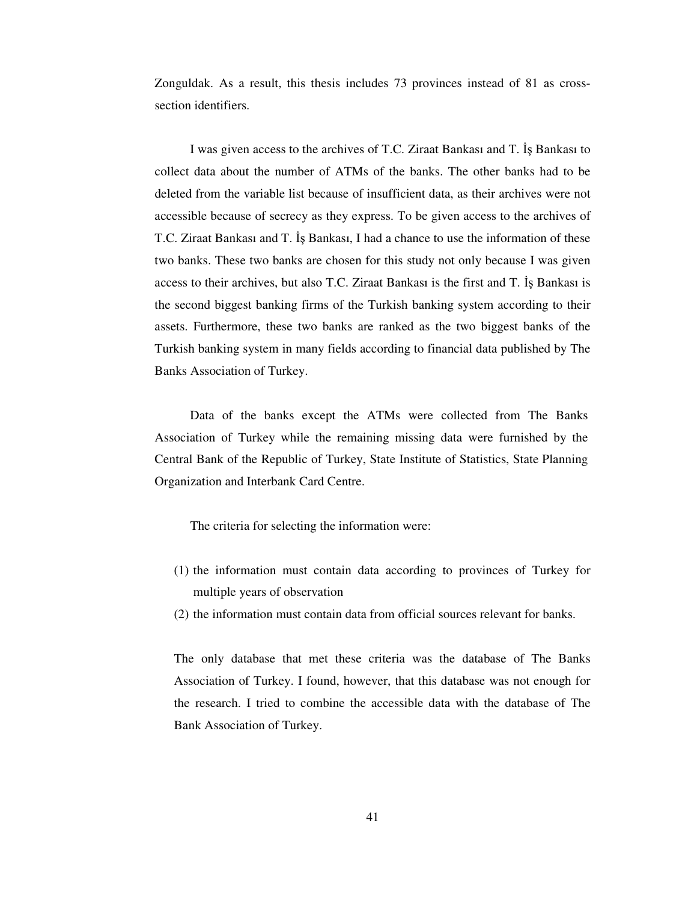Zonguldak. As a result, this thesis includes 73 provinces instead of 81 as cross-section identifiers.

I was given access to the archives of T.C. Ziraat Bankası and T. İş Bankası to collect data about the number of ATMs of the banks. The other banks had to be deleted from the variable list because of insufficient data, as their archives were not accessible because of secrecy as they express. To be given access to the archives of T.C. Ziraat Bankası and T. İş Bankası, I had a chance to use the information of these two banks. These two banks are chosen for this study not only because I was given access to their archives, but also T.C. Ziraat Bankası is the first and T. İş Bankası is the second biggest banking firms of the Turkish banking system according to their assets. Furthermore, these two banks are ranked as the two biggest banks of the Turkish banking system in many fields according to financial data published by The Banks Association of Turkey.

Data of the banks except the ATMs were collected from The Banks Association of Turkey while the remaining missing data were furnished by the Central Bank of the Republic of Turkey, State Institute of Statistics, State Planning Organization and Interbank Card Centre.

The criteria for selecting the information were:

(1) the information must contain data according to provinces of Turkey for multiple years of observation
(2) the information must contain data from official sources relevant for banks.

The only database that met these criteria was the database of The Banks Association of Turkey. I found, however, that this database was not enough for the research. I tried to combine the accessible data with the database of The Bank Association of Turkey.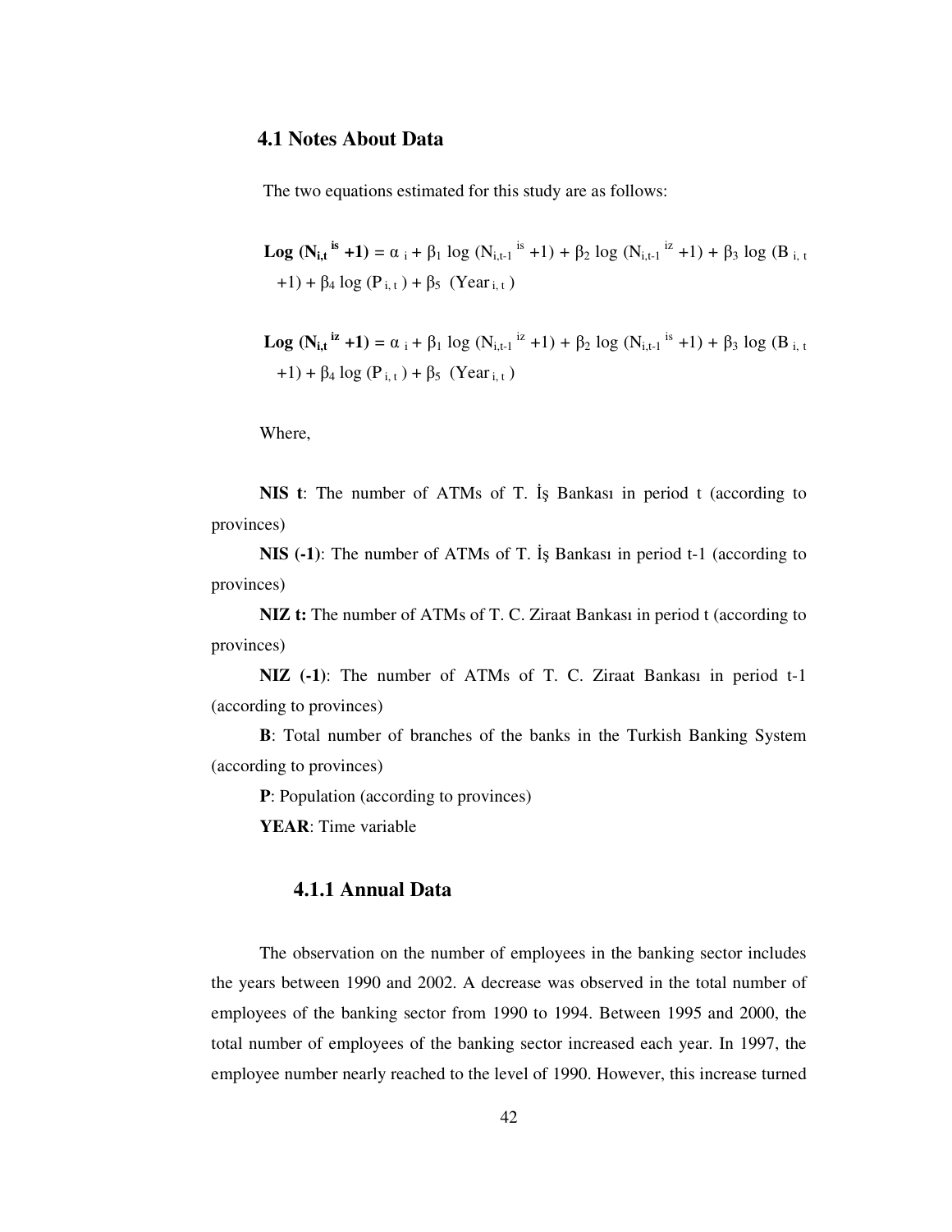## 4.1 Notes About Data

The two equations estimated for this study are as follows:

$$\textbf{Log}\ (N_{i,t}^{is} + 1) = \alpha_i + \beta_1 \log (N_{i,t-1}^{is} + 1) + \beta_2 \log (N_{i,t-1}^{iz} + 1) + \beta_3 \log (B_{i,t} + 1) + \beta_4 \log (P_{i,t}) + \beta_5 \ (Year_{i,t})$$

$$\textbf{Log}\ (N_{i,t}^{iz} + 1) = \alpha_i + \beta_1 \log (N_{i,t-1}^{iz} + 1) + \beta_2 \log (N_{i,t-1}^{is} + 1) + \beta_3 \log (B_{i,t} + 1) + \beta_4 \log (P_{i,t}) + \beta_5 \ (Year_{i,t})$$

Where,

**NIS t**: The number of ATMs of T. İş Bankası in period t (according to provinces)

**NIS (-1)**: The number of ATMs of T. İş Bankası in period t-1 (according to provinces)

**NIZ t:** The number of ATMs of T. C. Ziraat Bankası in period t (according to provinces)

**NIZ (-1)**: The number of ATMs of T. C. Ziraat Bankası in period t-1 (according to provinces)

**B**: Total number of branches of the banks in the Turkish Banking System (according to provinces)

**P**: Population (according to provinces)

**YEAR**: Time variable

### 4.1.1 Annual Data

The observation on the number of employees in the banking sector includes the years between 1990 and 2002. A decrease was observed in the total number of employees of the banking sector from 1990 to 1994. Between 1995 and 2000, the total number of employees of the banking sector increased each year. In 1997, the employee number nearly reached to the level of 1990. However, this increase turned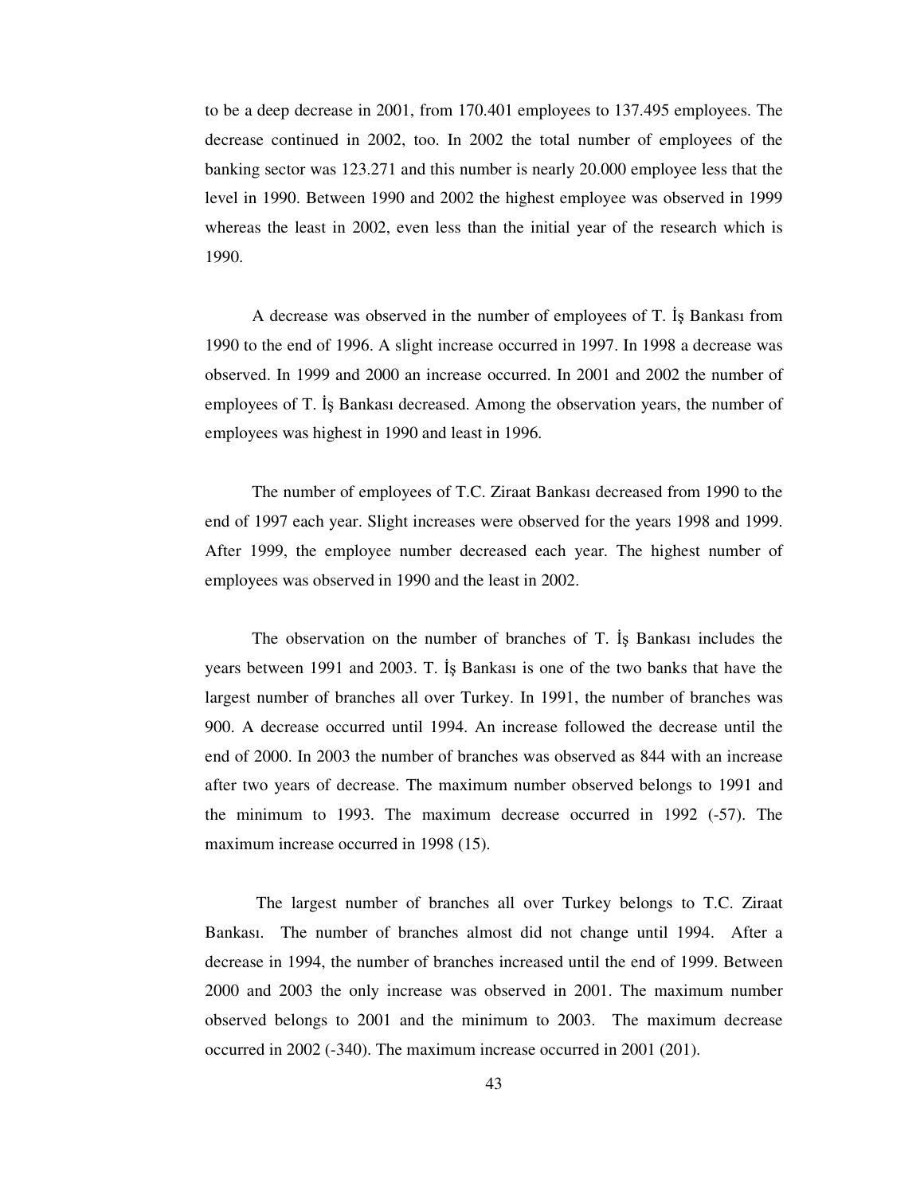to be a deep decrease in 2001, from 170.401 employees to 137.495 employees. The decrease continued in 2002, too. In 2002 the total number of employees of the banking sector was 123.271 and this number is nearly 20.000 employee less that the level in 1990. Between 1990 and 2002 the highest employee was observed in 1999 whereas the least in 2002, even less than the initial year of the research which is 1990.

A decrease was observed in the number of employees of T. İş Bankası from 1990 to the end of 1996. A slight increase occurred in 1997. In 1998 a decrease was observed. In 1999 and 2000 an increase occurred. In 2001 and 2002 the number of employees of T. İş Bankası decreased. Among the observation years, the number of employees was highest in 1990 and least in 1996.

The number of employees of T.C. Ziraat Bankası decreased from 1990 to the end of 1997 each year. Slight increases were observed for the years 1998 and 1999. After 1999, the employee number decreased each year. The highest number of employees was observed in 1990 and the least in 2002.

The observation on the number of branches of T. İş Bankası includes the years between 1991 and 2003. T. İş Bankası is one of the two banks that have the largest number of branches all over Turkey. In 1991, the number of branches was 900. A decrease occurred until 1994. An increase followed the decrease until the end of 2000. In 2003 the number of branches was observed as 844 with an increase after two years of decrease. The maximum number observed belongs to 1991 and the minimum to 1993. The maximum decrease occurred in 1992 (-57). The maximum increase occurred in 1998 (15).

The largest number of branches all over Turkey belongs to T.C. Ziraat Bankası. The number of branches almost did not change until 1994. After a decrease in 1994, the number of branches increased until the end of 1999. Between 2000 and 2003 the only increase was observed in 2001. The maximum number observed belongs to 2001 and the minimum to 2003. The maximum decrease occurred in 2002 (-340). The maximum increase occurred in 2001 (201).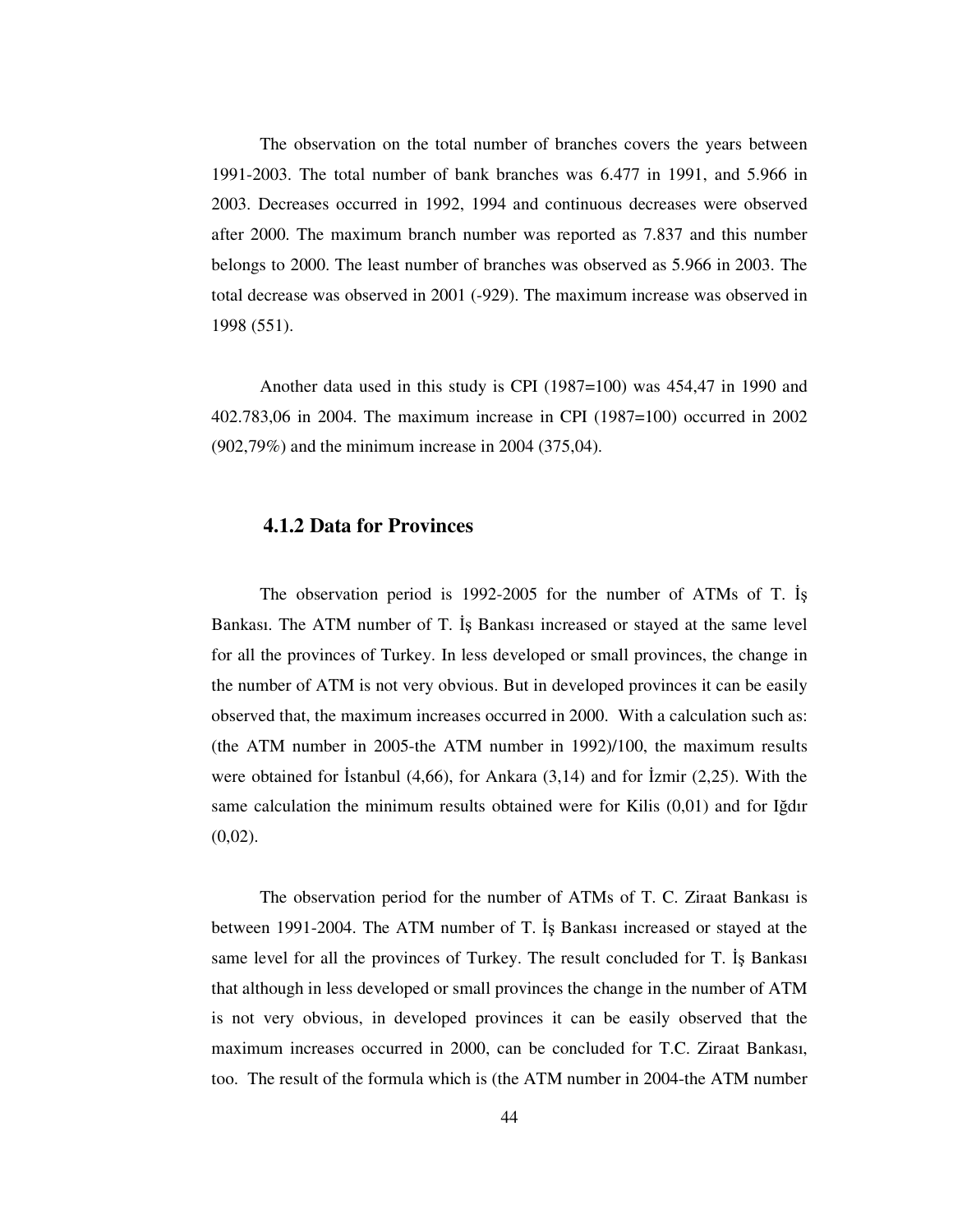The observation on the total number of branches covers the years between 1991-2003. The total number of bank branches was 6.477 in 1991, and 5.966 in 2003. Decreases occurred in 1992, 1994 and continuous decreases were observed after 2000. The maximum branch number was reported as 7.837 and this number belongs to 2000. The least number of branches was observed as 5.966 in 2003. The total decrease was observed in 2001 (-929). The maximum increase was observed in 1998 (551).

Another data used in this study is CPI (1987=100) was 454,47 in 1990 and 402.783,06 in 2004. The maximum increase in CPI (1987=100) occurred in 2002 (902,79%) and the minimum increase in 2004 (375,04).

### 4.1.2 Data for Provinces

The observation period is 1992-2005 for the number of ATMs of T. İş Bankası. The ATM number of T. İş Bankası increased or stayed at the same level for all the provinces of Turkey. In less developed or small provinces, the change in the number of ATM is not very obvious. But in developed provinces it can be easily observed that, the maximum increases occurred in 2000. With a calculation such as: (the ATM number in 2005-the ATM number in 1992)/100, the maximum results were obtained for İstanbul (4,66), for Ankara (3,14) and for İzmir (2,25). With the same calculation the minimum results obtained were for Kilis (0,01) and for Iğdır (0,02).

The observation period for the number of ATMs of T. C. Ziraat Bankası is between 1991-2004. The ATM number of T. İş Bankası increased or stayed at the same level for all the provinces of Turkey. The result concluded for T. İş Bankası that although in less developed or small provinces the change in the number of ATM is not very obvious, in developed provinces it can be easily observed that the maximum increases occurred in 2000, can be concluded for T.C. Ziraat Bankası, too. The result of the formula which is (the ATM number in 2004-the ATM number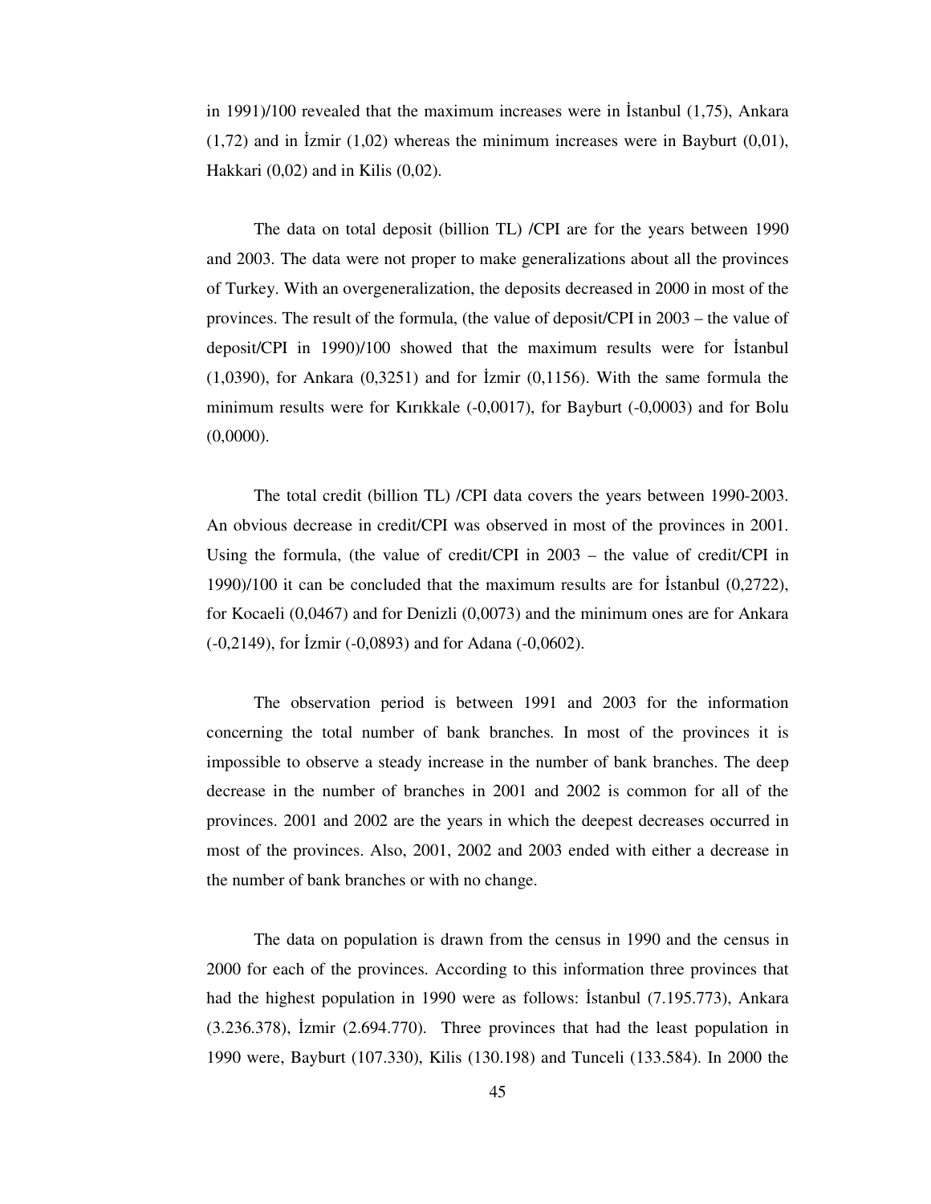in 1991)/100 revealed that the maximum increases were in İstanbul (1,75), Ankara (1,72) and in İzmir (1,02) whereas the minimum increases were in Bayburt (0,01), Hakkari (0,02) and in Kilis (0,02).

The data on total deposit (billion TL) /CPI are for the years between 1990 and 2003. The data were not proper to make generalizations about all the provinces of Turkey. With an overgeneralization, the deposits decreased in 2000 in most of the provinces. The result of the formula, (the value of deposit/CPI in 2003 – the value of deposit/CPI in 1990)/100 showed that the maximum results were for İstanbul (1,0390), for Ankara (0,3251) and for İzmir (0,1156). With the same formula the minimum results were for Kırıkkale (-0,0017), for Bayburt (-0,0003) and for Bolu (0,0000).

The total credit (billion TL) /CPI data covers the years between 1990-2003. An obvious decrease in credit/CPI was observed in most of the provinces in 2001. Using the formula, (the value of credit/CPI in 2003 – the value of credit/CPI in 1990)/100 it can be concluded that the maximum results are for İstanbul (0,2722), for Kocaeli (0,0467) and for Denizli (0,0073) and the minimum ones are for Ankara (-0,2149), for İzmir (-0,0893) and for Adana (-0,0602).

The observation period is between 1991 and 2003 for the information concerning the total number of bank branches. In most of the provinces it is impossible to observe a steady increase in the number of bank branches. The deep decrease in the number of branches in 2001 and 2002 is common for all of the provinces. 2001 and 2002 are the years in which the deepest decreases occurred in most of the provinces. Also, 2001, 2002 and 2003 ended with either a decrease in the number of bank branches or with no change.

The data on population is drawn from the census in 1990 and the census in 2000 for each of the provinces. According to this information three provinces that had the highest population in 1990 were as follows: İstanbul (7.195.773), Ankara (3.236.378), İzmir (2.694.770). Three provinces that had the least population in 1990 were, Bayburt (107.330), Kilis (130.198) and Tunceli (133.584). In 2000 the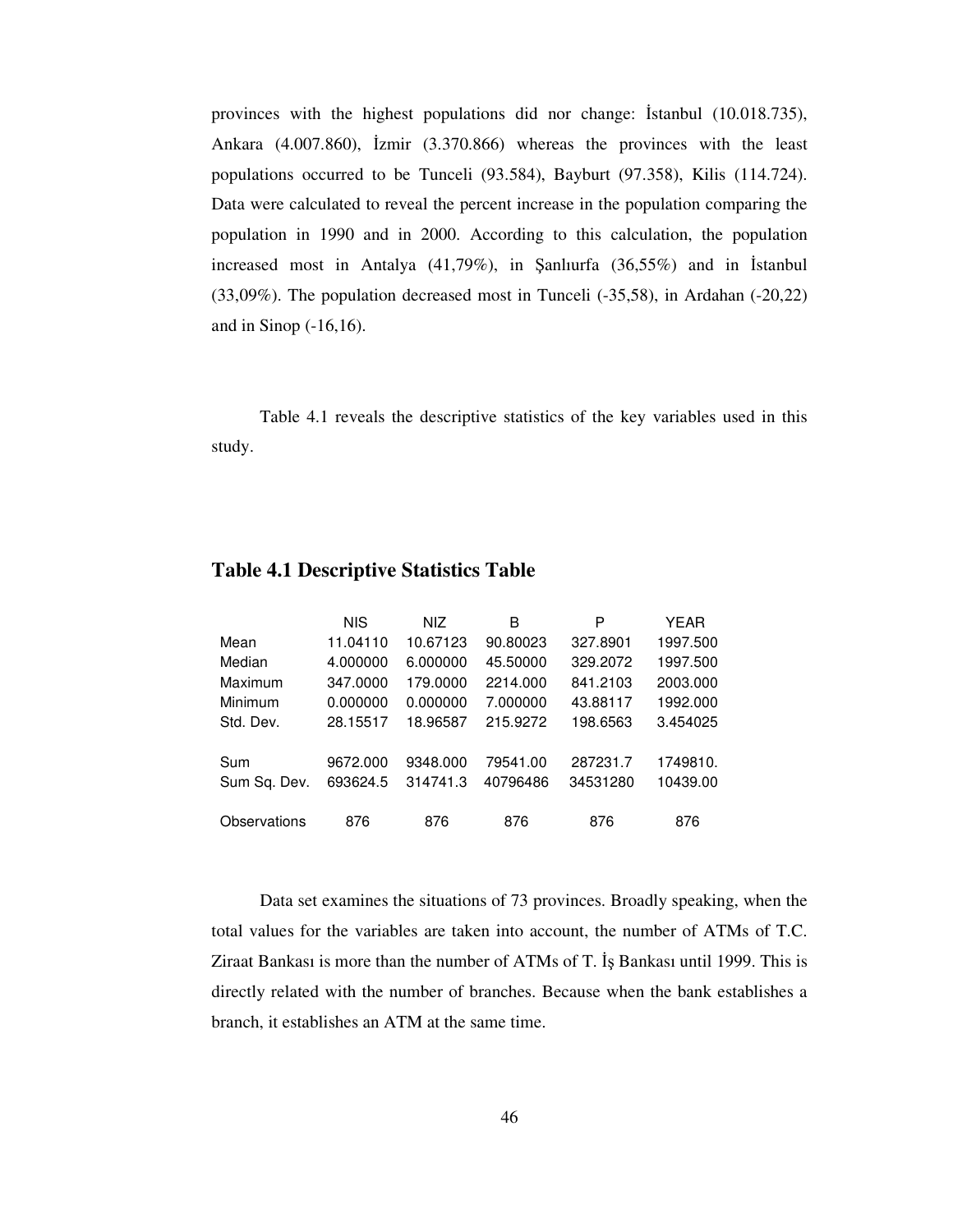provinces with the highest populations did nor change: İstanbul (10.018.735), Ankara (4.007.860), İzmir (3.370.866) whereas the provinces with the least populations occurred to be Tunceli (93.584), Bayburt (97.358), Kilis (114.724). Data were calculated to reveal the percent increase in the population comparing the population in 1990 and in 2000. According to this calculation, the population increased most in Antalya (41,79%), in Şanlıurfa (36,55%) and in İstanbul (33,09%). The population decreased most in Tunceli (-35,58), in Ardahan (-20,22) and in Sinop (-16,16).

Table 4.1 reveals the descriptive statistics of the key variables used in this study.

## Table 4.1 Descriptive Statistics Table

| | NIS | NIZ | B | P | YEAR |
|---|---|---|---|---|---|
| Mean | 11.04110 | 10.67123 | 90.80023 | 327.8901 | 1997.500 |
| Median | 4.000000 | 6.000000 | 45.50000 | 329.2072 | 1997.500 |
| Maximum | 347.0000 | 179.0000 | 2214.000 | 841.2103 | 2003.000 |
| Minimum | 0.000000 | 0.000000 | 7.000000 | 43.88117 | 1992.000 |
| Std. Dev. | 28.15517 | 18.96587 | 215.9272 | 198.6563 | 3.454025 |
| Sum | 9672.000 | 9348.000 | 79541.00 | 287231.7 | 1749810. |
| Sum Sq. Dev. | 693624.5 | 314741.3 | 40796486 | 34531280 | 10439.00 |
| Observations | 876 | 876 | 876 | 876 | 876 |

Data set examines the situations of 73 provinces. Broadly speaking, when the total values for the variables are taken into account, the number of ATMs of T.C. Ziraat Bankası is more than the number of ATMs of T. İş Bankası until 1999. This is directly related with the number of branches. Because when the bank establishes a branch, it establishes an ATM at the same time.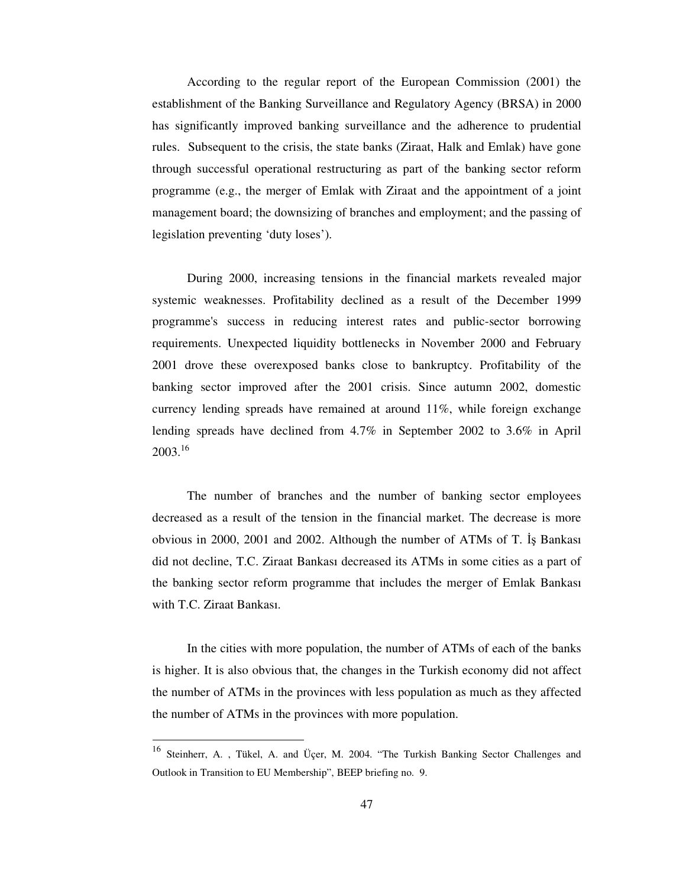According to the regular report of the European Commission (2001) the establishment of the Banking Surveillance and Regulatory Agency (BRSA) in 2000 has significantly improved banking surveillance and the adherence to prudential rules. Subsequent to the crisis, the state banks (Ziraat, Halk and Emlak) have gone through successful operational restructuring as part of the banking sector reform programme (e.g., the merger of Emlak with Ziraat and the appointment of a joint management board; the downsizing of branches and employment; and the passing of legislation preventing 'duty loses').

During 2000, increasing tensions in the financial markets revealed major systemic weaknesses. Profitability declined as a result of the December 1999 programme's success in reducing interest rates and public-sector borrowing requirements. Unexpected liquidity bottlenecks in November 2000 and February 2001 drove these overexposed banks close to bankruptcy. Profitability of the banking sector improved after the 2001 crisis. Since autumn 2002, domestic currency lending spreads have remained at around 11%, while foreign exchange lending spreads have declined from 4.7% in September 2002 to 3.6% in April 2003.[16]

The number of branches and the number of banking sector employees decreased as a result of the tension in the financial market. The decrease is more obvious in 2000, 2001 and 2002. Although the number of ATMs of T. İş Bankası did not decline, T.C. Ziraat Bankası decreased its ATMs in some cities as a part of the banking sector reform programme that includes the merger of Emlak Bankası with T.C. Ziraat Bankası.

In the cities with more population, the number of ATMs of each of the banks is higher. It is also obvious that, the changes in the Turkish economy did not affect the number of ATMs in the provinces with less population as much as they affected the number of ATMs in the provinces with more population.

---

[16] Steinherr, A. , Tükel, A. and Üçer, M. 2004. "The Turkish Banking Sector Challenges and Outlook in Transition to EU Membership", BEEP briefing no. 9.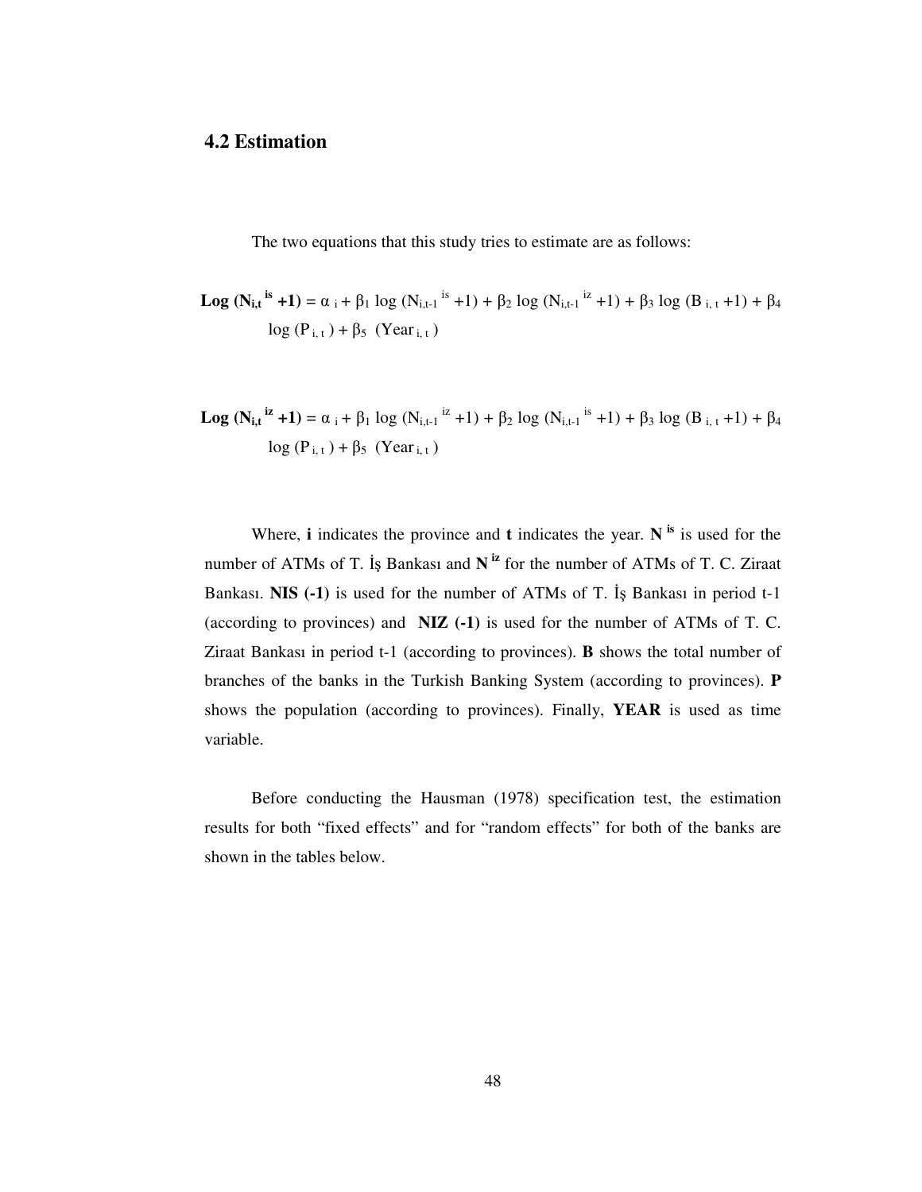## 4.2 Estimation

The two equations that this study tries to estimate are as follows:

$$\textbf{Log}\ (\mathbf{N_{i,t}^{is}+1}) = \alpha_i + \beta_1 \log (N_{i,t-1}^{is}+1) + \beta_2 \log (N_{i,t-1}^{iz}+1) + \beta_3 \log (B_{i,t}+1) + \beta_4 \log (P_{i,t}) + \beta_5 (Year_{i,t})$$

$$\textbf{Log}\ (\mathbf{N_{i,t}^{iz}+1}) = \alpha_i + \beta_1 \log (N_{i,t-1}^{iz}+1) + \beta_2 \log (N_{i,t-1}^{is}+1) + \beta_3 \log (B_{i,t}+1) + \beta_4 \log (P_{i,t}) + \beta_5 (Year_{i,t})$$

Where, **i** indicates the province and **t** indicates the year. $\mathbf{N^{is}}$ is used for the number of ATMs of T. İş Bankası and $\mathbf{N^{iz}}$ for the number of ATMs of T. C. Ziraat Bankası. **NIS (-1)** is used for the number of ATMs of T. İş Bankası in period t-1 (according to provinces) and **NIZ (-1)** is used for the number of ATMs of T. C. Ziraat Bankası in period t-1 (according to provinces). **B** shows the total number of branches of the banks in the Turkish Banking System (according to provinces). **P** shows the population (according to provinces). Finally, **YEAR** is used as time variable.

Before conducting the Hausman (1978) specification test, the estimation results for both "fixed effects" and for "random effects" for both of the banks are shown in the tables below.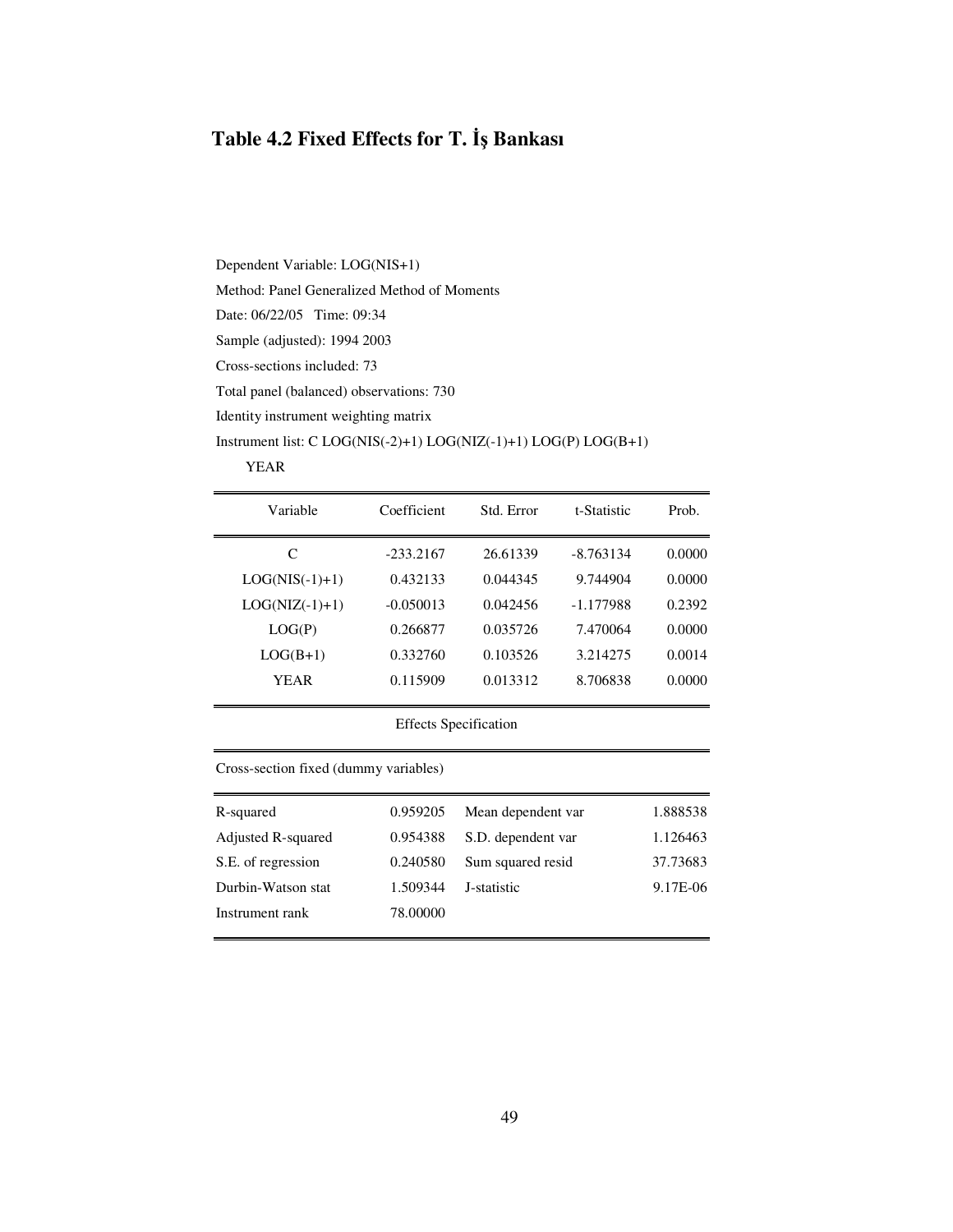## Table 4.2 Fixed Effects for T. İş Bankası

Dependent Variable: LOG(NIS+1)

Method: Panel Generalized Method of Moments

Date: 06/22/05 Time: 09:34

Sample (adjusted): 1994 2003

Cross-sections included: 73

Total panel (balanced) observations: 730

Identity instrument weighting matrix

Instrument list: C LOG(NIS(-2)+1) LOG(NIZ(-1)+1) LOG(P) LOG(B+1) YEAR

| Variable | Coefficient | Std. Error | t-Statistic | Prob. |
|---|---|---|---|---|
| C | -233.2167 | 26.61339 | -8.763134 | 0.0000 |
| LOG(NIS(-1)+1) | 0.432133 | 0.044345 | 9.744904 | 0.0000 |
| LOG(NIZ(-1)+1) | -0.050013 | 0.042456 | -1.177988 | 0.2392 |
| LOG(P) | 0.266877 | 0.035726 | 7.470064 | 0.0000 |
| LOG(B+1) | 0.332760 | 0.103526 | 3.214275 | 0.0014 |
| YEAR | 0.115909 | 0.013312 | 8.706838 | 0.0000 |

Effects Specification

Cross-section fixed (dummy variables)

| | | | |
|---|---|---|---|
| R-squared | 0.959205 | Mean dependent var | 1.888538 |
| Adjusted R-squared | 0.954388 | S.D. dependent var | 1.126463 |
| S.E. of regression | 0.240580 | Sum squared resid | 37.73683 |
| Durbin-Watson stat | 1.509344 | J-statistic | 9.17E-06 |
| Instrument rank | 78.00000 | | |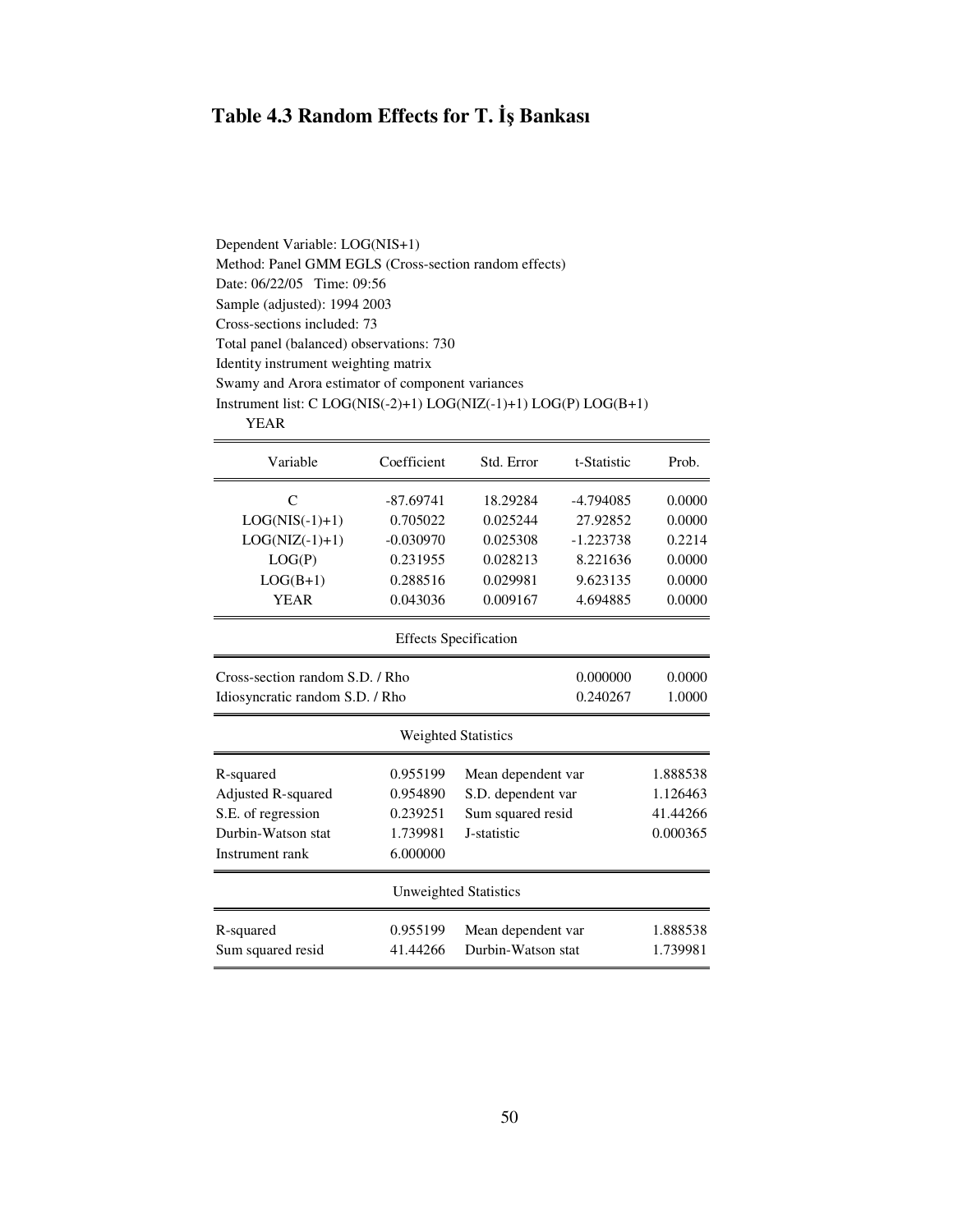## Table 4.3 Random Effects for T. İş Bankası

Dependent Variable: LOG(NIS+1)
Method: Panel GMM EGLS (Cross-section random effects)
Date: 06/22/05 Time: 09:56
Sample (adjusted): 1994 2003
Cross-sections included: 73
Total panel (balanced) observations: 730
Identity instrument weighting matrix
Swamy and Arora estimator of component variances
Instrument list: C LOG(NIS(-2)+1) LOG(NIZ(-1)+1) LOG(P) LOG(B+1) YEAR

| Variable | Coefficient | Std. Error | t-Statistic | Prob. |
|---|---|---|---|---|
| C | -87.69741 | 18.29284 | -4.794085 | 0.0000 |
| LOG(NIS(-1)+1) | 0.705022 | 0.025244 | 27.92852 | 0.0000 |
| LOG(NIZ(-1)+1) | -0.030970 | 0.025308 | -1.223738 | 0.2214 |
| LOG(P) | 0.231955 | 0.028213 | 8.221636 | 0.0000 |
| LOG(B+1) | 0.288516 | 0.029981 | 9.623135 | 0.0000 |
| YEAR | 0.043036 | 0.009167 | 4.694885 | 0.0000 |

Effects Specification

| | S.D. | Rho |
|---|---|---|
| Cross-section random S.D. / Rho | 0.000000 | 0.0000 |
| Idiosyncratic random S.D. / Rho | 0.240267 | 1.0000 |

Weighted Statistics

| | | | |
|---|---|---|---|
| R-squared | 0.955199 | Mean dependent var | 1.888538 |
| Adjusted R-squared | 0.954890 | S.D. dependent var | 1.126463 |
| S.E. of regression | 0.239251 | Sum squared resid | 41.44266 |
| Durbin-Watson stat | 1.739981 | J-statistic | 0.000365 |
| Instrument rank | 6.000000 | | |

Unweighted Statistics

| | | | |
|---|---|---|---|
| R-squared | 0.955199 | Mean dependent var | 1.888538 |
| Sum squared resid | 41.44266 | Durbin-Watson stat | 1.739981 |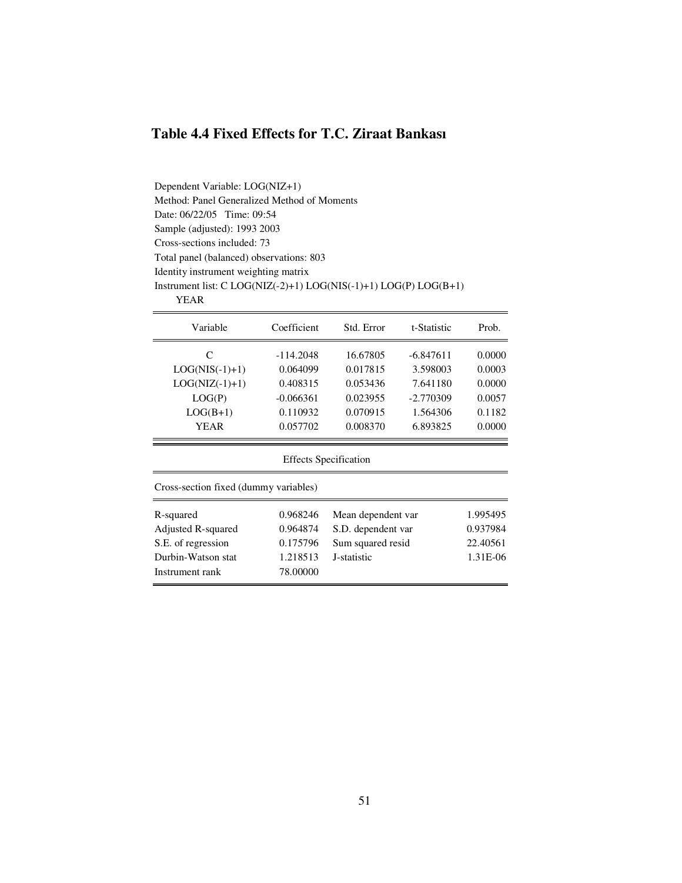### Table 4.4 Fixed Effects for T.C. Ziraat Bankası

Dependent Variable: LOG(NIZ+1)
Method: Panel Generalized Method of Moments
Date: 06/22/05 Time: 09:54
Sample (adjusted): 1993 2003
Cross-sections included: 73
Total panel (balanced) observations: 803
Identity instrument weighting matrix
Instrument list: C LOG(NIZ(-2)+1) LOG(NIS(-1)+1) LOG(P) LOG(B+1) YEAR

| Variable | Coefficient | Std. Error | t-Statistic | Prob. |
|---|---|---|---|---|
| C | -114.2048 | 16.67805 | -6.847611 | 0.0000 |
| LOG(NIS(-1)+1) | 0.064099 | 0.017815 | 3.598003 | 0.0003 |
| LOG(NIZ(-1)+1) | 0.408315 | 0.053436 | 7.641180 | 0.0000 |
| LOG(P) | -0.066361 | 0.023955 | -2.770309 | 0.0057 |
| LOG(B+1) | 0.110932 | 0.070915 | 1.564306 | 0.1182 |
| YEAR | 0.057702 | 0.008370 | 6.893825 | 0.0000 |

Effects Specification

Cross-section fixed (dummy variables)

| | | | |
|---|---|---|---|
| R-squared | 0.968246 | Mean dependent var | 1.995495 |
| Adjusted R-squared | 0.964874 | S.D. dependent var | 0.937984 |
| S.E. of regression | 0.175796 | Sum squared resid | 22.40561 |
| Durbin-Watson stat | 1.218513 | J-statistic | 1.31E-06 |
| Instrument rank | 78.00000 | | |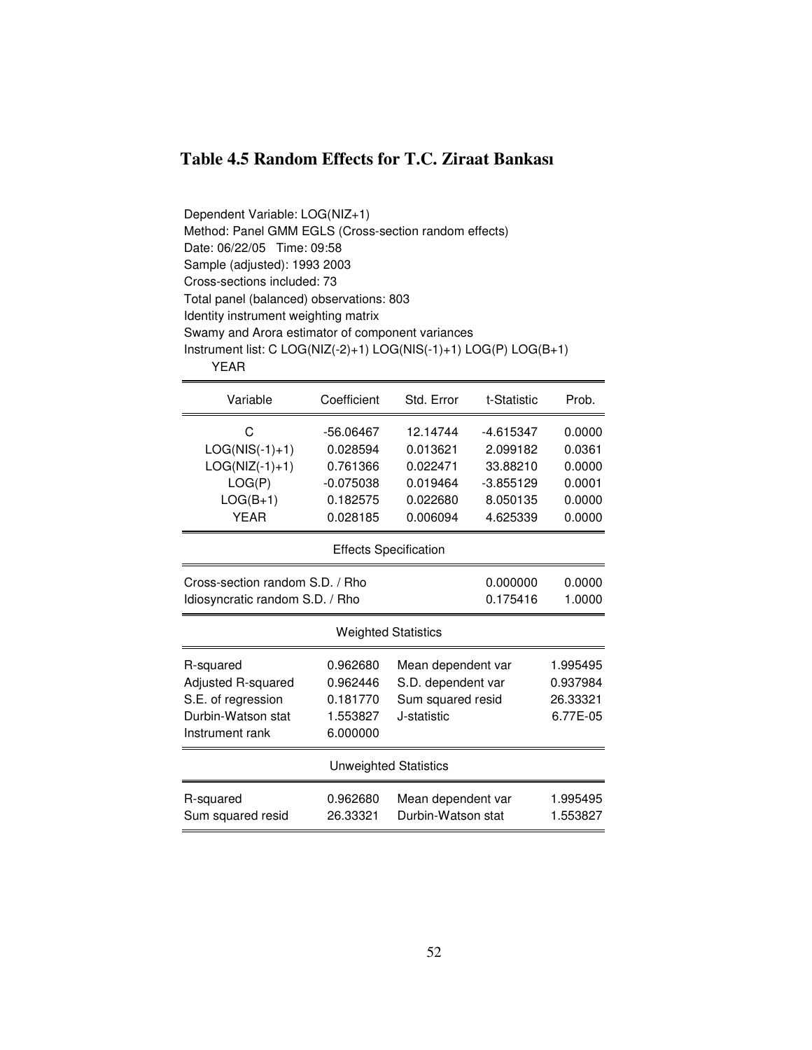## Table 4.5 Random Effects for T.C. Ziraat Bankası

Dependent Variable: LOG(NIZ+1)
Method: Panel GMM EGLS (Cross-section random effects)
Date: 06/22/05 Time: 09:58
Sample (adjusted): 1993 2003
Cross-sections included: 73
Total panel (balanced) observations: 803
Identity instrument weighting matrix
Swamy and Arora estimator of component variances
Instrument list: C LOG(NIZ(-2)+1) LOG(NIS(-1)+1) LOG(P) LOG(B+1) YEAR

| Variable | Coefficient | Std. Error | t-Statistic | Prob. |
|---|---|---|---|---|
| C | -56.06467 | 12.14744 | -4.615347 | 0.0000 |
| LOG(NIS(-1)+1) | 0.028594 | 0.013621 | 2.099182 | 0.0361 |
| LOG(NIZ(-1)+1) | 0.761366 | 0.022471 | 33.88210 | 0.0000 |
| LOG(P) | -0.075038 | 0.019464 | -3.855129 | 0.0001 |
| LOG(B+1) | 0.182575 | 0.022680 | 8.050135 | 0.0000 |
| YEAR | 0.028185 | 0.006094 | 4.625339 | 0.0000 |

Effects Specification

| | S.D. | Rho |
|---|---|---|
| Cross-section random S.D. / Rho | 0.000000 | 0.0000 |
| Idiosyncratic random S.D. / Rho | 0.175416 | 1.0000 |

Weighted Statistics

| | | | |
|---|---|---|---|
| R-squared | 0.962680 | Mean dependent var | 1.995495 |
| Adjusted R-squared | 0.962446 | S.D. dependent var | 0.937984 |
| S.E. of regression | 0.181770 | Sum squared resid | 26.33321 |
| Durbin-Watson stat | 1.553827 | J-statistic | 6.77E-05 |
| Instrument rank | 6.000000 | | |

Unweighted Statistics

| | | | |
|---|---|---|---|
| R-squared | 0.962680 | Mean dependent var | 1.995495 |
| Sum squared resid | 26.33321 | Durbin-Watson stat | 1.553827 |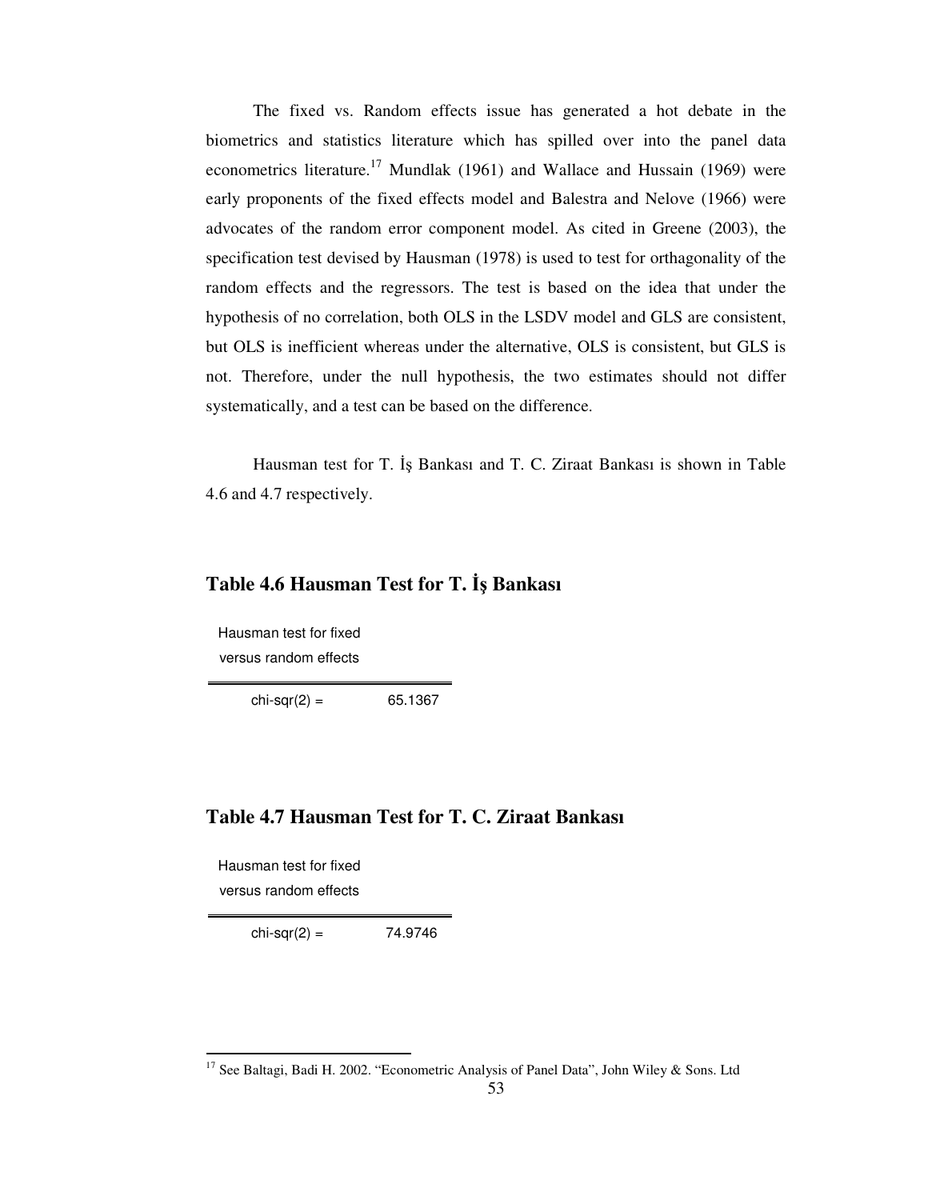The fixed vs. Random effects issue has generated a hot debate in the biometrics and statistics literature which has spilled over into the panel data econometrics literature.[17] Mundlak (1961) and Wallace and Hussain (1969) were early proponents of the fixed effects model and Balestra and Nelove (1966) were advocates of the random error component model. As cited in Greene (2003), the specification test devised by Hausman (1978) is used to test for orthagonality of the random effects and the regressors. The test is based on the idea that under the hypothesis of no correlation, both OLS in the LSDV model and GLS are consistent, but OLS is inefficient whereas under the alternative, OLS is consistent, but GLS is not. Therefore, under the null hypothesis, the two estimates should not differ systematically, and a test can be based on the difference.

Hausman test for T. İş Bankası and T. C. Ziraat Bankası is shown in Table 4.6 and 4.7 respectively.

### Table 4.6 Hausman Test for T. İş Bankası

| Hausman test for fixed versus random effects | |
|---|---|
| chi-sqr(2) = | 65.1367 |

### Table 4.7 Hausman Test for T. C. Ziraat Bankası

| Hausman test for fixed versus random effects | |
|---|---|
| chi-sqr(2) = | 74.9746 |

[17] See Baltagi, Badi H. 2002. "Econometric Analysis of Panel Data", John Wiley & Sons. Ltd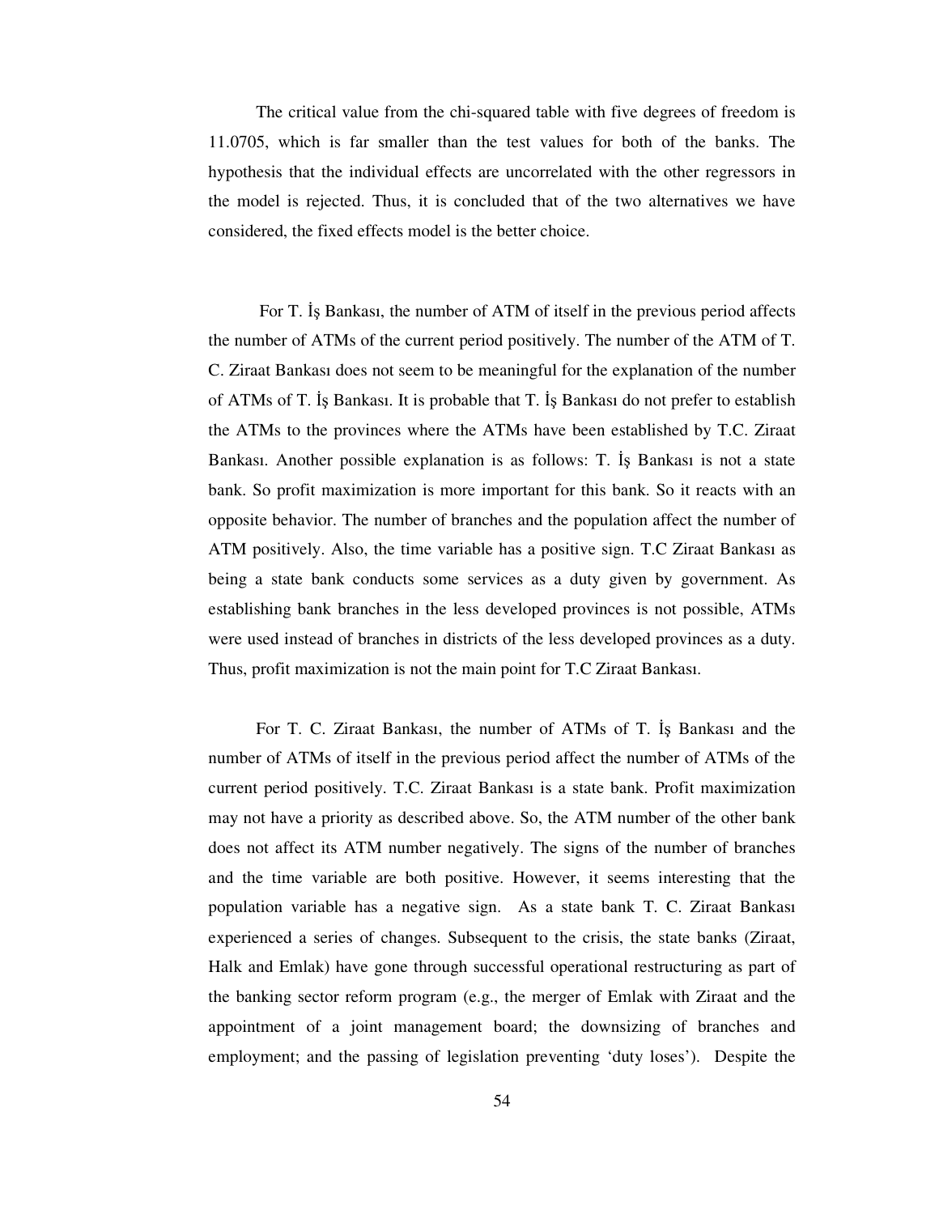The critical value from the chi-squared table with five degrees of freedom is 11.0705, which is far smaller than the test values for both of the banks. The hypothesis that the individual effects are uncorrelated with the other regressors in the model is rejected. Thus, it is concluded that of the two alternatives we have considered, the fixed effects model is the better choice.

For T. İş Bankası, the number of ATM of itself in the previous period affects the number of ATMs of the current period positively. The number of the ATM of T. C. Ziraat Bankası does not seem to be meaningful for the explanation of the number of ATMs of T. İş Bankası. It is probable that T. İş Bankası do not prefer to establish the ATMs to the provinces where the ATMs have been established by T.C. Ziraat Bankası. Another possible explanation is as follows: T. İş Bankası is not a state bank. So profit maximization is more important for this bank. So it reacts with an opposite behavior. The number of branches and the population affect the number of ATM positively. Also, the time variable has a positive sign. T.C Ziraat Bankası as being a state bank conducts some services as a duty given by government. As establishing bank branches in the less developed provinces is not possible, ATMs were used instead of branches in districts of the less developed provinces as a duty. Thus, profit maximization is not the main point for T.C Ziraat Bankası.

For T. C. Ziraat Bankası, the number of ATMs of T. İş Bankası and the number of ATMs of itself in the previous period affect the number of ATMs of the current period positively. T.C. Ziraat Bankası is a state bank. Profit maximization may not have a priority as described above. So, the ATM number of the other bank does not affect its ATM number negatively. The signs of the number of branches and the time variable are both positive. However, it seems interesting that the population variable has a negative sign. As a state bank T. C. Ziraat Bankası experienced a series of changes. Subsequent to the crisis, the state banks (Ziraat, Halk and Emlak) have gone through successful operational restructuring as part of the banking sector reform program (e.g., the merger of Emlak with Ziraat and the appointment of a joint management board; the downsizing of branches and employment; and the passing of legislation preventing 'duty loses'). Despite the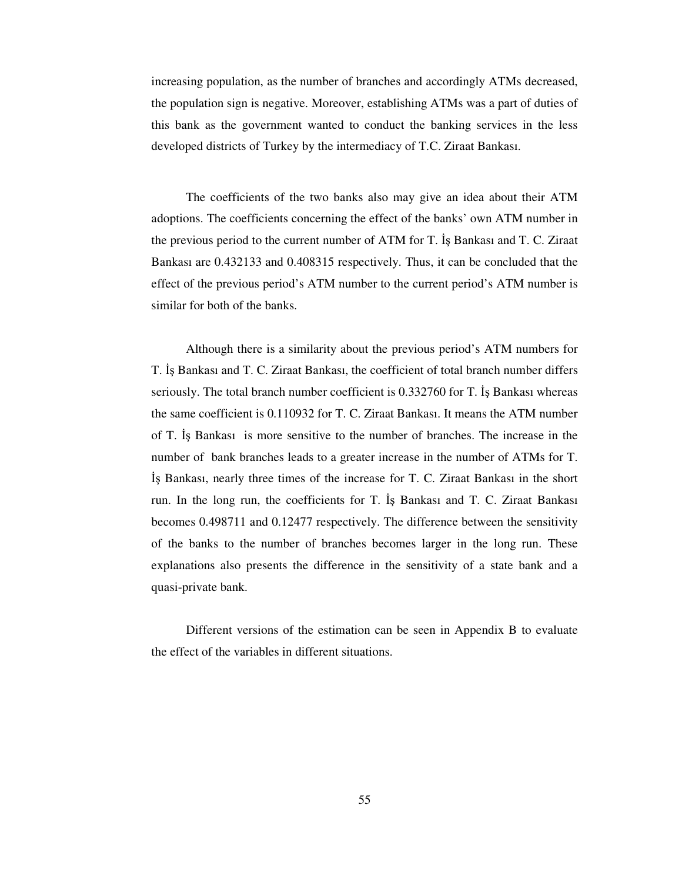increasing population, as the number of branches and accordingly ATMs decreased, the population sign is negative. Moreover, establishing ATMs was a part of duties of this bank as the government wanted to conduct the banking services in the less developed districts of Turkey by the intermediacy of T.C. Ziraat Bankası.

The coefficients of the two banks also may give an idea about their ATM adoptions. The coefficients concerning the effect of the banks' own ATM number in the previous period to the current number of ATM for T. İş Bankası and T. C. Ziraat Bankası are 0.432133 and 0.408315 respectively. Thus, it can be concluded that the effect of the previous period's ATM number to the current period's ATM number is similar for both of the banks.

Although there is a similarity about the previous period's ATM numbers for T. İş Bankası and T. C. Ziraat Bankası, the coefficient of total branch number differs seriously. The total branch number coefficient is 0.332760 for T. İş Bankası whereas the same coefficient is 0.110932 for T. C. Ziraat Bankası. It means the ATM number of T. İş Bankası is more sensitive to the number of branches. The increase in the number of bank branches leads to a greater increase in the number of ATMs for T. İş Bankası, nearly three times of the increase for T. C. Ziraat Bankası in the short run. In the long run, the coefficients for T. İş Bankası and T. C. Ziraat Bankası becomes 0.498711 and 0.12477 respectively. The difference between the sensitivity of the banks to the number of branches becomes larger in the long run. These explanations also presents the difference in the sensitivity of a state bank and a quasi-private bank.

Different versions of the estimation can be seen in Appendix B to evaluate the effect of the variables in different situations.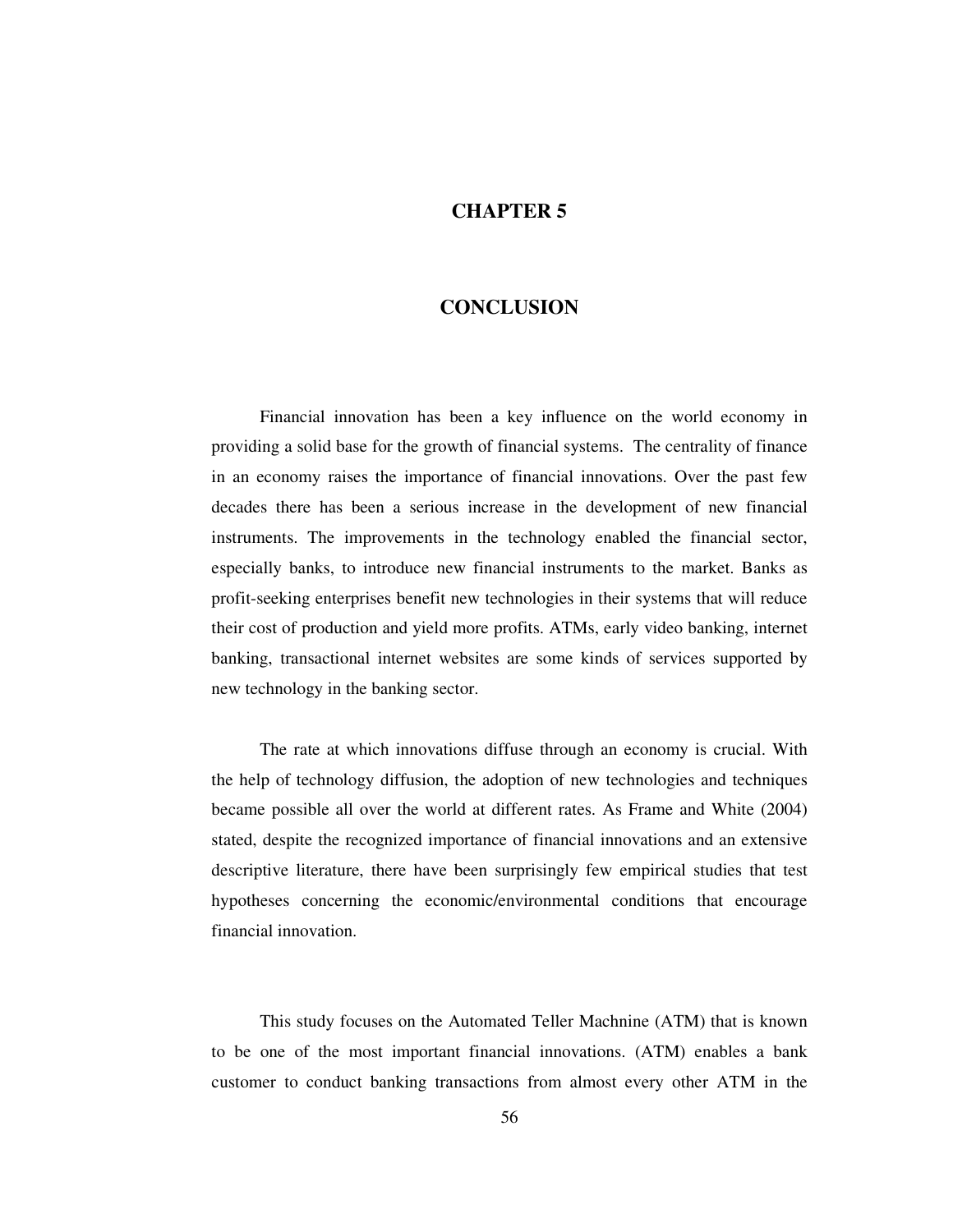# CHAPTER 5

# CONCLUSION

Financial innovation has been a key influence on the world economy in providing a solid base for the growth of financial systems. The centrality of finance in an economy raises the importance of financial innovations. Over the past few decades there has been a serious increase in the development of new financial instruments. The improvements in the technology enabled the financial sector, especially banks, to introduce new financial instruments to the market. Banks as profit-seeking enterprises benefit new technologies in their systems that will reduce their cost of production and yield more profits. ATMs, early video banking, internet banking, transactional internet websites are some kinds of services supported by new technology in the banking sector.

The rate at which innovations diffuse through an economy is crucial. With the help of technology diffusion, the adoption of new technologies and techniques became possible all over the world at different rates. As Frame and White (2004) stated, despite the recognized importance of financial innovations and an extensive descriptive literature, there have been surprisingly few empirical studies that test hypotheses concerning the economic/environmental conditions that encourage financial innovation.

This study focuses on the Automated Teller Machnine (ATM) that is known to be one of the most important financial innovations. (ATM) enables a bank customer to conduct banking transactions from almost every other ATM in the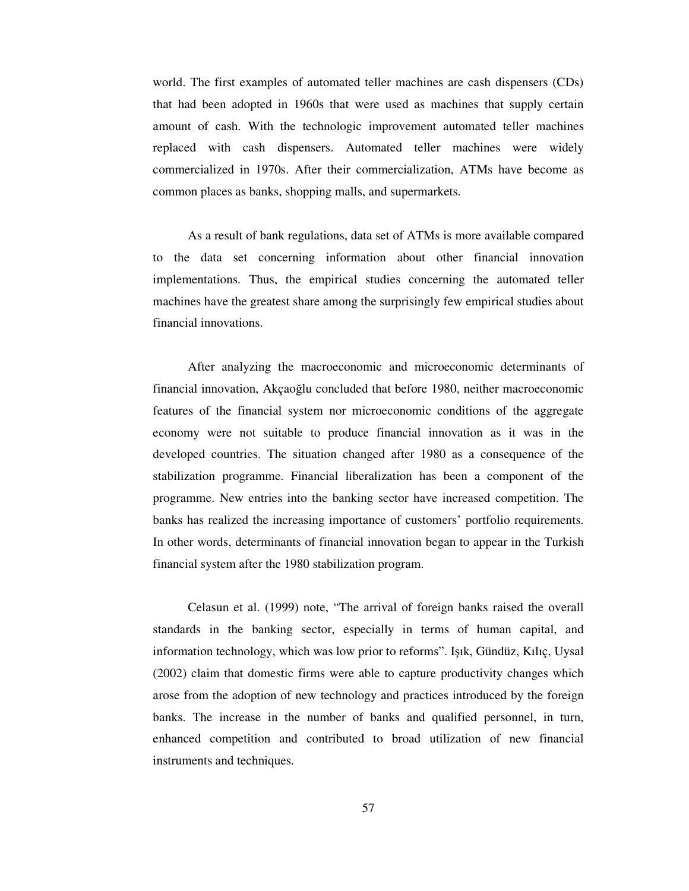world. The first examples of automated teller machines are cash dispensers (CDs) that had been adopted in 1960s that were used as machines that supply certain amount of cash. With the technologic improvement automated teller machines replaced with cash dispensers. Automated teller machines were widely commercialized in 1970s. After their commercialization, ATMs have become as common places as banks, shopping malls, and supermarkets.

As a result of bank regulations, data set of ATMs is more available compared to the data set concerning information about other financial innovation implementations. Thus, the empirical studies concerning the automated teller machines have the greatest share among the surprisingly few empirical studies about financial innovations.

After analyzing the macroeconomic and microeconomic determinants of financial innovation, Akçaoğlu concluded that before 1980, neither macroeconomic features of the financial system nor microeconomic conditions of the aggregate economy were not suitable to produce financial innovation as it was in the developed countries. The situation changed after 1980 as a consequence of the stabilization programme. Financial liberalization has been a component of the programme. New entries into the banking sector have increased competition. The banks has realized the increasing importance of customers' portfolio requirements. In other words, determinants of financial innovation began to appear in the Turkish financial system after the 1980 stabilization program.

Celasun et al. (1999) note, "The arrival of foreign banks raised the overall standards in the banking sector, especially in terms of human capital, and information technology, which was low prior to reforms". Işık, Gündüz, Kılıç, Uysal (2002) claim that domestic firms were able to capture productivity changes which arose from the adoption of new technology and practices introduced by the foreign banks. The increase in the number of banks and qualified personnel, in turn, enhanced competition and contributed to broad utilization of new financial instruments and techniques.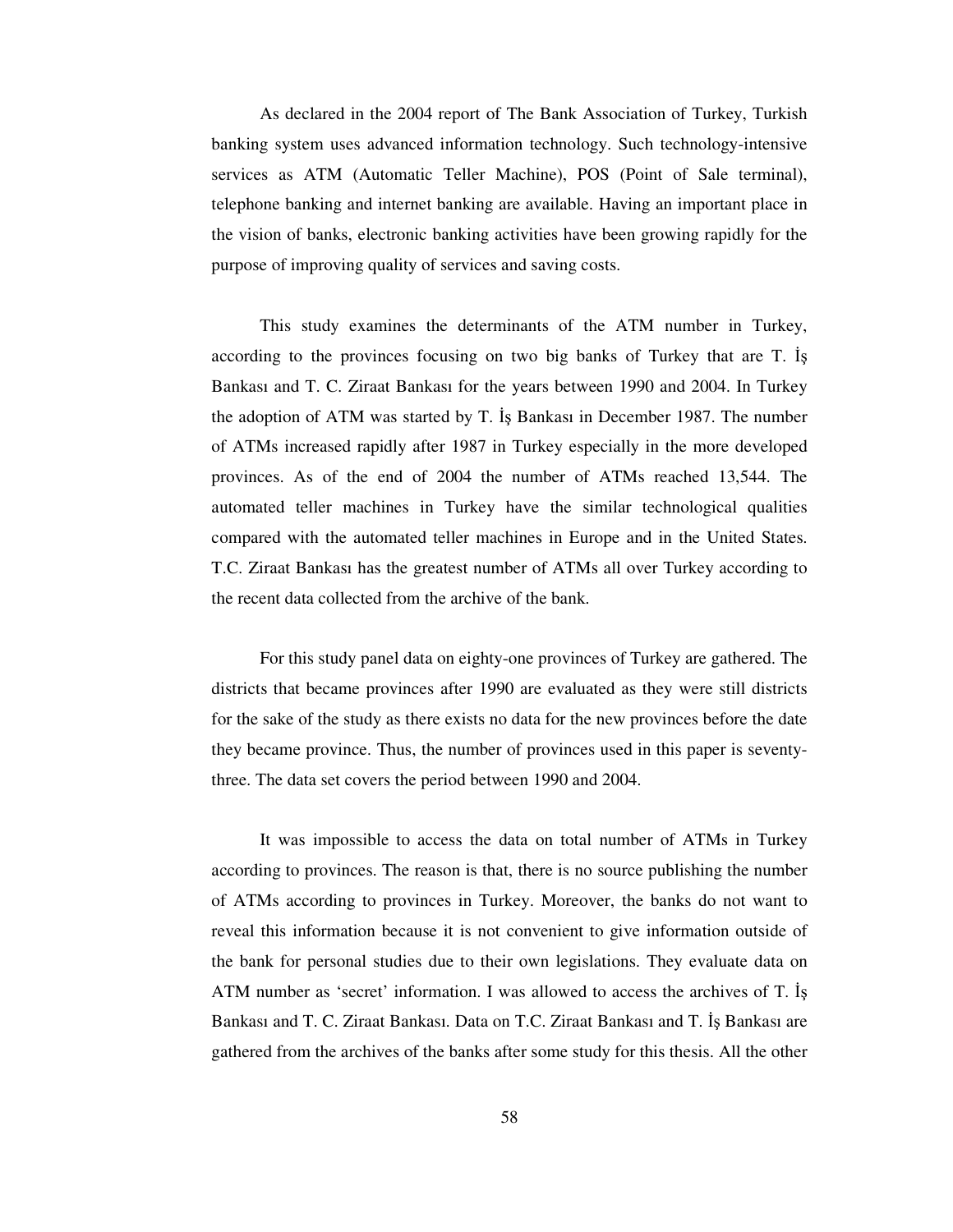As declared in the 2004 report of The Bank Association of Turkey, Turkish banking system uses advanced information technology. Such technology-intensive services as ATM (Automatic Teller Machine), POS (Point of Sale terminal), telephone banking and internet banking are available. Having an important place in the vision of banks, electronic banking activities have been growing rapidly for the purpose of improving quality of services and saving costs.

This study examines the determinants of the ATM number in Turkey, according to the provinces focusing on two big banks of Turkey that are T. İş Bankası and T. C. Ziraat Bankası for the years between 1990 and 2004. In Turkey the adoption of ATM was started by T. İş Bankası in December 1987. The number of ATMs increased rapidly after 1987 in Turkey especially in the more developed provinces. As of the end of 2004 the number of ATMs reached 13,544. The automated teller machines in Turkey have the similar technological qualities compared with the automated teller machines in Europe and in the United States. T.C. Ziraat Bankası has the greatest number of ATMs all over Turkey according to the recent data collected from the archive of the bank.

For this study panel data on eighty-one provinces of Turkey are gathered. The districts that became provinces after 1990 are evaluated as they were still districts for the sake of the study as there exists no data for the new provinces before the date they became province. Thus, the number of provinces used in this paper is seventy-three. The data set covers the period between 1990 and 2004.

It was impossible to access the data on total number of ATMs in Turkey according to provinces. The reason is that, there is no source publishing the number of ATMs according to provinces in Turkey. Moreover, the banks do not want to reveal this information because it is not convenient to give information outside of the bank for personal studies due to their own legislations. They evaluate data on ATM number as 'secret' information. I was allowed to access the archives of T. İş Bankası and T. C. Ziraat Bankası. Data on T.C. Ziraat Bankası and T. İş Bankası are gathered from the archives of the banks after some study for this thesis. All the other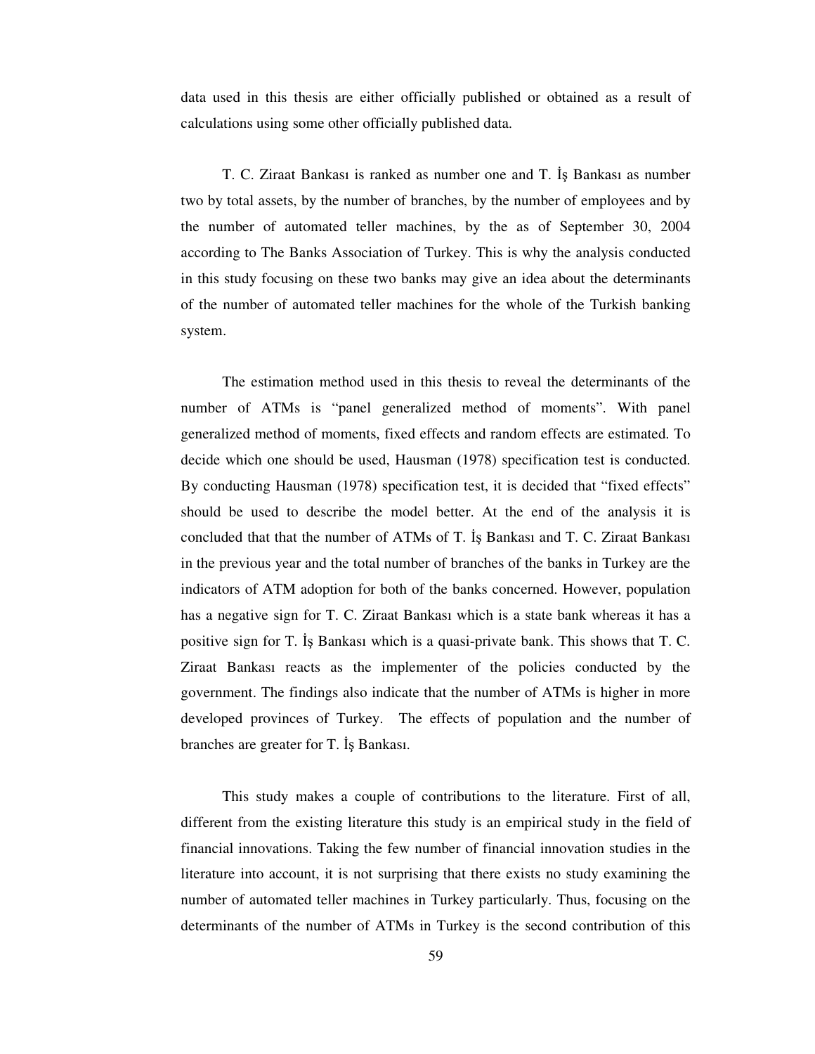data used in this thesis are either officially published or obtained as a result of calculations using some other officially published data.

T. C. Ziraat Bankası is ranked as number one and T. İş Bankası as number two by total assets, by the number of branches, by the number of employees and by the number of automated teller machines, by the as of September 30, 2004 according to The Banks Association of Turkey. This is why the analysis conducted in this study focusing on these two banks may give an idea about the determinants of the number of automated teller machines for the whole of the Turkish banking system.

The estimation method used in this thesis to reveal the determinants of the number of ATMs is "panel generalized method of moments". With panel generalized method of moments, fixed effects and random effects are estimated. To decide which one should be used, Hausman (1978) specification test is conducted. By conducting Hausman (1978) specification test, it is decided that "fixed effects" should be used to describe the model better. At the end of the analysis it is concluded that that the number of ATMs of T. İş Bankası and T. C. Ziraat Bankası in the previous year and the total number of branches of the banks in Turkey are the indicators of ATM adoption for both of the banks concerned. However, population has a negative sign for T. C. Ziraat Bankası which is a state bank whereas it has a positive sign for T. İş Bankası which is a quasi-private bank. This shows that T. C. Ziraat Bankası reacts as the implementer of the policies conducted by the government. The findings also indicate that the number of ATMs is higher in more developed provinces of Turkey. The effects of population and the number of branches are greater for T. İş Bankası.

This study makes a couple of contributions to the literature. First of all, different from the existing literature this study is an empirical study in the field of financial innovations. Taking the few number of financial innovation studies in the literature into account, it is not surprising that there exists no study examining the number of automated teller machines in Turkey particularly. Thus, focusing on the determinants of the number of ATMs in Turkey is the second contribution of this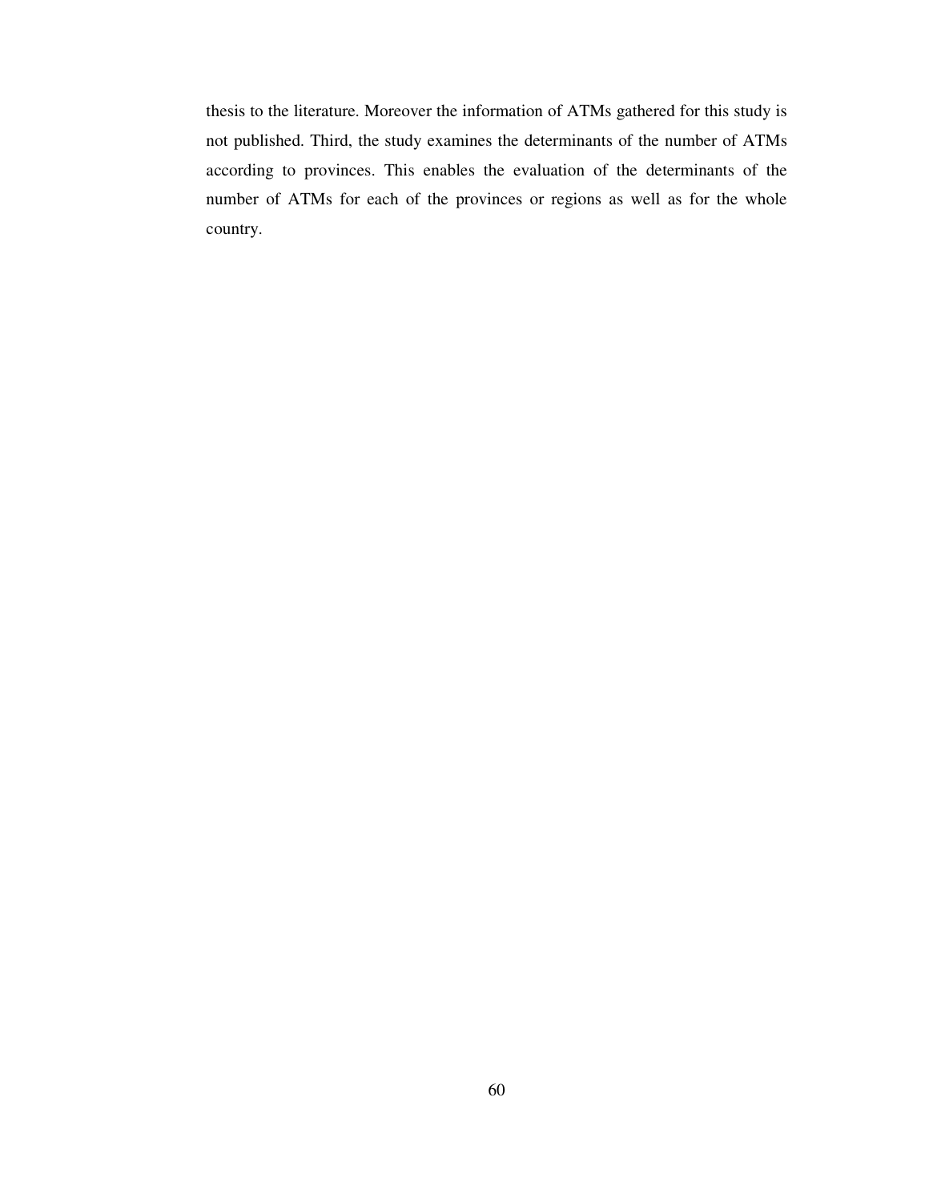thesis to the literature. Moreover the information of ATMs gathered for this study is not published. Third, the study examines the determinants of the number of ATMs according to provinces. This enables the evaluation of the determinants of the number of ATMs for each of the provinces or regions as well as for the whole country.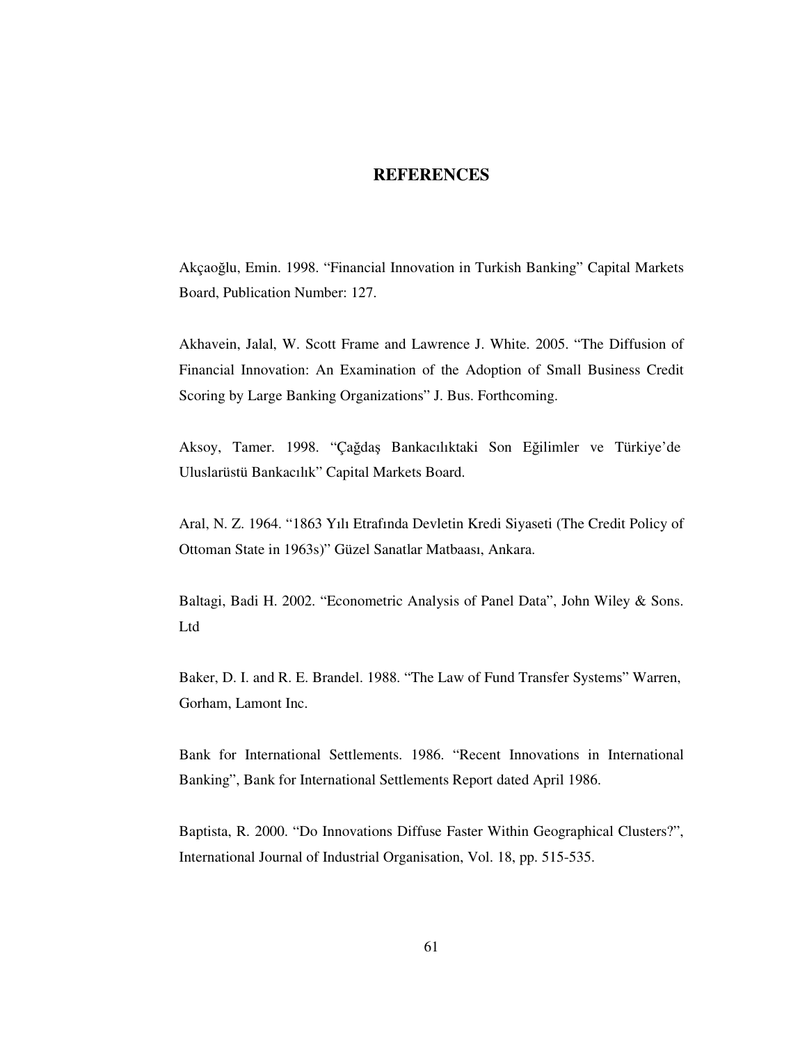# REFERENCES

Akçaoğlu, Emin. 1998. "Financial Innovation in Turkish Banking" Capital Markets Board, Publication Number: 127.

Akhavein, Jalal, W. Scott Frame and Lawrence J. White. 2005. "The Diffusion of Financial Innovation: An Examination of the Adoption of Small Business Credit Scoring by Large Banking Organizations" J. Bus. Forthcoming.

Aksoy, Tamer. 1998. "Çağdaş Bankacılıktaki Son Eğilimler ve Türkiye'de Uluslarüstü Bankacılık" Capital Markets Board.

Aral, N. Z. 1964. "1863 Yılı Etrafında Devletin Kredi Siyaseti (The Credit Policy of Ottoman State in 1963s)" Güzel Sanatlar Matbaası, Ankara.

Baltagi, Badi H. 2002. "Econometric Analysis of Panel Data", John Wiley & Sons. Ltd

Baker, D. I. and R. E. Brandel. 1988. "The Law of Fund Transfer Systems" Warren, Gorham, Lamont Inc.

Bank for International Settlements. 1986. "Recent Innovations in International Banking", Bank for International Settlements Report dated April 1986.

Baptista, R. 2000. "Do Innovations Diffuse Faster Within Geographical Clusters?", International Journal of Industrial Organisation, Vol. 18, pp. 515-535.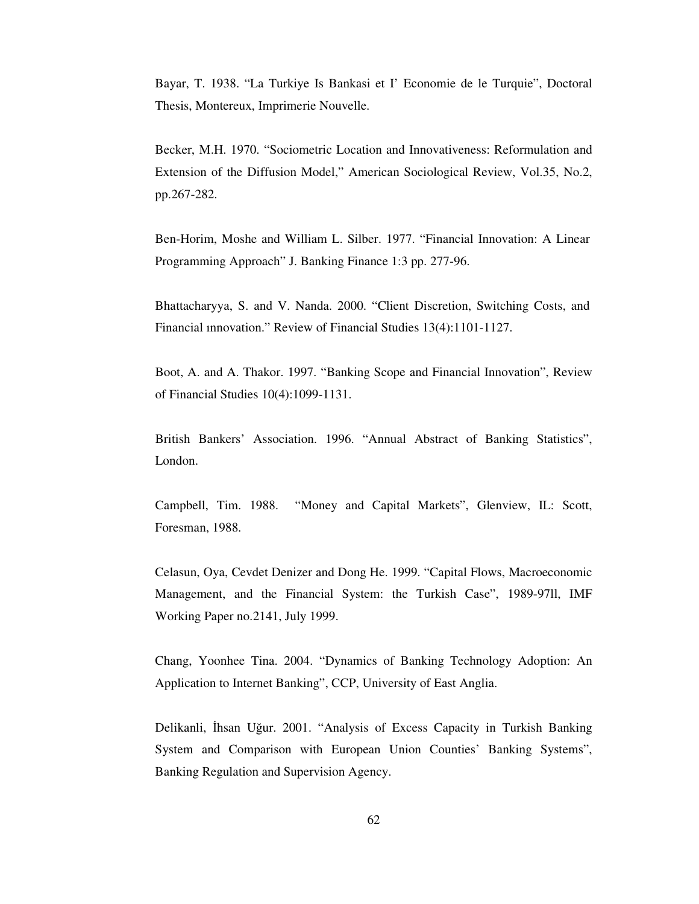Bayar, T. 1938. “La Turkiye Is Bankasi et I’ Economie de le Turquie”, Doctoral Thesis, Montereux, Imprimerie Nouvelle.

Becker, M.H. 1970. “Sociometric Location and Innovativeness: Reformulation and Extension of the Diffusion Model,” American Sociological Review, Vol.35, No.2, pp.267-282.

Ben-Horim, Moshe and William L. Silber. 1977. “Financial Innovation: A Linear Programming Approach” J. Banking Finance 1:3 pp. 277-96.

Bhattacharyya, S. and V. Nanda. 2000. “Client Discretion, Switching Costs, and Financial ınnovation.” Review of Financial Studies 13(4):1101-1127.

Boot, A. and A. Thakor. 1997. “Banking Scope and Financial Innovation”, Review of Financial Studies 10(4):1099-1131.

British Bankers’ Association. 1996. “Annual Abstract of Banking Statistics”, London.

Campbell, Tim. 1988. “Money and Capital Markets”, Glenview, IL: Scott, Foresman, 1988.

Celasun, Oya, Cevdet Denizer and Dong He. 1999. “Capital Flows, Macroeconomic Management, and the Financial System: the Turkish Case”, 1989-97ll, IMF Working Paper no.2141, July 1999.

Chang, Yoonhee Tina. 2004. “Dynamics of Banking Technology Adoption: An Application to Internet Banking”, CCP, University of East Anglia.

Delikanli, İhsan Uğur. 2001. “Analysis of Excess Capacity in Turkish Banking System and Comparison with European Union Counties’ Banking Systems”, Banking Regulation and Supervision Agency.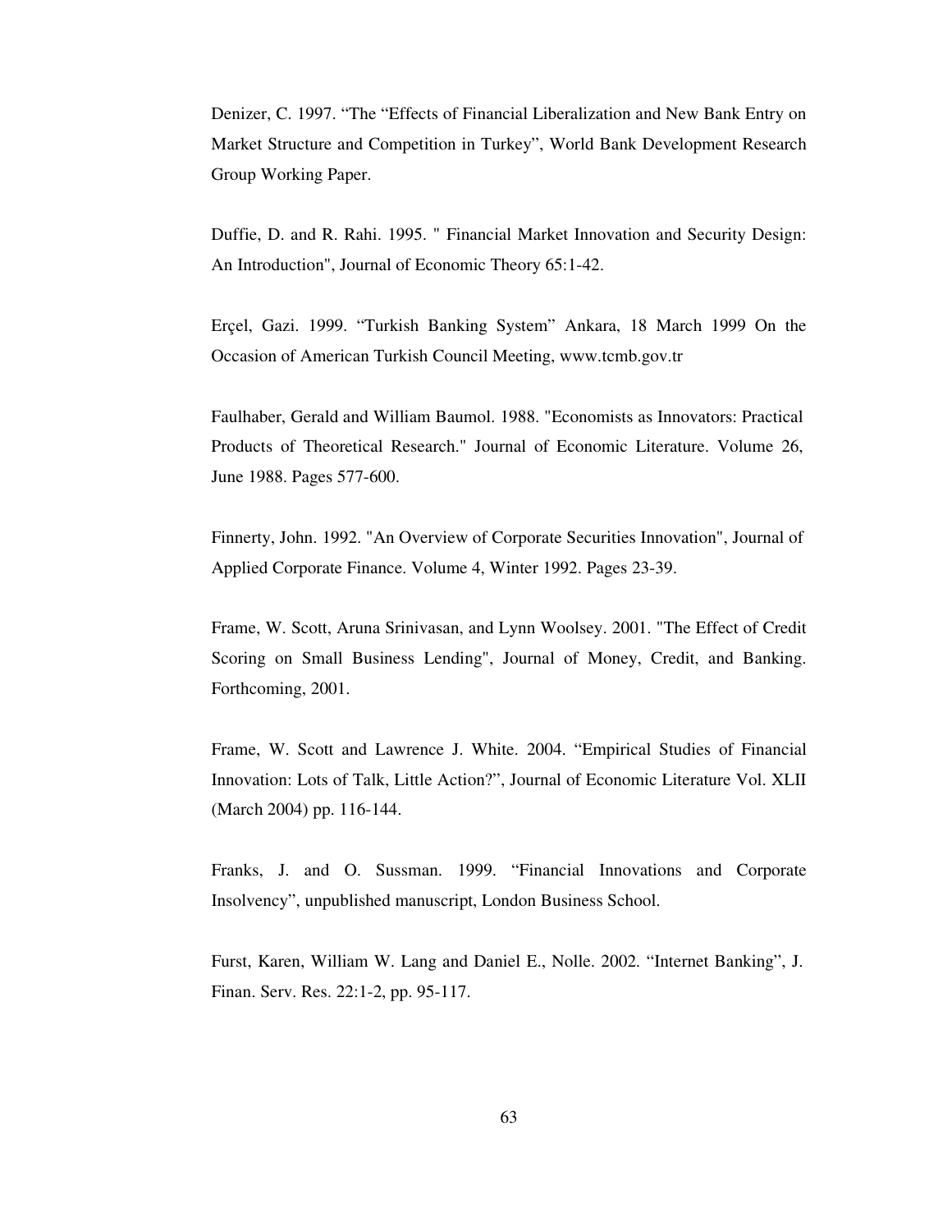Denizer, C. 1997. "The "Effects of Financial Liberalization and New Bank Entry on Market Structure and Competition in Turkey", World Bank Development Research Group Working Paper.

Duffie, D. and R. Rahi. 1995. " Financial Market Innovation and Security Design: An Introduction", Journal of Economic Theory 65:1-42.

Erçel, Gazi. 1999. "Turkish Banking System" Ankara, 18 March 1999 On the Occasion of American Turkish Council Meeting, www.tcmb.gov.tr

Faulhaber, Gerald and William Baumol. 1988. "Economists as Innovators: Practical Products of Theoretical Research." Journal of Economic Literature. Volume 26, June 1988. Pages 577-600.

Finnerty, John. 1992. "An Overview of Corporate Securities Innovation", Journal of Applied Corporate Finance. Volume 4, Winter 1992. Pages 23-39.

Frame, W. Scott, Aruna Srinivasan, and Lynn Woolsey. 2001. "The Effect of Credit Scoring on Small Business Lending", Journal of Money, Credit, and Banking. Forthcoming, 2001.

Frame, W. Scott and Lawrence J. White. 2004. "Empirical Studies of Financial Innovation: Lots of Talk, Little Action?", Journal of Economic Literature Vol. XLII (March 2004) pp. 116-144.

Franks, J. and O. Sussman. 1999. "Financial Innovations and Corporate Insolvency", unpublished manuscript, London Business School.

Furst, Karen, William W. Lang and Daniel E., Nolle. 2002. "Internet Banking", J. Finan. Serv. Res. 22:1-2, pp. 95-117.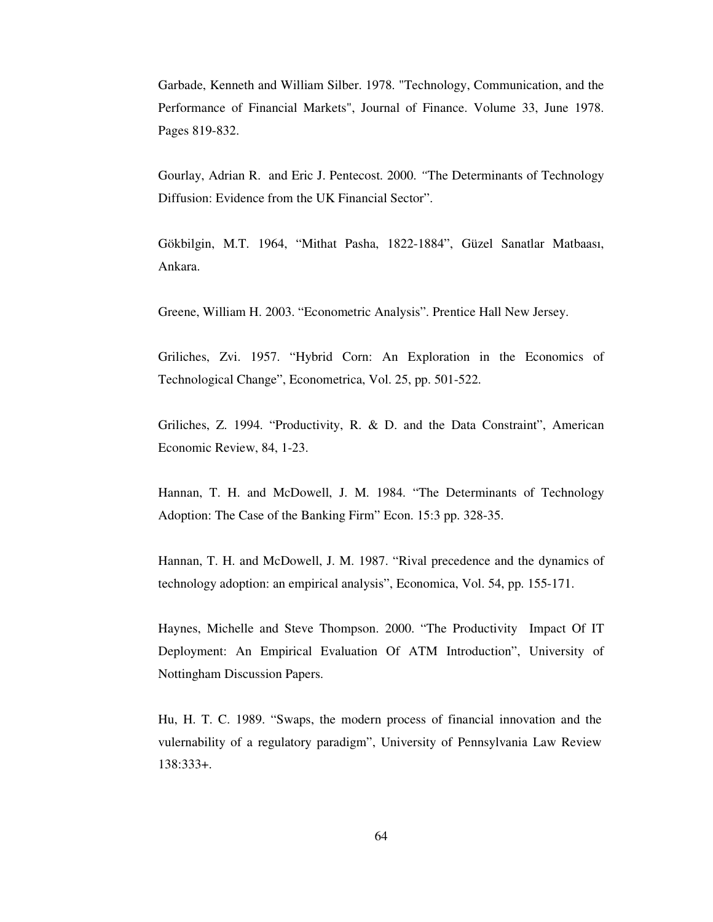Garbade, Kenneth and William Silber. 1978. "Technology, Communication, and the Performance of Financial Markets", Journal of Finance. Volume 33, June 1978. Pages 819-832.

Gourlay, Adrian R. and Eric J. Pentecost. 2000. "The Determinants of Technology Diffusion: Evidence from the UK Financial Sector".

Gökbilgin, M.T. 1964, "Mithat Pasha, 1822-1884", Güzel Sanatlar Matbaası, Ankara.

Greene, William H. 2003. "Econometric Analysis". Prentice Hall New Jersey.

Griliches, Zvi. 1957. "Hybrid Corn: An Exploration in the Economics of Technological Change", Econometrica, Vol. 25, pp. 501-522.

Griliches, Z. 1994. "Productivity, R. & D. and the Data Constraint", American Economic Review, 84, 1-23.

Hannan, T. H. and McDowell, J. M. 1984. "The Determinants of Technology Adoption: The Case of the Banking Firm" Econ. 15:3 pp. 328-35.

Hannan, T. H. and McDowell, J. M. 1987. "Rival precedence and the dynamics of technology adoption: an empirical analysis", Economica, Vol. 54, pp. 155-171.

Haynes, Michelle and Steve Thompson. 2000. "The Productivity Impact Of IT Deployment: An Empirical Evaluation Of ATM Introduction", University of Nottingham Discussion Papers.

Hu, H. T. C. 1989. "Swaps, the modern process of financial innovation and the vulernability of a regulatory paradigm", University of Pennsylvania Law Review 138:333+.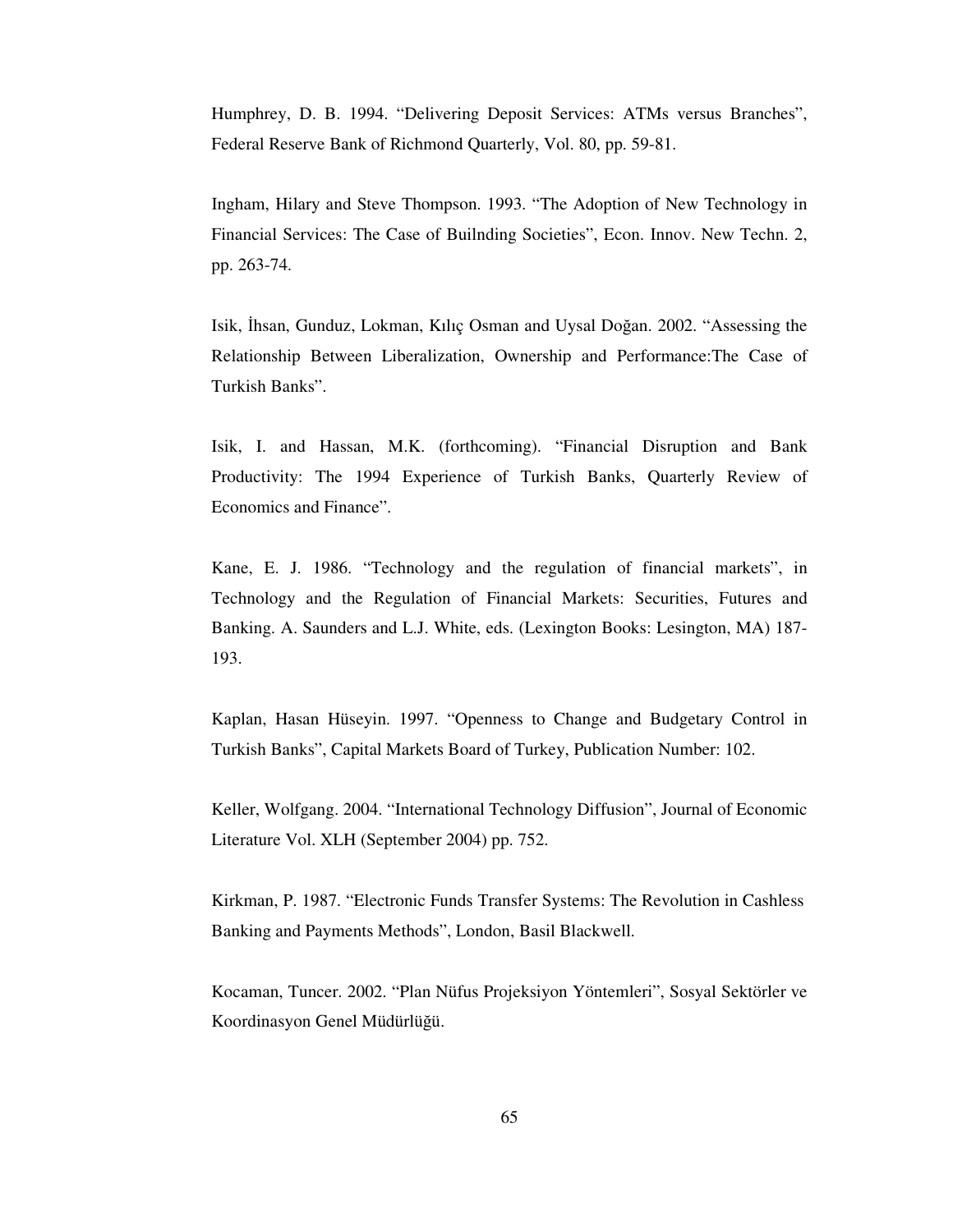Humphrey, D. B. 1994. “Delivering Deposit Services: ATMs versus Branches”, Federal Reserve Bank of Richmond Quarterly, Vol. 80, pp. 59-81.

Ingham, Hilary and Steve Thompson. 1993. “The Adoption of New Technology in Financial Services: The Case of Builnding Societies”, Econ. Innov. New Techn. 2, pp. 263-74.

Isik, İhsan, Gunduz, Lokman, Kılıç Osman and Uysal Doğan. 2002. “Assessing the Relationship Between Liberalization, Ownership and Performance:The Case of Turkish Banks”.

Isik, I. and Hassan, M.K. (forthcoming). “Financial Disruption and Bank Productivity: The 1994 Experience of Turkish Banks, Quarterly Review of Economics and Finance”.

Kane, E. J. 1986. “Technology and the regulation of financial markets”, in Technology and the Regulation of Financial Markets: Securities, Futures and Banking. A. Saunders and L.J. White, eds. (Lexington Books: Lesington, MA) 187-193.

Kaplan, Hasan Hüseyin. 1997. “Openness to Change and Budgetary Control in Turkish Banks”, Capital Markets Board of Turkey, Publication Number: 102.

Keller, Wolfgang. 2004. “International Technology Diffusion”, Journal of Economic Literature Vol. XLH (September 2004) pp. 752.

Kirkman, P. 1987. “Electronic Funds Transfer Systems: The Revolution in Cashless Banking and Payments Methods”, London, Basil Blackwell.

Kocaman, Tuncer. 2002. “Plan Nüfus Projeksiyon Yöntemleri”, Sosyal Sektörler ve Koordinasyon Genel Müdürlüğü.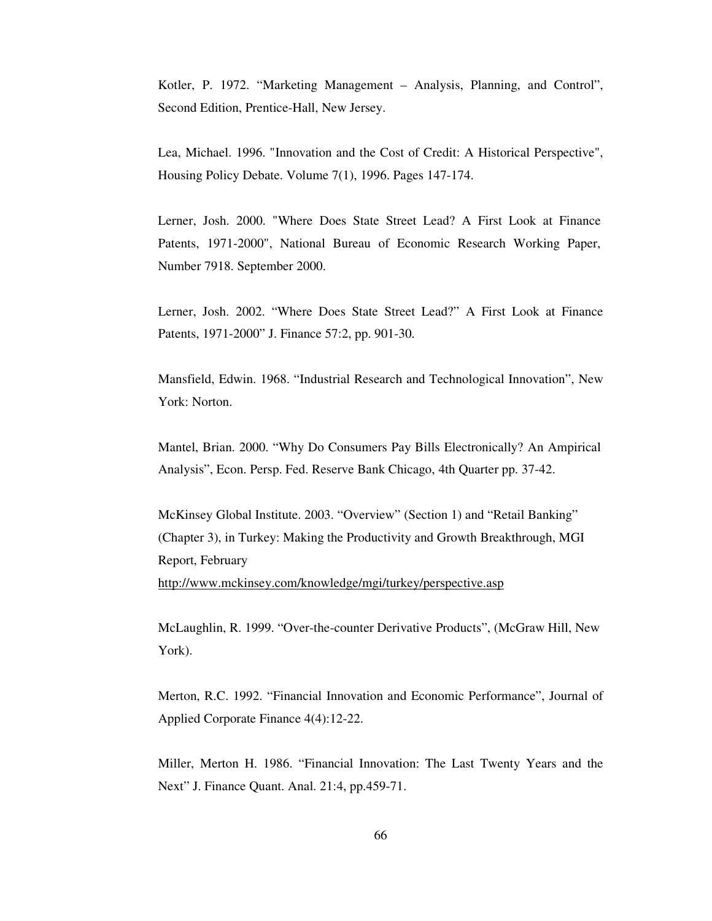Kotler, P. 1972. “Marketing Management – Analysis, Planning, and Control”, Second Edition, Prentice-Hall, New Jersey.

Lea, Michael. 1996. "Innovation and the Cost of Credit: A Historical Perspective", Housing Policy Debate. Volume 7(1), 1996. Pages 147-174.

Lerner, Josh. 2000. "Where Does State Street Lead? A First Look at Finance Patents, 1971-2000", National Bureau of Economic Research Working Paper, Number 7918. September 2000.

Lerner, Josh. 2002. “Where Does State Street Lead?” A First Look at Finance Patents, 1971-2000” J. Finance 57:2, pp. 901-30.

Mansfield, Edwin. 1968. “Industrial Research and Technological Innovation”, New York: Norton.

Mantel, Brian. 2000. “Why Do Consumers Pay Bills Electronically? An Ampirical Analysis”, Econ. Persp. Fed. Reserve Bank Chicago, 4th Quarter pp. 37-42.

McKinsey Global Institute. 2003. “Overview” (Section 1) and “Retail Banking” (Chapter 3), in Turkey: Making the Productivity and Growth Breakthrough, MGI Report, February
http://www.mckinsey.com/knowledge/mgi/turkey/perspective.asp

McLaughlin, R. 1999. “Over-the-counter Derivative Products”, (McGraw Hill, New York).

Merton, R.C. 1992. “Financial Innovation and Economic Performance”, Journal of Applied Corporate Finance 4(4):12-22.

Miller, Merton H. 1986. “Financial Innovation: The Last Twenty Years and the Next” J. Finance Quant. Anal. 21:4, pp.459-71.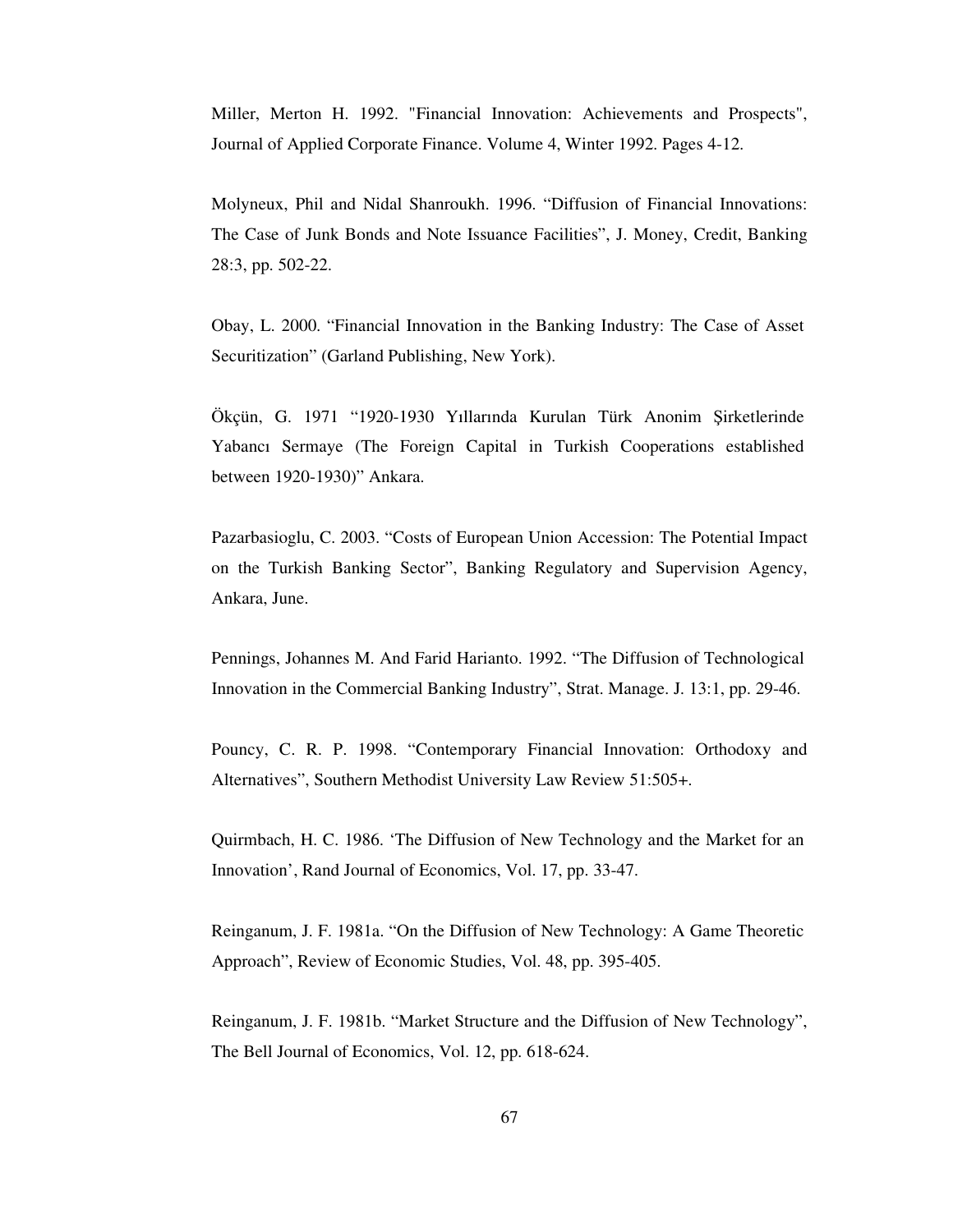Miller, Merton H. 1992. "Financial Innovation: Achievements and Prospects", Journal of Applied Corporate Finance. Volume 4, Winter 1992. Pages 4-12.

Molyneux, Phil and Nidal Shanroukh. 1996. "Diffusion of Financial Innovations: The Case of Junk Bonds and Note Issuance Facilities", J. Money, Credit, Banking 28:3, pp. 502-22.

Obay, L. 2000. "Financial Innovation in the Banking Industry: The Case of Asset Securitization" (Garland Publishing, New York).

Ökçün, G. 1971 "1920-1930 Yıllarında Kurulan Türk Anonim Şirketlerinde Yabancı Sermaye (The Foreign Capital in Turkish Cooperations established between 1920-1930)" Ankara.

Pazarbasioglu, C. 2003. "Costs of European Union Accession: The Potential Impact on the Turkish Banking Sector", Banking Regulatory and Supervision Agency, Ankara, June.

Pennings, Johannes M. And Farid Harianto. 1992. "The Diffusion of Technological Innovation in the Commercial Banking Industry", Strat. Manage. J. 13:1, pp. 29-46.

Pouncy, C. R. P. 1998. "Contemporary Financial Innovation: Orthodoxy and Alternatives", Southern Methodist University Law Review 51:505+.

Quirmbach, H. C. 1986. 'The Diffusion of New Technology and the Market for an Innovation', Rand Journal of Economics, Vol. 17, pp. 33-47.

Reinganum, J. F. 1981a. "On the Diffusion of New Technology: A Game Theoretic Approach", Review of Economic Studies, Vol. 48, pp. 395-405.

Reinganum, J. F. 1981b. "Market Structure and the Diffusion of New Technology", The Bell Journal of Economics, Vol. 12, pp. 618-624.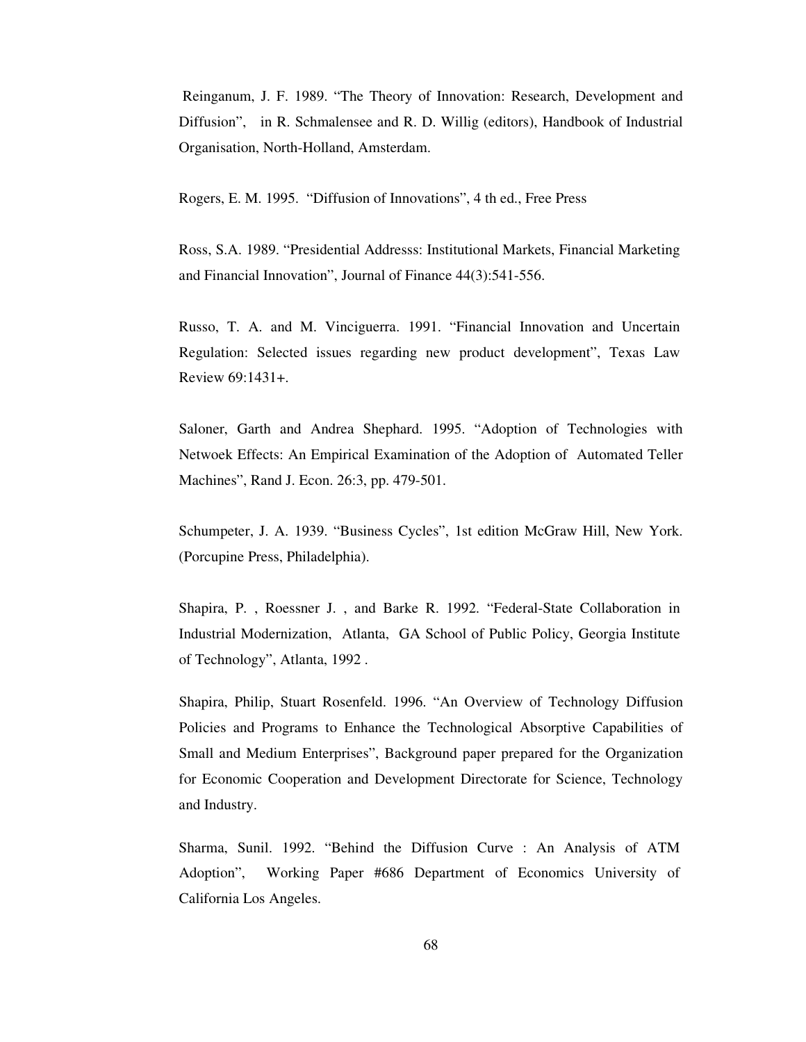Reinganum, J. F. 1989. "The Theory of Innovation: Research, Development and Diffusion", in R. Schmalensee and R. D. Willig (editors), Handbook of Industrial Organisation, North-Holland, Amsterdam.

Rogers, E. M. 1995. "Diffusion of Innovations", 4 th ed., Free Press

Ross, S.A. 1989. "Presidential Addresss: Institutional Markets, Financial Marketing and Financial Innovation", Journal of Finance 44(3):541-556.

Russo, T. A. and M. Vinciguerra. 1991. "Financial Innovation and Uncertain Regulation: Selected issues regarding new product development", Texas Law Review 69:1431+.

Saloner, Garth and Andrea Shephard. 1995. "Adoption of Technologies with Netwoek Effects: An Empirical Examination of the Adoption of Automated Teller Machines", Rand J. Econ. 26:3, pp. 479-501.

Schumpeter, J. A. 1939. "Business Cycles", 1st edition McGraw Hill, New York. (Porcupine Press, Philadelphia).

Shapira, P. , Roessner J. , and Barke R. 1992. "Federal-State Collaboration in Industrial Modernization, Atlanta, GA School of Public Policy, Georgia Institute of Technology", Atlanta, 1992 .

Shapira, Philip, Stuart Rosenfeld. 1996. "An Overview of Technology Diffusion Policies and Programs to Enhance the Technological Absorptive Capabilities of Small and Medium Enterprises", Background paper prepared for the Organization for Economic Cooperation and Development Directorate for Science, Technology and Industry.

Sharma, Sunil. 1992. "Behind the Diffusion Curve : An Analysis of ATM Adoption", Working Paper #686 Department of Economics University of California Los Angeles.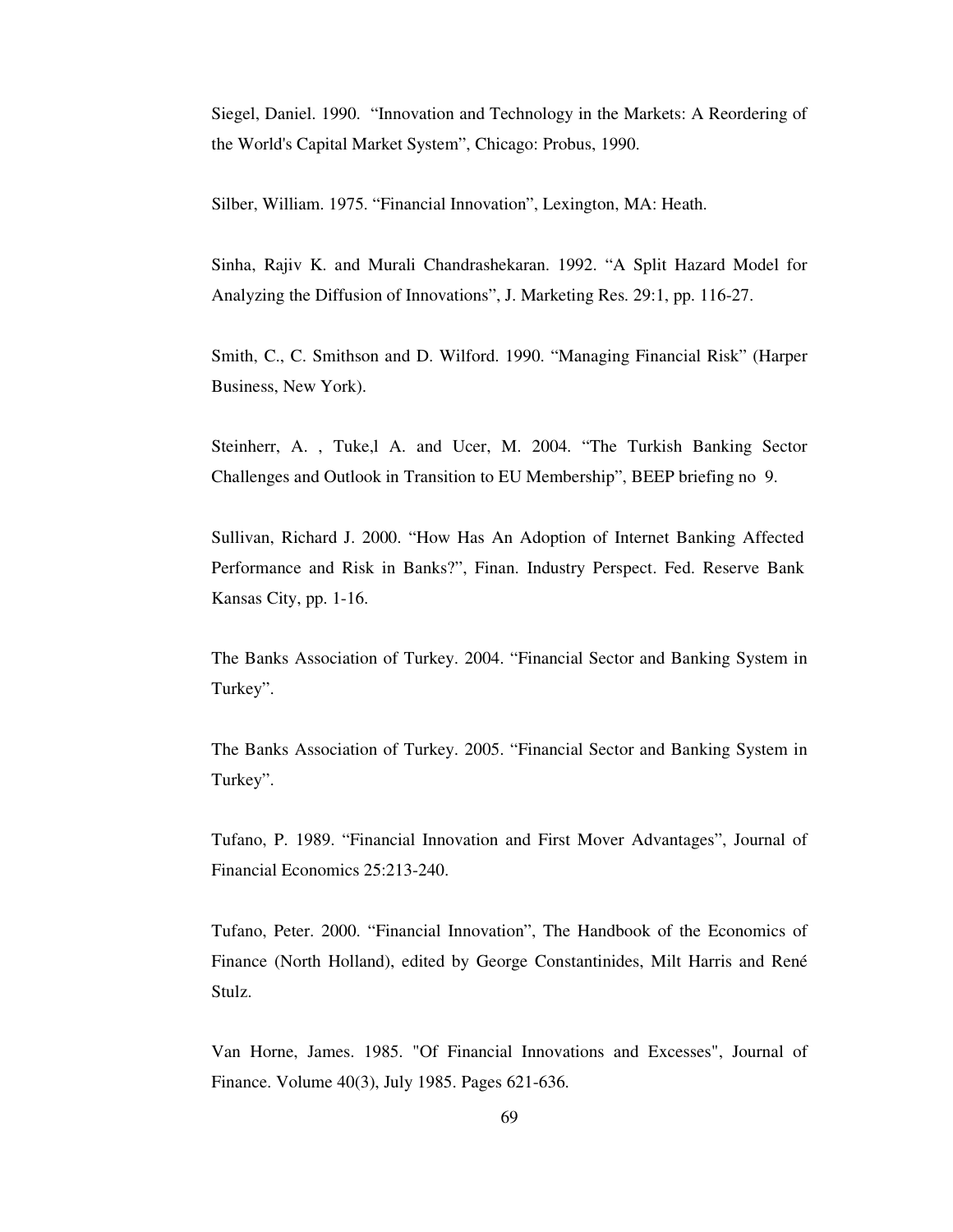Siegel, Daniel. 1990. "Innovation and Technology in the Markets: A Reordering of the World's Capital Market System", Chicago: Probus, 1990.

Silber, William. 1975. "Financial Innovation", Lexington, MA: Heath.

Sinha, Rajiv K. and Murali Chandrashekaran. 1992. "A Split Hazard Model for Analyzing the Diffusion of Innovations", J. Marketing Res. 29:1, pp. 116-27.

Smith, C., C. Smithson and D. Wilford. 1990. "Managing Financial Risk" (Harper Business, New York).

Steinherr, A. , Tuke,l A. and Ucer, M. 2004. "The Turkish Banking Sector Challenges and Outlook in Transition to EU Membership", BEEP briefing no 9.

Sullivan, Richard J. 2000. "How Has An Adoption of Internet Banking Affected Performance and Risk in Banks?", Finan. Industry Perspect. Fed. Reserve Bank Kansas City, pp. 1-16.

The Banks Association of Turkey. 2004. "Financial Sector and Banking System in Turkey".

The Banks Association of Turkey. 2005. "Financial Sector and Banking System in Turkey".

Tufano, P. 1989. "Financial Innovation and First Mover Advantages", Journal of Financial Economics 25:213-240.

Tufano, Peter. 2000. "Financial Innovation", The Handbook of the Economics of Finance (North Holland), edited by George Constantinides, Milt Harris and René Stulz.

Van Horne, James. 1985. "Of Financial Innovations and Excesses", Journal of Finance. Volume 40(3), July 1985. Pages 621-636.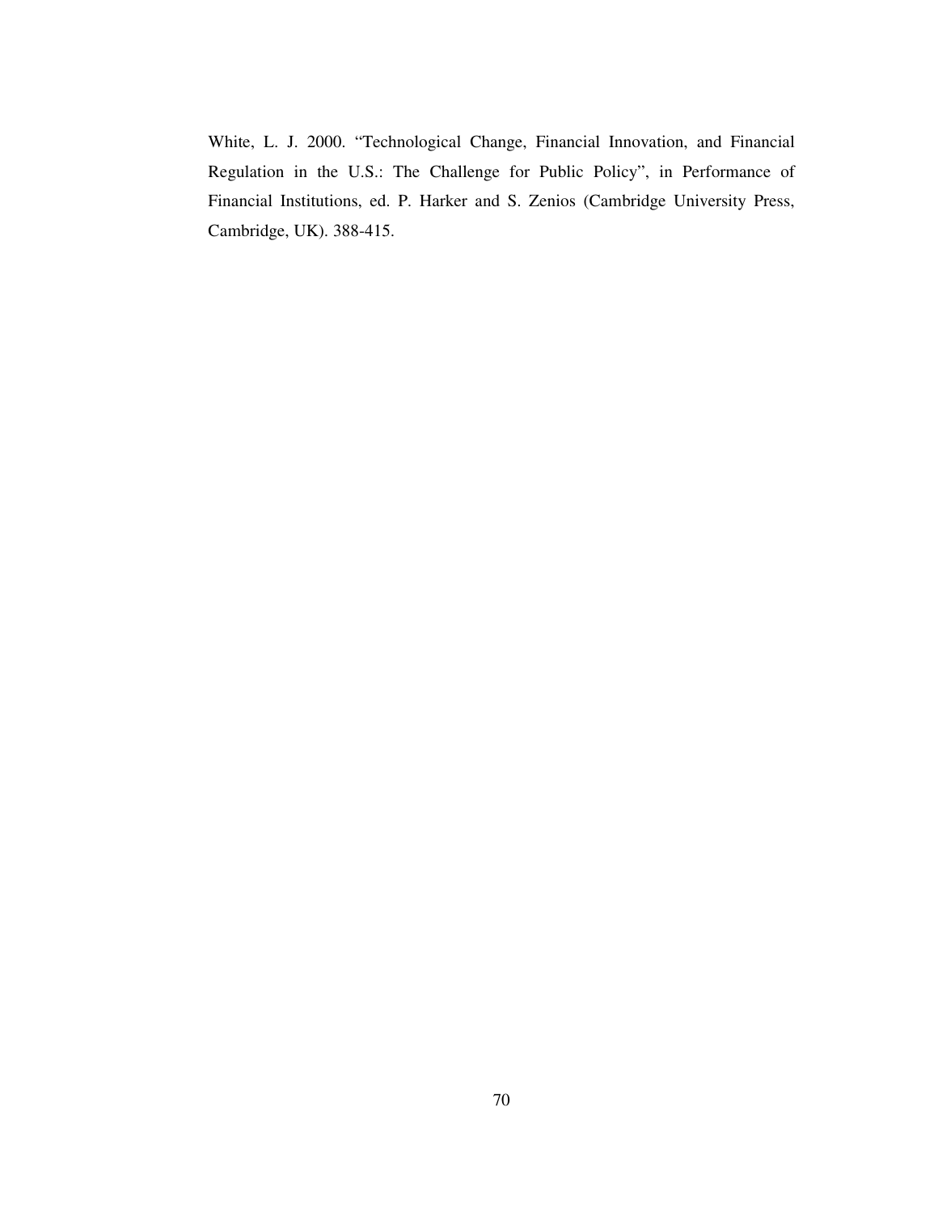White, L. J. 2000. "Technological Change, Financial Innovation, and Financial Regulation in the U.S.: The Challenge for Public Policy", in Performance of Financial Institutions, ed. P. Harker and S. Zenios (Cambridge University Press, Cambridge, UK). 388-415.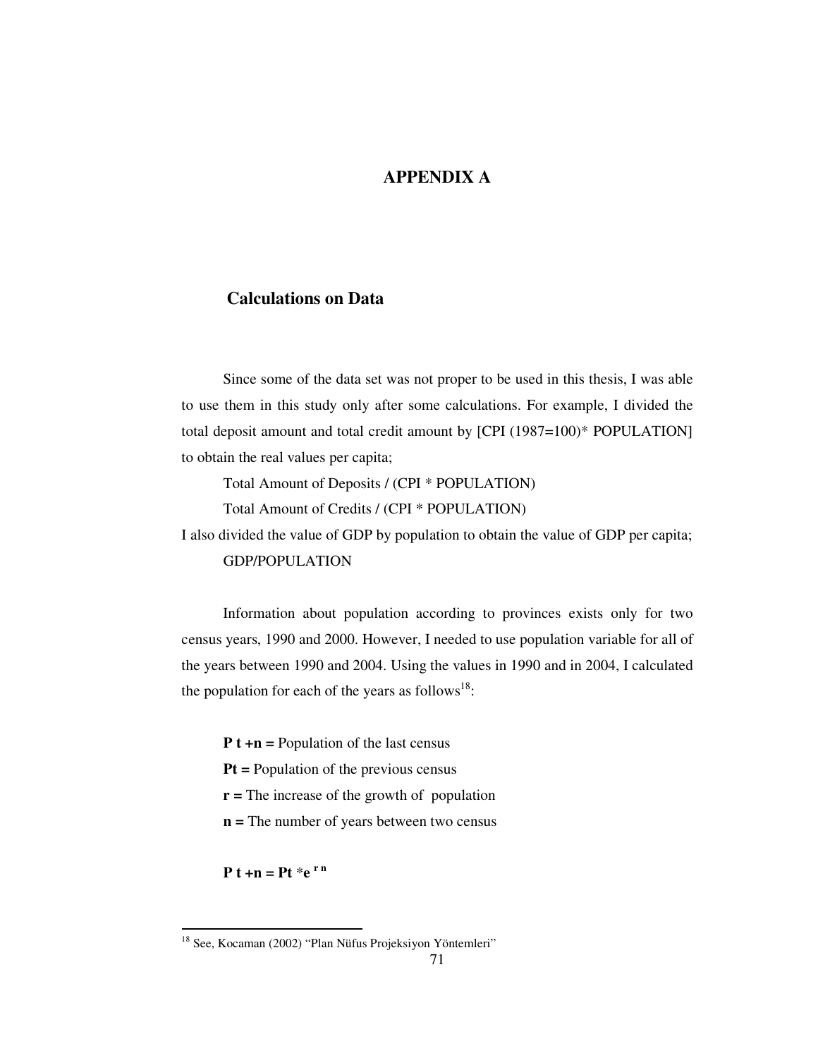# APPENDIX A

## Calculations on Data

Since some of the data set was not proper to be used in this thesis, I was able to use them in this study only after some calculations. For example, I divided the total deposit amount and total credit amount by [CPI (1987=100)* POPULATION] to obtain the real values per capita;

Total Amount of Deposits / (CPI * POPULATION)

Total Amount of Credits / (CPI * POPULATION)

I also divided the value of GDP by population to obtain the value of GDP per capita;

GDP/POPULATION

Information about population according to provinces exists only for two census years, 1990 and 2000. However, I needed to use population variable for all of the years between 1990 and 2004. Using the values in 1990 and in 2004, I calculated the population for each of the years as follows[18]:

**$P_{t+n}$ =** Population of the last census

**$P_t$ =** Population of the previous census

**$r$ =** The increase of the growth of population

**$n$ =** The number of years between two census

$$P_{t+n} = P_t * e^{rn}$$

[18] See, Kocaman (2002) "Plan Nüfus Projeksiyon Yöntemleri"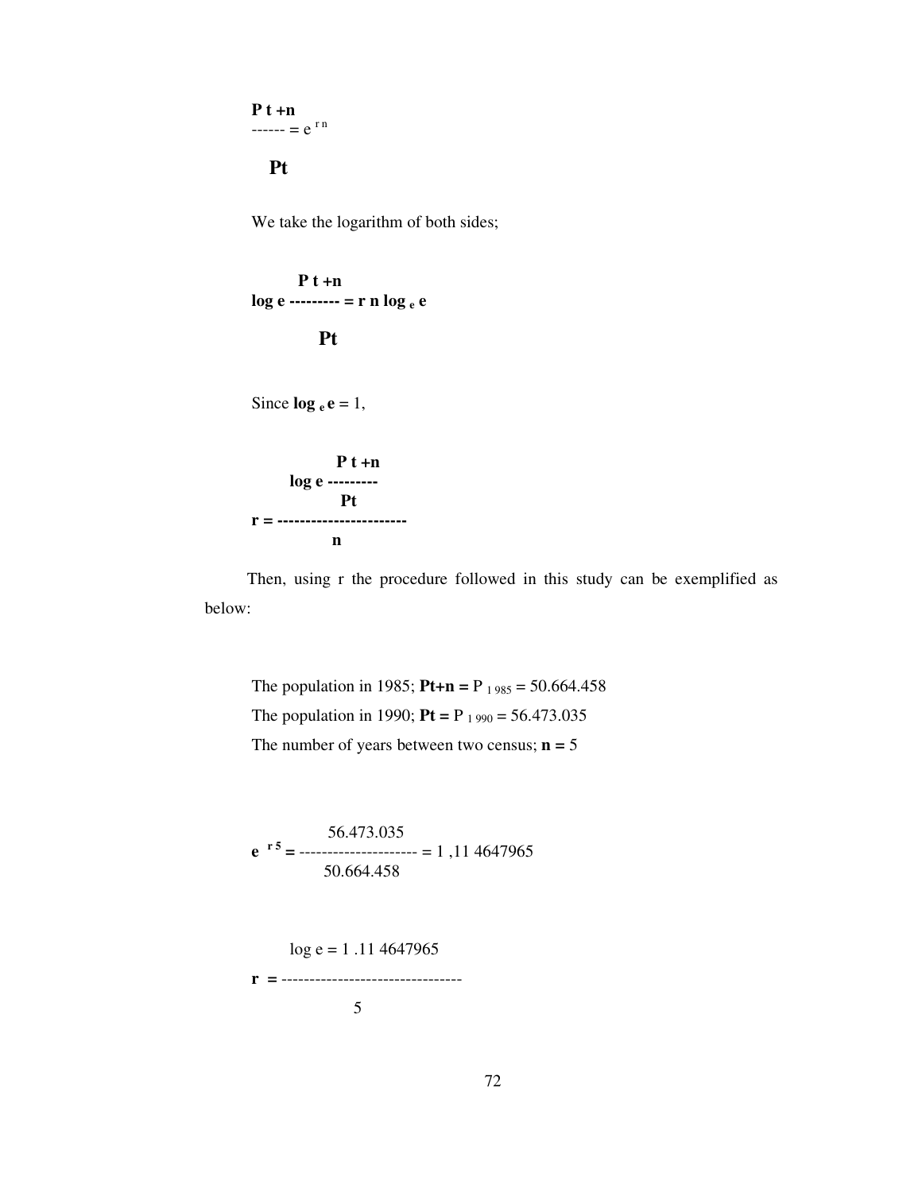$$\frac{P_{t+n}}{P_t} = e^{rn}$$

We take the logarithm of both sides;

$$\log_e \frac{P_{t+n}}{P_t} = r\,n \log_e e$$

Since $\log_e e = 1$,

$$r = \frac{\log_e \dfrac{P_{t+n}}{P_t}}{n}$$

Then, using r the procedure followed in this study can be exemplified as below:

The population in 1985; $P_{t+n} = P_{1985} = 50.664.458$

The population in 1990; $P_t = P_{1990} = 56.473.035$

The number of years between two census; $n = 5$

$$e^{r5} = \frac{56.473.035}{50.664.458} = 1,114647965$$

$$r = \frac{\log e = 1.114647965}{5}$$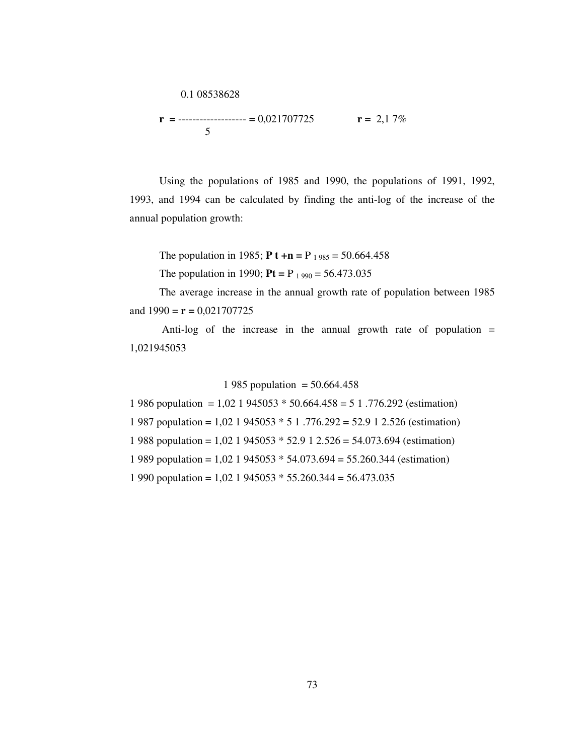$$\mathbf{r} = \frac{0.108538628}{5} = 0{,}021707725 \qquad \mathbf{r} = 2{,}17\%$$

Using the populations of 1985 and 1990, the populations of 1991, 1992, 1993, and 1994 can be calculated by finding the anti-log of the increase of the annual population growth:

The population in 1985; **$P_{t+n}$ =** $P_{1985}$ = 50.664.458

The population in 1990; **$P_t$ =** $P_{1990}$ = 56.473.035

The average increase in the annual growth rate of population between 1985 and 1990 = **r =** 0,021707725

Anti-log of the increase in the annual growth rate of population = 1,021945053

1985 population = 50.664.458

1986 population = 1,021945053 * 50.664.458 = 51.776.292 (estimation)

1987 population = 1,021945053 * 51.776.292 = 52.912.526 (estimation)

1988 population = 1,021945053 * 52.912.526 = 54.073.694 (estimation)

1989 population = 1,021945053 * 54.073.694 = 55.260.344 (estimation)

1990 population = 1,021945053 * 55.260.344 = 56.473.035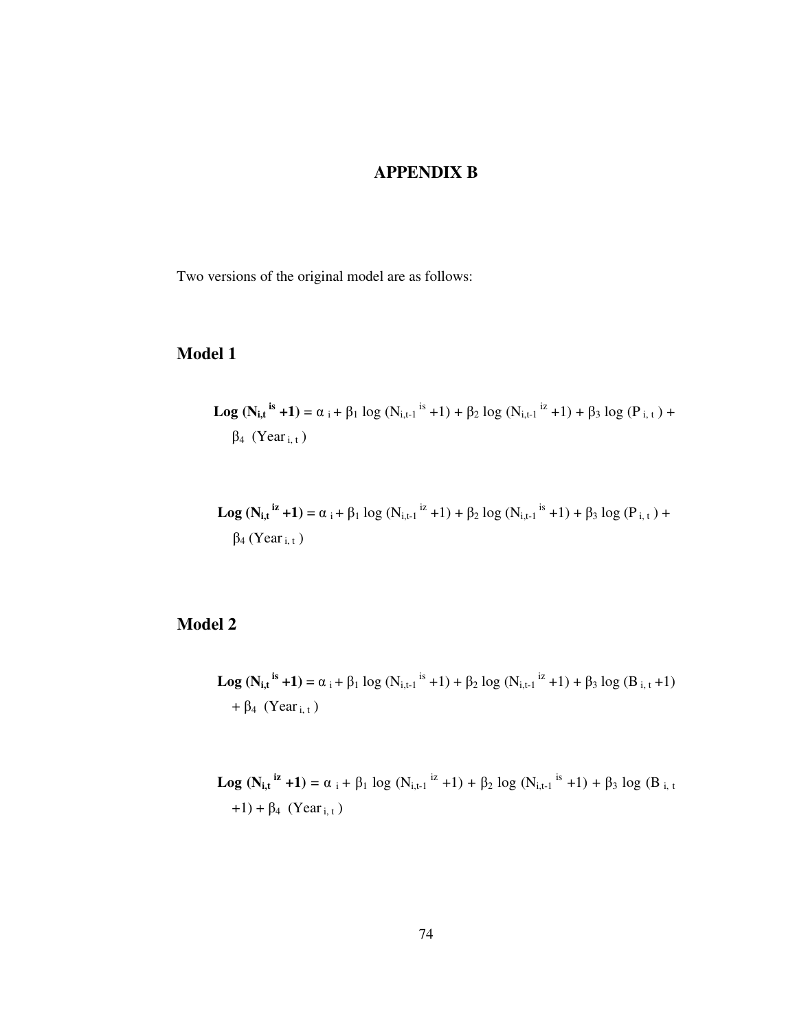# APPENDIX B

Two versions of the original model are as follows:

## Model 1

$$\textbf{Log}\ (\mathbf{N_{i,t}^{\ is}+1}) = \alpha_i + \beta_1 \log (N_{i,t-1}^{\ is} + 1) + \beta_2 \log (N_{i,t-1}^{\ iz} + 1) + \beta_3 \log (P_{i,t}) + \beta_4\ (Year_{i,t})$$

$$\textbf{Log}\ (\mathbf{N_{i,t}^{\ iz}+1}) = \alpha_i + \beta_1 \log (N_{i,t-1}^{\ iz} + 1) + \beta_2 \log (N_{i,t-1}^{\ is} + 1) + \beta_3 \log (P_{i,t}) + \beta_4\ (Year_{i,t})$$

## Model 2

$$\textbf{Log}\ (\mathbf{N_{i,t}^{\ is}+1}) = \alpha_i + \beta_1 \log (N_{i,t-1}^{\ is} + 1) + \beta_2 \log (N_{i,t-1}^{\ iz} + 1) + \beta_3 \log (B_{i,t} + 1) + \beta_4\ (Year_{i,t})$$

$$\textbf{Log}\ (\mathbf{N_{i,t}^{\ iz}+1}) = \alpha_i + \beta_1 \log (N_{i,t-1}^{\ iz} + 1) + \beta_2 \log (N_{i,t-1}^{\ is} + 1) + \beta_3 \log (B_{i,t} + 1) + \beta_4\ (Year_{i,t})$$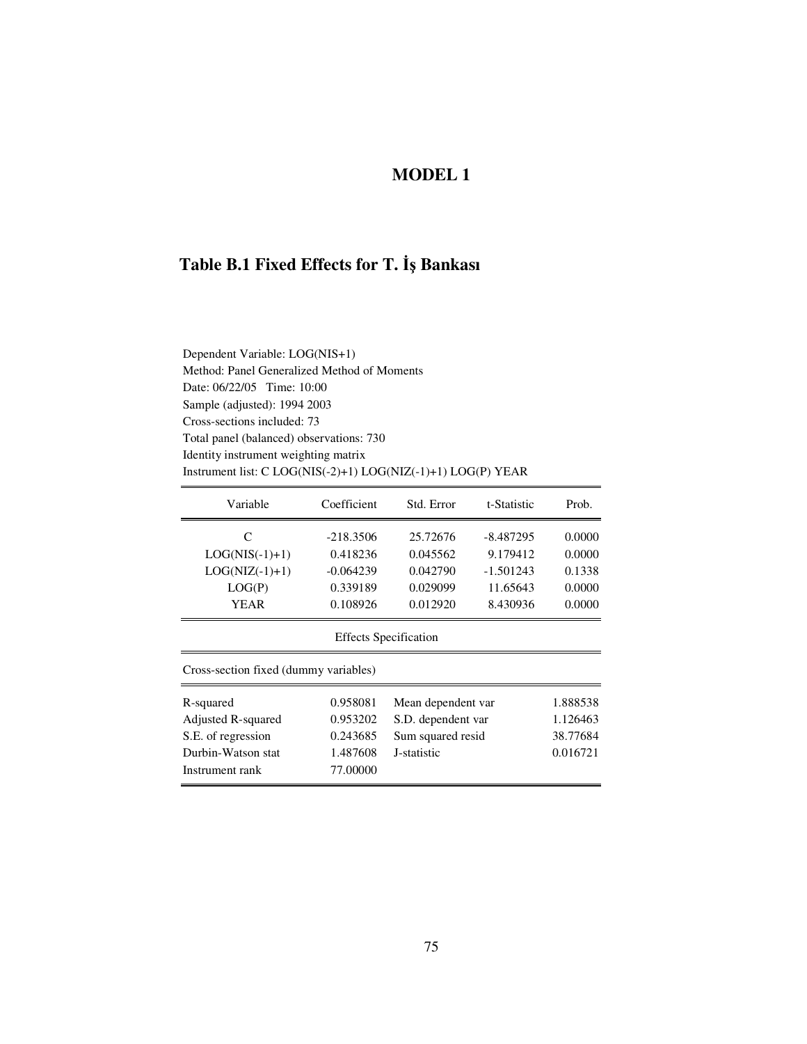# MODEL 1

## Table B.1 Fixed Effects for T. İş Bankası

Dependent Variable: LOG(NIS+1)
Method: Panel Generalized Method of Moments
Date: 06/22/05 Time: 10:00
Sample (adjusted): 1994 2003
Cross-sections included: 73
Total panel (balanced) observations: 730
Identity instrument weighting matrix
Instrument list: C LOG(NIS(-2)+1) LOG(NIZ(-1)+1) LOG(P) YEAR

| Variable | Coefficient | Std. Error | t-Statistic | Prob. |
|---|---|---|---|---|
| C | -218.3506 | 25.72676 | -8.487295 | 0.0000 |
| LOG(NIS(-1)+1) | 0.418236 | 0.045562 | 9.179412 | 0.0000 |
| LOG(NIZ(-1)+1) | -0.064239 | 0.042790 | -1.501243 | 0.1338 |
| LOG(P) | 0.339189 | 0.029099 | 11.65643 | 0.0000 |
| YEAR | 0.108926 | 0.012920 | 8.430936 | 0.0000 |

Effects Specification

Cross-section fixed (dummy variables)

| | | | |
|---|---|---|---|
| R-squared | 0.958081 | Mean dependent var | 1.888538 |
| Adjusted R-squared | 0.953202 | S.D. dependent var | 1.126463 |
| S.E. of regression | 0.243685 | Sum squared resid | 38.77684 |
| Durbin-Watson stat | 1.487608 | J-statistic | 0.016721 |
| Instrument rank | 77.00000 | | |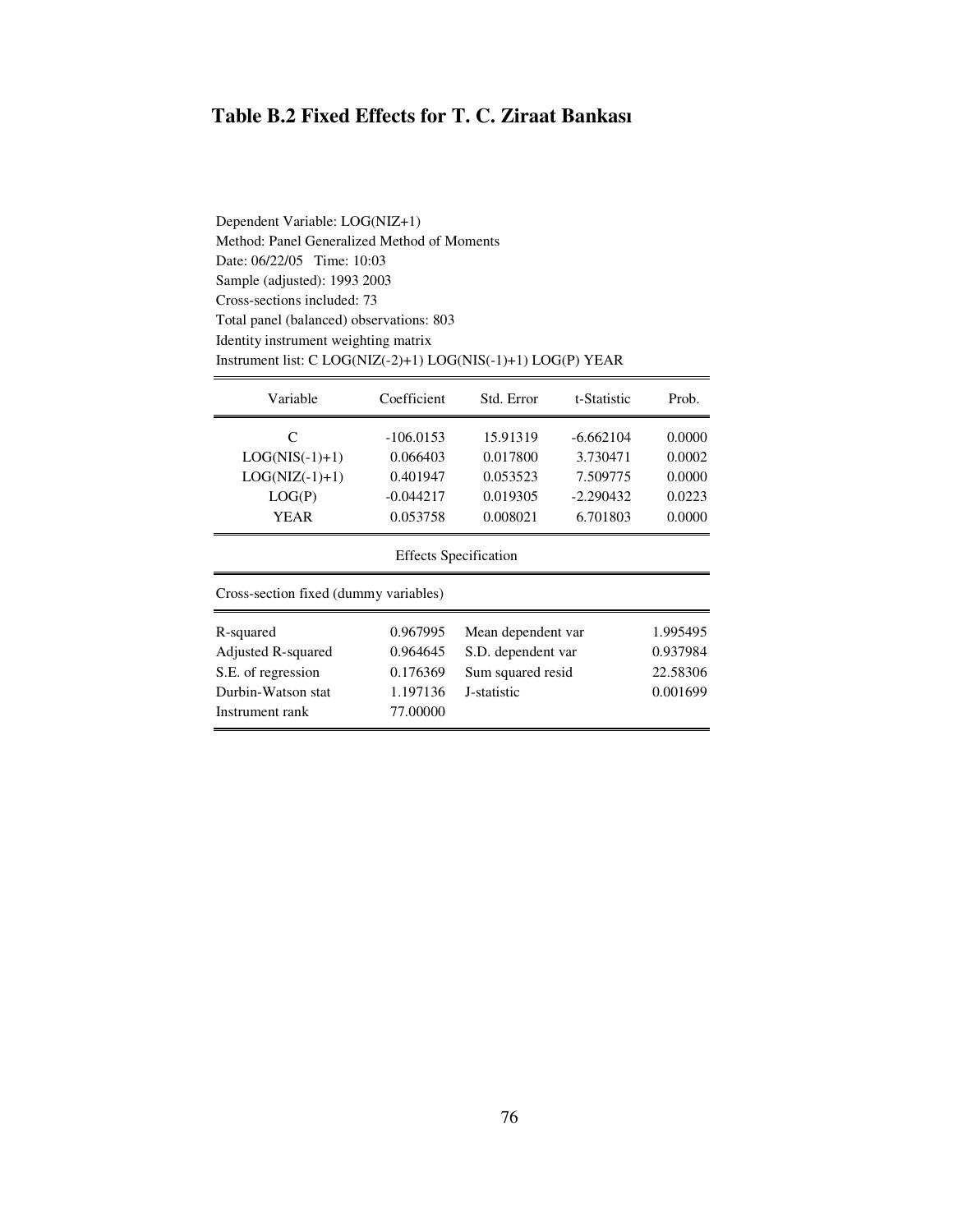### Table B.2 Fixed Effects for T. C. Ziraat Bankası

Dependent Variable: LOG(NIZ+1)
Method: Panel Generalized Method of Moments
Date: 06/22/05 Time: 10:03
Sample (adjusted): 1993 2003
Cross-sections included: 73
Total panel (balanced) observations: 803
Identity instrument weighting matrix
Instrument list: C LOG(NIZ(-2)+1) LOG(NIS(-1)+1) LOG(P) YEAR

| Variable | Coefficient | Std. Error | t-Statistic | Prob. |
|---|---|---|---|---|
| C | -106.0153 | 15.91319 | -6.662104 | 0.0000 |
| LOG(NIS(-1)+1) | 0.066403 | 0.017800 | 3.730471 | 0.0002 |
| LOG(NIZ(-1)+1) | 0.401947 | 0.053523 | 7.509775 | 0.0000 |
| LOG(P) | -0.044217 | 0.019305 | -2.290432 | 0.0223 |
| YEAR | 0.053758 | 0.008021 | 6.701803 | 0.0000 |

Effects Specification

Cross-section fixed (dummy variables)

| | | | |
|---|---|---|---|
| R-squared | 0.967995 | Mean dependent var | 1.995495 |
| Adjusted R-squared | 0.964645 | S.D. dependent var | 0.937984 |
| S.E. of regression | 0.176369 | Sum squared resid | 22.58306 |
| Durbin-Watson stat | 1.197136 | J-statistic | 0.001699 |
| Instrument rank | 77.00000 | | |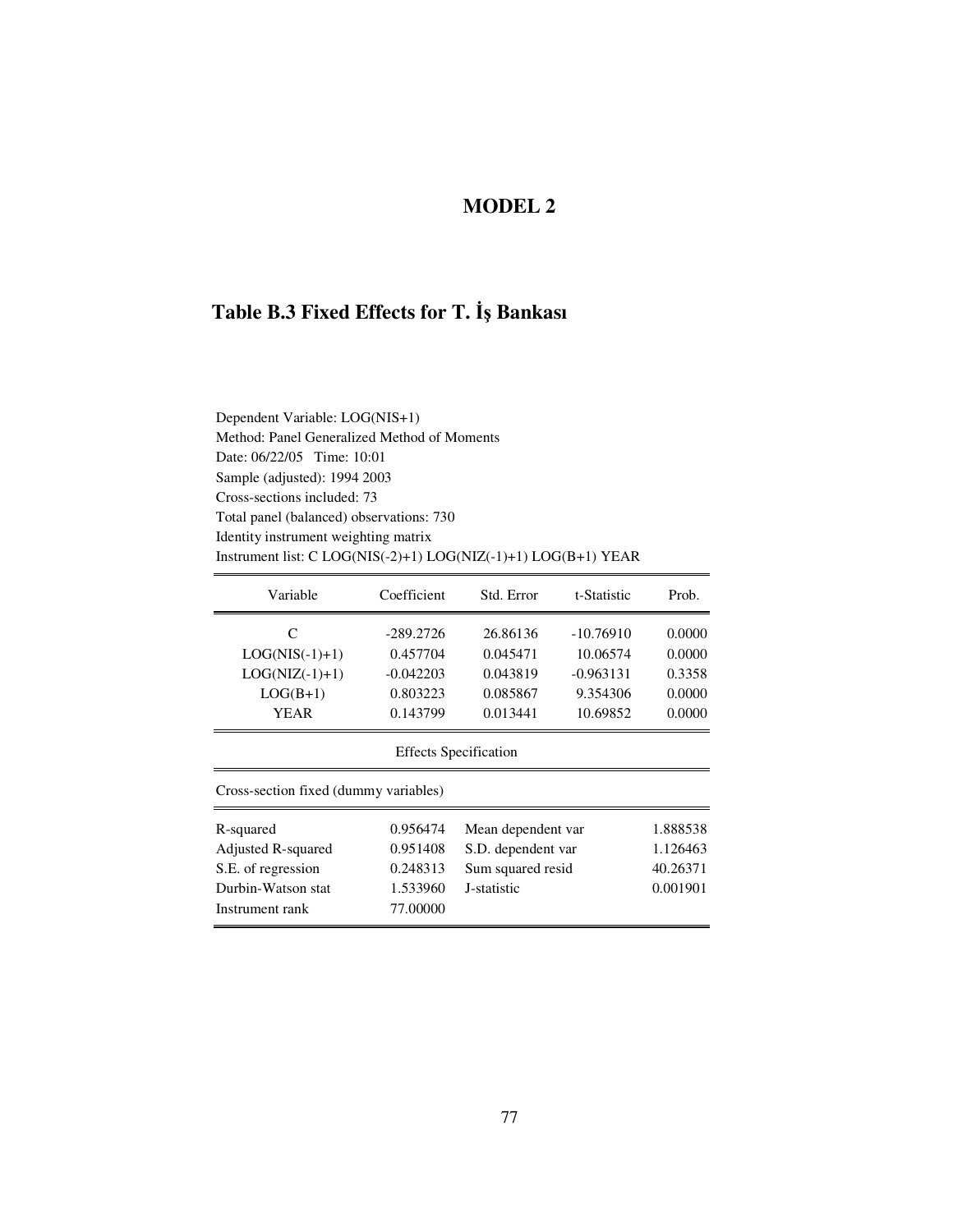## MODEL 2

### Table B.3 Fixed Effects for T. İş Bankası

Dependent Variable: LOG(NIS+1)
Method: Panel Generalized Method of Moments
Date: 06/22/05 Time: 10:01
Sample (adjusted): 1994 2003
Cross-sections included: 73
Total panel (balanced) observations: 730
Identity instrument weighting matrix
Instrument list: C LOG(NIS(-2)+1) LOG(NIZ(-1)+1) LOG(B+1) YEAR

| Variable | Coefficient | Std. Error | t-Statistic | Prob. |
|---|---|---|---|---|
| C | -289.2726 | 26.86136 | -10.76910 | 0.0000 |
| LOG(NIS(-1)+1) | 0.457704 | 0.045471 | 10.06574 | 0.0000 |
| LOG(NIZ(-1)+1) | -0.042203 | 0.043819 | -0.963131 | 0.3358 |
| LOG(B+1) | 0.803223 | 0.085867 | 9.354306 | 0.0000 |
| YEAR | 0.143799 | 0.013441 | 10.69852 | 0.0000 |

Effects Specification

Cross-section fixed (dummy variables)

| | | | |
|---|---|---|---|
| R-squared | 0.956474 | Mean dependent var | 1.888538 |
| Adjusted R-squared | 0.951408 | S.D. dependent var | 1.126463 |
| S.E. of regression | 0.248313 | Sum squared resid | 40.26371 |
| Durbin-Watson stat | 1.533960 | J-statistic | 0.001901 |
| Instrument rank | 77.00000 | | |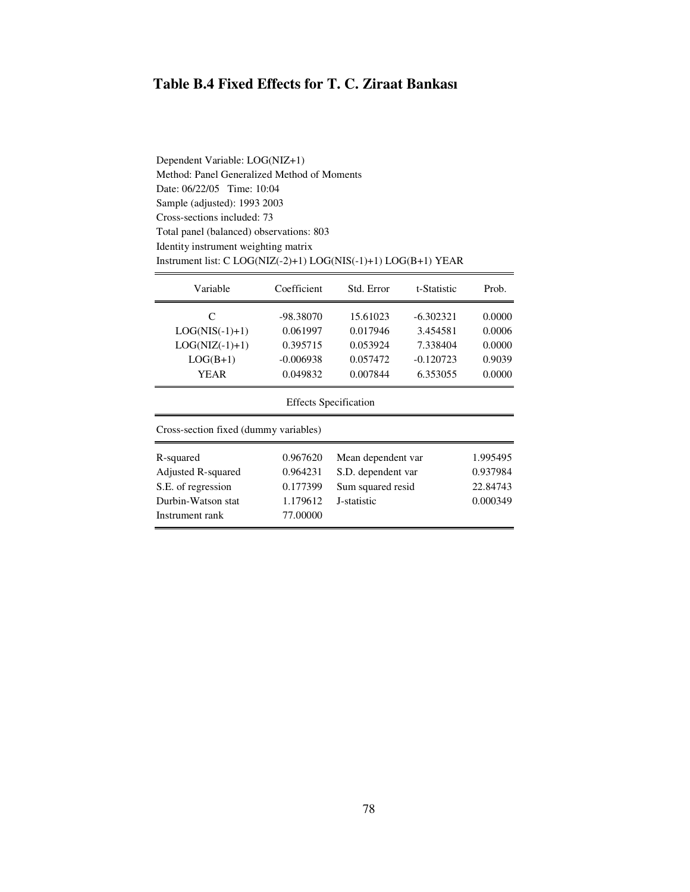## Table B.4 Fixed Effects for T. C. Ziraat Bankası

Dependent Variable: LOG(NIZ+1)
Method: Panel Generalized Method of Moments
Date: 06/22/05 Time: 10:04
Sample (adjusted): 1993 2003
Cross-sections included: 73
Total panel (balanced) observations: 803
Identity instrument weighting matrix
Instrument list: C LOG(NIZ(-2)+1) LOG(NIS(-1)+1) LOG(B+1) YEAR

| Variable | Coefficient | Std. Error | t-Statistic | Prob. |
|---|---|---|---|---|
| C | -98.38070 | 15.61023 | -6.302321 | 0.0000 |
| LOG(NIS(-1)+1) | 0.061997 | 0.017946 | 3.454581 | 0.0006 |
| LOG(NIZ(-1)+1) | 0.395715 | 0.053924 | 7.338404 | 0.0000 |
| LOG(B+1) | -0.006938 | 0.057472 | -0.120723 | 0.9039 |
| YEAR | 0.049832 | 0.007844 | 6.353055 | 0.0000 |

Effects Specification

Cross-section fixed (dummy variables)

| | | | |
|---|---|---|---|
| R-squared | 0.967620 | Mean dependent var | 1.995495 |
| Adjusted R-squared | 0.964231 | S.D. dependent var | 0.937984 |
| S.E. of regression | 0.177399 | Sum squared resid | 22.84743 |
| Durbin-Watson stat | 1.179612 | J-statistic | 0.000349 |
| Instrument rank | 77.00000 | | |